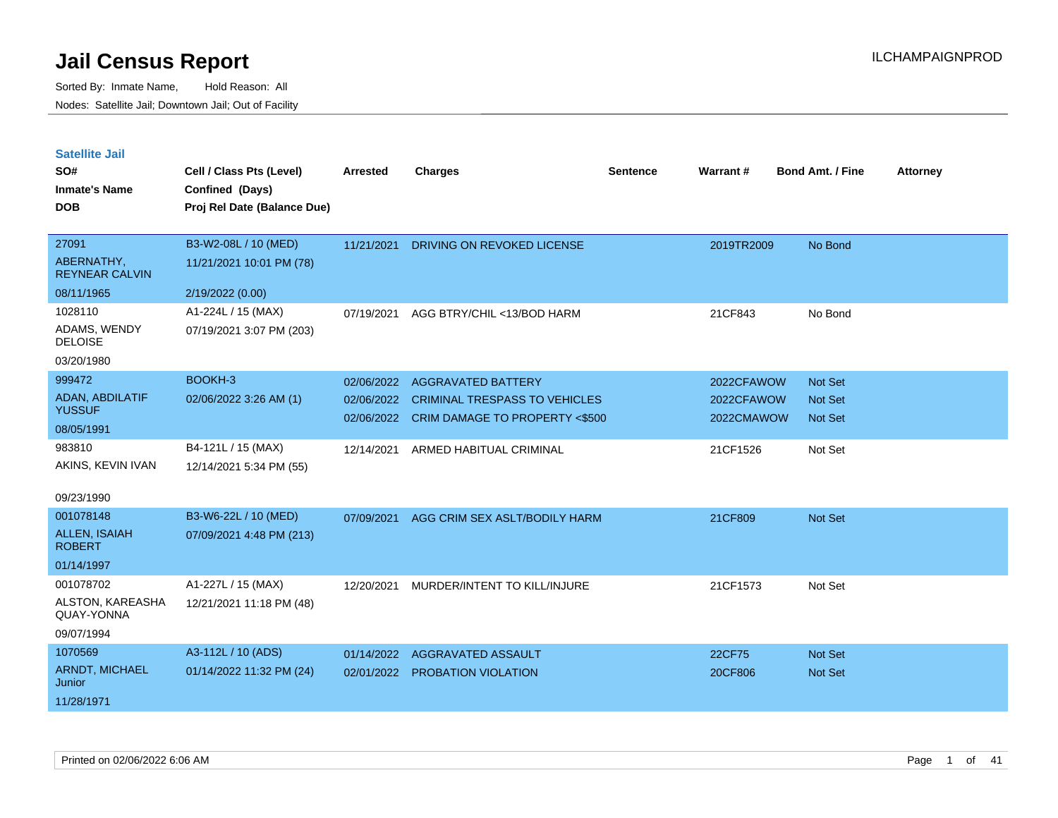# Jail Census Report

Sorted By: Inmate Name, Hold Reason: All

Nodes: Satellite Jail; Downtown Jail; Out of Facility

## Satellite Jail

| SO# / Inmate's Name / DOB | Cell / Class Pts (Level) / Confined (Days) / Proj Rel Date (Balance Due) | Arrested | Charges | Sentence | Warrant # | Bond Amt. / Fine | Attorney |
|---|---|---|---|---|---|---|---|
| 27091<br>ABERNATHY, REYNEAR CALVIN<br>08/11/1965 | B3-W2-08L / 10 (MED)<br>11/21/2021 10:01 PM (78)<br>2/19/2022 (0.00) | 11/21/2021 | DRIVING ON REVOKED LICENSE | | 2019TR2009 | No Bond | |
| 1028110<br>ADAMS, WENDY DELOISE<br>03/20/1980 | A1-224L / 15 (MAX)<br>07/19/2021 3:07 PM (203) | 07/19/2021 | AGG BTRY/CHIL <13/BOD HARM | | 21CF843 | No Bond | |
| 999472<br>ADAN, ABDILATIF YUSSUF<br>08/05/1991 | BOOKH-3<br>02/06/2022 3:26 AM (1) | 02/06/2022<br>02/06/2022<br>02/06/2022 | AGGRAVATED BATTERY<br>CRIMINAL TRESPASS TO VEHICLES<br>CRIM DAMAGE TO PROPERTY <$500 | | 2022CFAWOW<br>2022CFAWOW<br>2022CMAWOW | Not Set<br>Not Set<br>Not Set | |
| 983810<br>AKINS, KEVIN IVAN<br>09/23/1990 | B4-121L / 15 (MAX)<br>12/14/2021 5:34 PM (55) | 12/14/2021 | ARMED HABITUAL CRIMINAL | | 21CF1526 | Not Set | |
| 001078148<br>ALLEN, ISAIAH ROBERT<br>01/14/1997 | B3-W6-22L / 10 (MED)<br>07/09/2021 4:48 PM (213) | 07/09/2021 | AGG CRIM SEX ASLT/BODILY HARM | | 21CF809 | Not Set | |
| 001078702<br>ALSTON, KAREASHA QUAY-YONNA<br>09/07/1994 | A1-227L / 15 (MAX)<br>12/21/2021 11:18 PM (48) | 12/20/2021 | MURDER/INTENT TO KILL/INJURE | | 21CF1573 | Not Set | |
| 1070569<br>ARNDT, MICHAEL Junior<br>11/28/1971 | A3-112L / 10 (ADS)<br>01/14/2022 11:32 PM (24) | 01/14/2022<br>02/01/2022 | AGGRAVATED ASSAULT<br>PROBATION VIOLATION | | 22CF75<br>20CF806 | Not Set<br>Not Set | |

Printed on 02/06/2022 6:06 AM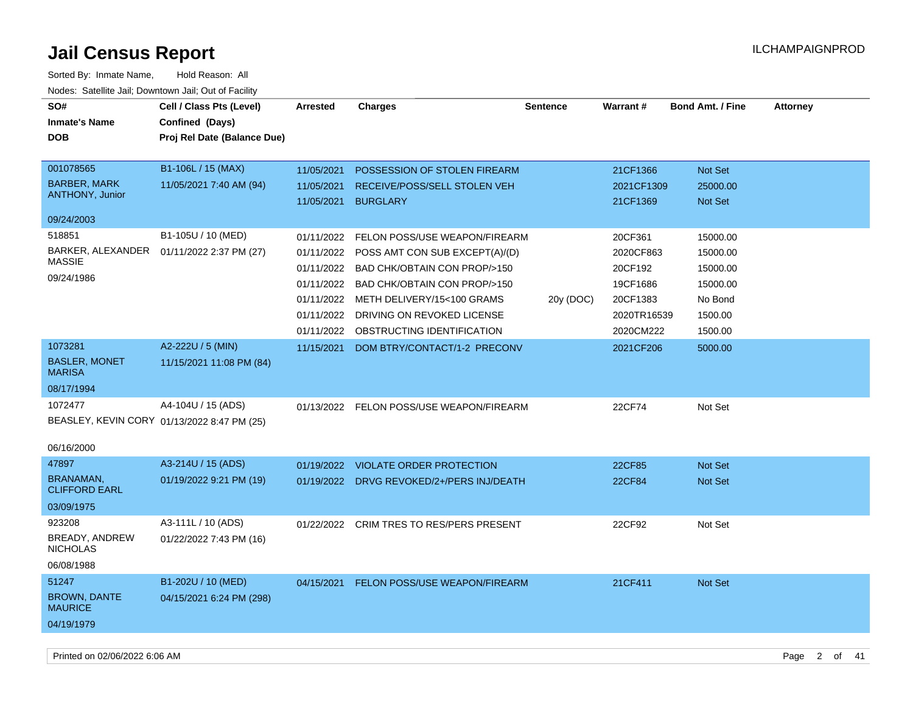# Jail Census Report

ILCHAMPAIGNPROD

Sorted By: Inmate Name, Hold Reason: All

Nodes: Satellite Jail; Downtown Jail; Out of Facility

| SO# / Inmate's Name / DOB | Cell / Class Pts (Level) / Confined (Days) / Proj Rel Date (Balance Due) | Arrested | Charges | Sentence | Warrant # | Bond Amt. / Fine | Attorney |
|---|---|---|---|---|---|---|---|
| 001078565 BARBER, MARK ANTHONY, Junior 09/24/2003 | B1-106L / 15 (MAX) 11/05/2021 7:40 AM (94) | 11/05/2021 | POSSESSION OF STOLEN FIREARM | | 21CF1366 | Not Set | |
| | | 11/05/2021 | RECEIVE/POSS/SELL STOLEN VEH | | 2021CF1309 | 25000.00 | |
| | | 11/05/2021 | BURGLARY | | 21CF1369 | Not Set | |
| 518851 BARKER, ALEXANDER MASSIE 09/24/1986 | B1-105U / 10 (MED) 01/11/2022 2:37 PM (27) | 01/11/2022 | FELON POSS/USE WEAPON/FIREARM | | 20CF361 | 15000.00 | |
| | | 01/11/2022 | POSS AMT CON SUB EXCEPT(A)/(D) | | 2020CF863 | 15000.00 | |
| | | 01/11/2022 | BAD CHK/OBTAIN CON PROP/>150 | | 20CF192 | 15000.00 | |
| | | 01/11/2022 | BAD CHK/OBTAIN CON PROP/>150 | | 19CF1686 | 15000.00 | |
| | | 01/11/2022 | METH DELIVERY/15<100 GRAMS | 20y (DOC) | 20CF1383 | No Bond | |
| | | 01/11/2022 | DRIVING ON REVOKED LICENSE | | 2020TR16539 | 1500.00 | |
| | | 01/11/2022 | OBSTRUCTING IDENTIFICATION | | 2020CM222 | 1500.00 | |
| 1073281 BASLER, MONET MARISA 08/17/1994 | A2-222U / 5 (MIN) 11/15/2021 11:08 PM (84) | 11/15/2021 | DOM BTRY/CONTACT/1-2 PRECONV | | 2021CF206 | 5000.00 | |
| 1072477 BEASLEY, KEVIN CORY 06/16/2000 | A4-104U / 15 (ADS) 01/13/2022 8:47 PM (25) | 01/13/2022 | FELON POSS/USE WEAPON/FIREARM | | 22CF74 | Not Set | |
| 47897 BRANAMAN, CLIFFORD EARL 03/09/1975 | A3-214U / 15 (ADS) 01/19/2022 9:21 PM (19) | 01/19/2022 | VIOLATE ORDER PROTECTION | | 22CF85 | Not Set | |
| | | 01/19/2022 | DRVG REVOKED/2+/PERS INJ/DEATH | | 22CF84 | Not Set | |
| 923208 BREADY, ANDREW NICHOLAS 06/08/1988 | A3-111L / 10 (ADS) 01/22/2022 7:43 PM (16) | 01/22/2022 | CRIM TRES TO RES/PERS PRESENT | | 22CF92 | Not Set | |
| 51247 BROWN, DANTE MAURICE 04/19/1979 | B1-202U / 10 (MED) 04/15/2021 6:24 PM (298) | 04/15/2021 | FELON POSS/USE WEAPON/FIREARM | | 21CF411 | Not Set | |

Printed on 02/06/2022 6:06 AM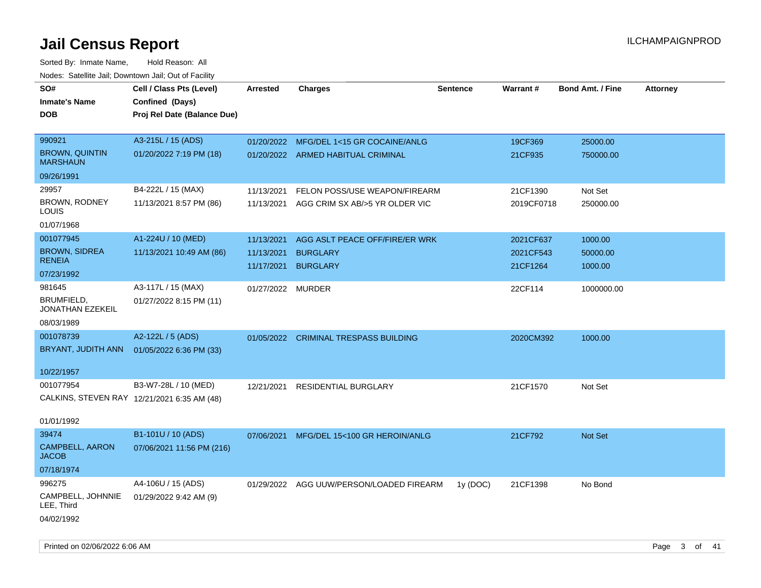# Jail Census Report

ILCHAMPAIGNPROD

Sorted By: Inmate Name, Hold Reason: All

Nodes: Satellite Jail; Downtown Jail; Out of Facility

| SO# / Inmate's Name / DOB | Cell / Class Pts (Level) / Confined (Days) / Proj Rel Date (Balance Due) | Arrested | Charges | Sentence | Warrant # | Bond Amt. / Fine | Attorney |
|---|---|---|---|---|---|---|---|
| 990921<br>BROWN, QUINTIN MARSHAUN<br>09/26/1991 | A3-215L / 15 (ADS)<br>01/20/2022 7:19 PM (18) | 01/20/2022 | MFG/DEL 1<15 GR COCAINE/ANLG | | 19CF369 | 25000.00 | |
| | | 01/20/2022 | ARMED HABITUAL CRIMINAL | | 21CF935 | 750000.00 | |
| 29957<br>BROWN, RODNEY LOUIS<br>01/07/1968 | B4-222L / 15 (MAX)<br>11/13/2021 8:57 PM (86) | 11/13/2021 | FELON POSS/USE WEAPON/FIREARM | | 21CF1390 | Not Set | |
| | | 11/13/2021 | AGG CRIM SX AB/>5 YR OLDER VIC | | 2019CF0718 | 250000.00 | |
| 001077945<br>BROWN, SIDREA RENEIA<br>07/23/1992 | A1-224U / 10 (MED)<br>11/13/2021 10:49 AM (86) | 11/13/2021 | AGG ASLT PEACE OFF/FIRE/ER WRK | | 2021CF637 | 1000.00 | |
| | | 11/13/2021 | BURGLARY | | 2021CF543 | 50000.00 | |
| | | 11/17/2021 | BURGLARY | | 21CF1264 | 1000.00 | |
| 981645<br>BRUMFIELD, JONATHAN EZEKEIL<br>08/03/1989 | A3-117L / 15 (MAX)<br>01/27/2022 8:15 PM (11) | 01/27/2022 | MURDER | | 22CF114 | 1000000.00 | |
| 001078739<br>BRYANT, JUDITH ANN<br>10/22/1957 | A2-122L / 5 (ADS)<br>01/05/2022 6:36 PM (33) | 01/05/2022 | CRIMINAL TRESPASS BUILDING | | 2020CM392 | 1000.00 | |
| 001077954<br>CALKINS, STEVEN RAY<br>01/01/1992 | B3-W7-28L / 10 (MED)<br>12/21/2021 6:35 AM (48) | 12/21/2021 | RESIDENTIAL BURGLARY | | 21CF1570 | Not Set | |
| 39474<br>CAMPBELL, AARON JACOB<br>07/18/1974 | B1-101U / 10 (ADS)<br>07/06/2021 11:56 PM (216) | 07/06/2021 | MFG/DEL 15<100 GR HEROIN/ANLG | | 21CF792 | Not Set | |
| 996275<br>CAMPBELL, JOHNNIE LEE, Third<br>04/02/1992 | A4-106U / 15 (ADS)<br>01/29/2022 9:42 AM (9) | 01/29/2022 | AGG UUW/PERSON/LOADED FIREARM | 1y (DOC) | 21CF1398 | No Bond | |

Printed on 02/06/2022 6:06 AM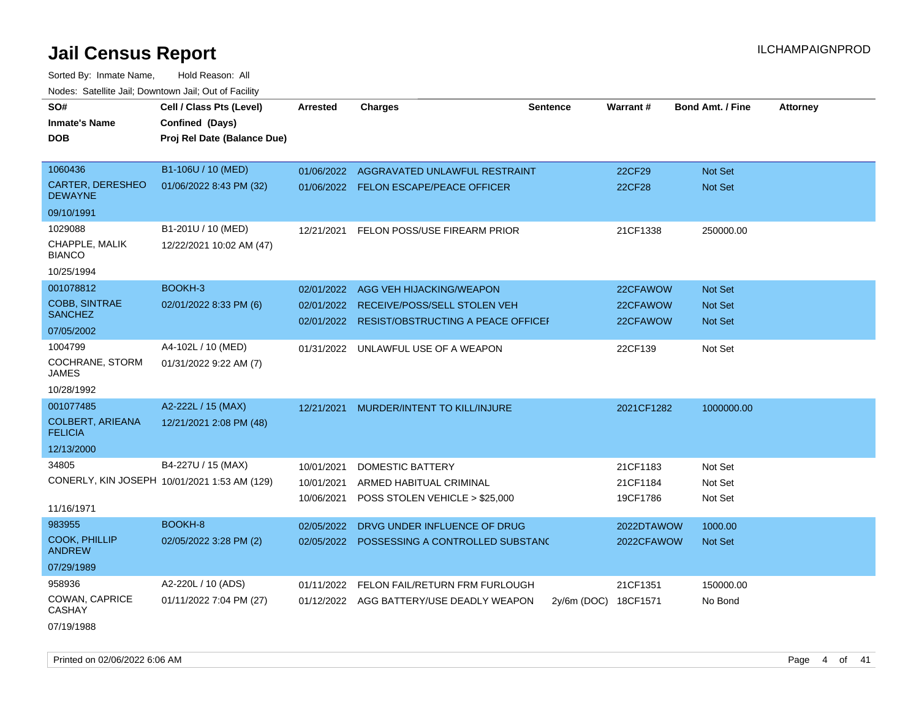# Jail Census Report

ILCHAMPAIGNPROD

Sorted By: Inmate Name, Hold Reason: All

Nodes: Satellite Jail; Downtown Jail; Out of Facility

| SO# / Inmate's Name / DOB | Cell / Class Pts (Level) / Confined (Days) / Proj Rel Date (Balance Due) | Arrested | Charges | Sentence | Warrant # | Bond Amt. / Fine | Attorney |
|---|---|---|---|---|---|---|---|
| 1060436 CARTER, DERESHEO DEWAYNE 09/10/1991 | B1-106U / 10 (MED) 01/06/2022 8:43 PM (32) | 01/06/2022 | AGGRAVATED UNLAWFUL RESTRAINT | | 22CF29 | Not Set | |
| | | 01/06/2022 | FELON ESCAPE/PEACE OFFICER | | 22CF28 | Not Set | |
| 1029088 CHAPPLE, MALIK BIANCO 10/25/1994 | B1-201U / 10 (MED) 12/22/2021 10:02 AM (47) | 12/21/2021 | FELON POSS/USE FIREARM PRIOR | | 21CF1338 | 250000.00 | |
| 001078812 COBB, SINTRAE SANCHEZ 07/05/2002 | BOOKH-3 02/01/2022 8:33 PM (6) | 02/01/2022 | AGG VEH HIJACKING/WEAPON | | 22CFAWOW | Not Set | |
| | | 02/01/2022 | RECEIVE/POSS/SELL STOLEN VEH | | 22CFAWOW | Not Set | |
| | | 02/01/2022 | RESIST/OBSTRUCTING A PEACE OFFICEI | | 22CFAWOW | Not Set | |
| 1004799 COCHRANE, STORM JAMES 10/28/1992 | A4-102L / 10 (MED) 01/31/2022 9:22 AM (7) | 01/31/2022 | UNLAWFUL USE OF A WEAPON | | 22CF139 | Not Set | |
| 001077485 COLBERT, ARIEANA FELICIA 12/13/2000 | A2-222L / 15 (MAX) 12/21/2021 2:08 PM (48) | 12/21/2021 | MURDER/INTENT TO KILL/INJURE | | 2021CF1282 | 1000000.00 | |
| 34805 CONERLY, KIN JOSEPH 11/16/1971 | B4-227U / 15 (MAX) 10/01/2021 1:53 AM (129) | 10/01/2021 | DOMESTIC BATTERY | | 21CF1183 | Not Set | |
| | | 10/01/2021 | ARMED HABITUAL CRIMINAL | | 21CF1184 | Not Set | |
| | | 10/06/2021 | POSS STOLEN VEHICLE > $25,000 | | 19CF1786 | Not Set | |
| 983955 COOK, PHILLIP ANDREW 07/29/1989 | BOOKH-8 02/05/2022 3:28 PM (2) | 02/05/2022 | DRVG UNDER INFLUENCE OF DRUG | | 2022DTAWOW | 1000.00 | |
| | | 02/05/2022 | POSSESSING A CONTROLLED SUBSTANC | | 2022CFAWOW | Not Set | |
| 958936 COWAN, CAPRICE CASHAY 07/19/1988 | A2-220L / 10 (ADS) 01/11/2022 7:04 PM (27) | 01/11/2022 | FELON FAIL/RETURN FRM FURLOUGH | | 21CF1351 | 150000.00 | |
| | | 01/12/2022 | AGG BATTERY/USE DEADLY WEAPON | 2y/6m (DOC) | 18CF1571 | No Bond | |

Printed on 02/06/2022 6:06 AM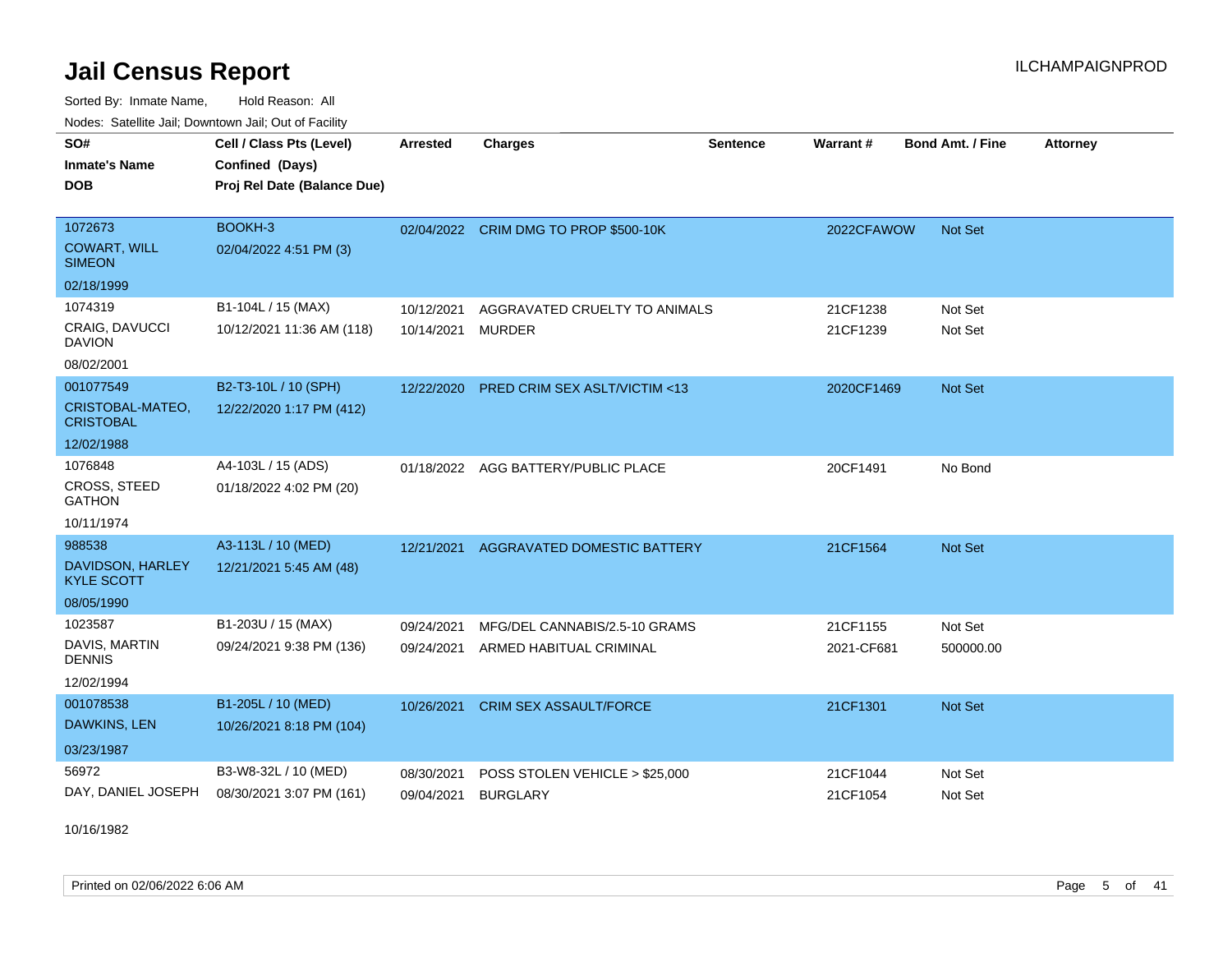# Jail Census Report

Sorted By: Inmate Name, Hold Reason: All

Nodes: Satellite Jail; Downtown Jail; Out of Facility

| SO# / Inmate's Name / DOB | Cell / Class Pts (Level) / Confined (Days) / Proj Rel Date (Balance Due) | Arrested | Charges | Sentence | Warrant # | Bond Amt. / Fine | Attorney |
|---|---|---|---|---|---|---|---|
| 1072673<br>COWART, WILL SIMEON<br>02/18/1999 | BOOKH-3<br>02/04/2022 4:51 PM (3) | 02/04/2022 | CRIM DMG TO PROP $500-10K | | 2022CFAWOW | Not Set | |
| 1074319<br>CRAIG, DAVUCCI DAVION<br>08/02/2001 | B1-104L / 15 (MAX)<br>10/12/2021 11:36 AM (118) | 10/12/2021<br>10/14/2021 | AGGRAVATED CRUELTY TO ANIMALS<br>MURDER | | 21CF1238<br>21CF1239 | Not Set<br>Not Set | |
| 001077549<br>CRISTOBAL-MATEO, CRISTOBAL<br>12/02/1988 | B2-T3-10L / 10 (SPH)<br>12/22/2020 1:17 PM (412) | 12/22/2020 | PRED CRIM SEX ASLT/VICTIM <13 | | 2020CF1469 | Not Set | |
| 1076848<br>CROSS, STEED GATHON<br>10/11/1974 | A4-103L / 15 (ADS)<br>01/18/2022 4:02 PM (20) | 01/18/2022 | AGG BATTERY/PUBLIC PLACE | | 20CF1491 | No Bond | |
| 988538<br>DAVIDSON, HARLEY KYLE SCOTT<br>08/05/1990 | A3-113L / 10 (MED)<br>12/21/2021 5:45 AM (48) | 12/21/2021 | AGGRAVATED DOMESTIC BATTERY | | 21CF1564 | Not Set | |
| 1023587<br>DAVIS, MARTIN DENNIS<br>12/02/1994 | B1-203U / 15 (MAX)<br>09/24/2021 9:38 PM (136) | 09/24/2021<br>09/24/2021 | MFG/DEL CANNABIS/2.5-10 GRAMS<br>ARMED HABITUAL CRIMINAL | | 21CF1155<br>2021-CF681 | Not Set<br>500000.00 | |
| 001078538<br>DAWKINS, LEN<br>03/23/1987 | B1-205L / 10 (MED)<br>10/26/2021 8:18 PM (104) | 10/26/2021 | CRIM SEX ASSAULT/FORCE | | 21CF1301 | Not Set | |
| 56972<br>DAY, DANIEL JOSEPH<br>10/16/1982 | B3-W8-32L / 10 (MED)<br>08/30/2021 3:07 PM (161) | 08/30/2021<br>09/04/2021 | POSS STOLEN VEHICLE > $25,000<br>BURGLARY | | 21CF1044<br>21CF1054 | Not Set<br>Not Set | |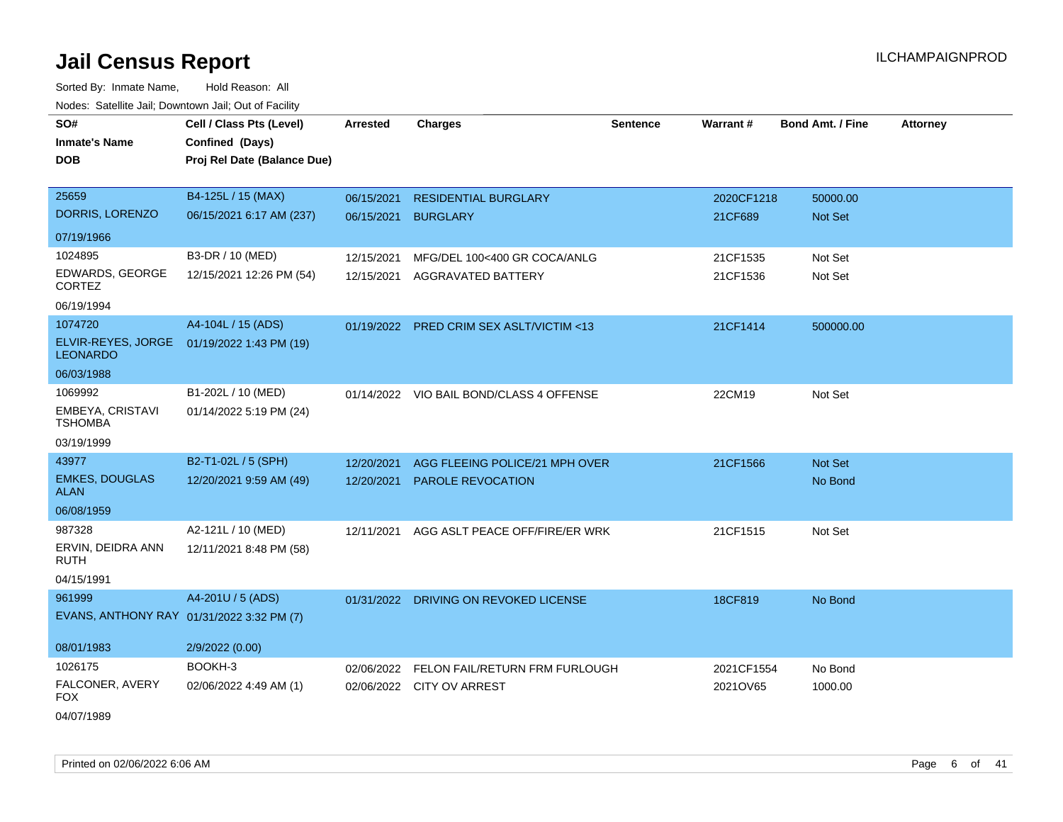# Jail Census Report

Sorted By: Inmate Name, Hold Reason: All

Nodes: Satellite Jail; Downtown Jail; Out of Facility

| SO# / Inmate's Name / DOB | Cell / Class Pts (Level) / Confined (Days) / Proj Rel Date (Balance Due) | Arrested | Charges | Sentence | Warrant # | Bond Amt. / Fine | Attorney |
|---|---|---|---|---|---|---|---|
| 25659<br>DORRIS, LORENZO<br>07/19/1966 | B4-125L / 15 (MAX)<br>06/15/2021 6:17 AM (237) | 06/15/2021<br>06/15/2021 | RESIDENTIAL BURGLARY<br>BURGLARY | | 2020CF1218<br>21CF689 | 50000.00<br>Not Set | |
| 1024895<br>EDWARDS, GEORGE CORTEZ<br>06/19/1994 | B3-DR / 10 (MED)<br>12/15/2021 12:26 PM (54) | 12/15/2021<br>12/15/2021 | MFG/DEL 100<400 GR COCA/ANLG<br>AGGRAVATED BATTERY | | 21CF1535<br>21CF1536 | Not Set<br>Not Set | |
| 1074720<br>ELVIR-REYES, JORGE LEONARDO<br>06/03/1988 | A4-104L / 15 (ADS)<br>01/19/2022 1:43 PM (19) | 01/19/2022 | PRED CRIM SEX ASLT/VICTIM <13 | | 21CF1414 | 500000.00 | |
| 1069992<br>EMBEYA, CRISTAVI TSHOMBA<br>03/19/1999 | B1-202L / 10 (MED)<br>01/14/2022 5:19 PM (24) | 01/14/2022 | VIO BAIL BOND/CLASS 4 OFFENSE | | 22CM19 | Not Set | |
| 43977<br>EMKES, DOUGLAS ALAN<br>06/08/1959 | B2-T1-02L / 5 (SPH)<br>12/20/2021 9:59 AM (49) | 12/20/2021<br>12/20/2021 | AGG FLEEING POLICE/21 MPH OVER<br>PAROLE REVOCATION | | 21CF1566 | Not Set<br>No Bond | |
| 987328<br>ERVIN, DEIDRA ANN RUTH<br>04/15/1991 | A2-121L / 10 (MED)<br>12/11/2021 8:48 PM (58) | 12/11/2021 | AGG ASLT PEACE OFF/FIRE/ER WRK | | 21CF1515 | Not Set | |
| 961999<br>EVANS, ANTHONY RAY<br>08/01/1983 | A4-201U / 5 (ADS)<br>01/31/2022 3:32 PM (7)<br>2/9/2022 (0.00) | 01/31/2022 | DRIVING ON REVOKED LICENSE | | 18CF819 | No Bond | |
| 1026175<br>FALCONER, AVERY FOX<br>04/07/1989 | BOOKH-3<br>02/06/2022 4:49 AM (1) | 02/06/2022<br>02/06/2022 | FELON FAIL/RETURN FRM FURLOUGH<br>CITY OV ARREST | | 2021CF1554<br>2021OV65 | No Bond<br>1000.00 | |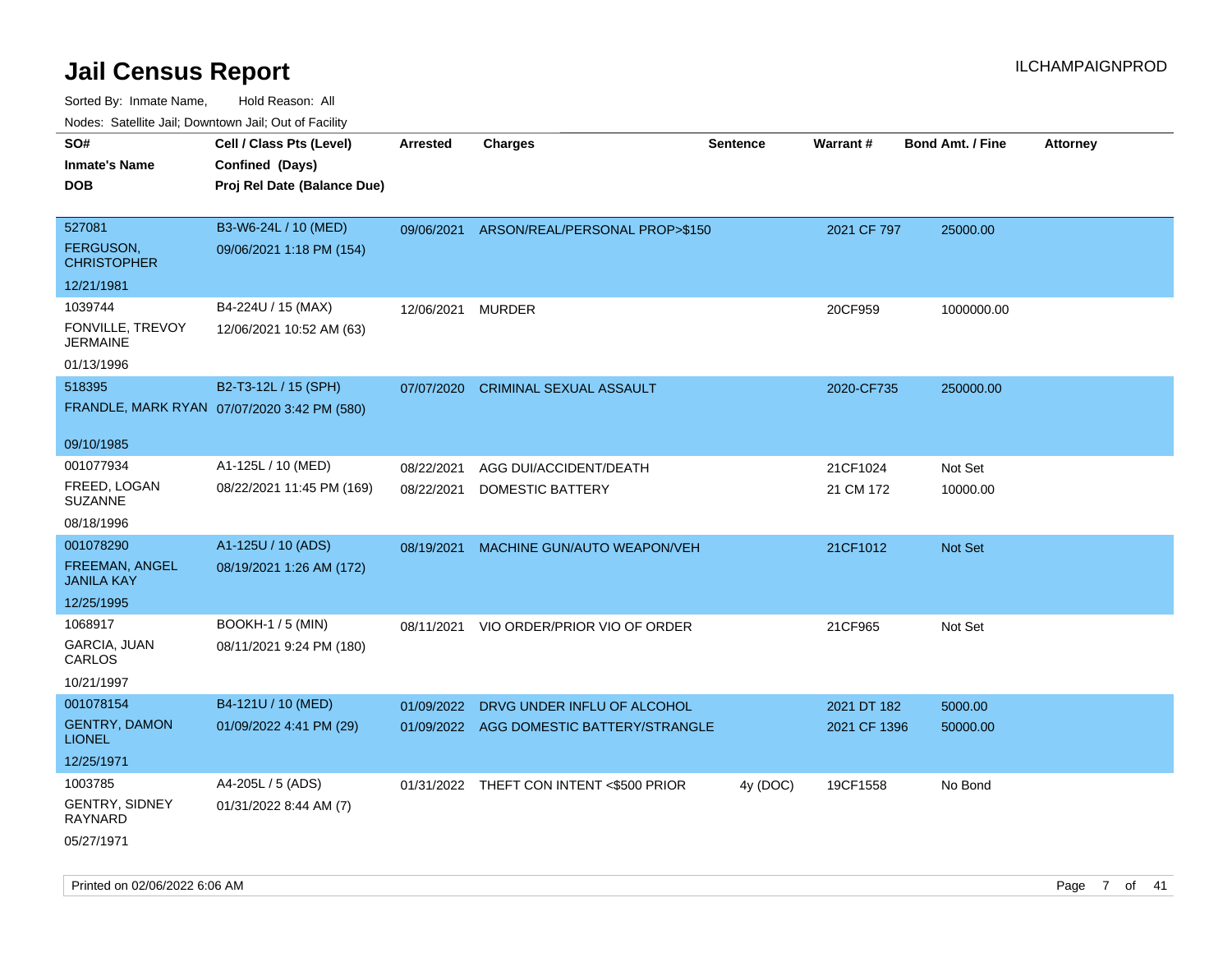# Jail Census Report

ILCHAMPAIGNPROD

Sorted By: Inmate Name, Hold Reason: All

Nodes: Satellite Jail; Downtown Jail; Out of Facility

| SO# / Inmate's Name / DOB | Cell / Class Pts (Level) / Confined (Days) / Proj Rel Date (Balance Due) | Arrested | Charges | Sentence | Warrant # | Bond Amt. / Fine | Attorney |
|---|---|---|---|---|---|---|---|
| 527081<br>FERGUSON, CHRISTOPHER<br>12/21/1981 | B3-W6-24L / 10 (MED)<br>09/06/2021 1:18 PM (154) | 09/06/2021 | ARSON/REAL/PERSONAL PROP>$150 | | 2021 CF 797 | 25000.00 | |
| 1039744<br>FONVILLE, TREVOY JERMAINE<br>01/13/1996 | B4-224U / 15 (MAX)<br>12/06/2021 10:52 AM (63) | 12/06/2021 | MURDER | | 20CF959 | 1000000.00 | |
| 518395<br>FRANDLE, MARK RYAN<br>09/10/1985 | B2-T3-12L / 15 (SPH)<br>07/07/2020 3:42 PM (580) | 07/07/2020 | CRIMINAL SEXUAL ASSAULT | | 2020-CF735 | 250000.00 | |
| 001077934<br>FREED, LOGAN SUZANNE<br>08/18/1996 | A1-125L / 10 (MED)<br>08/22/2021 11:45 PM (169) | 08/22/2021 | AGG DUI/ACCIDENT/DEATH | | 21CF1024 | Not Set | |
| | | 08/22/2021 | DOMESTIC BATTERY | | 21 CM 172 | 10000.00 | |
| 001078290<br>FREEMAN, ANGEL JANILA KAY<br>12/25/1995 | A1-125U / 10 (ADS)<br>08/19/2021 1:26 AM (172) | 08/19/2021 | MACHINE GUN/AUTO WEAPON/VEH | | 21CF1012 | Not Set | |
| 1068917<br>GARCIA, JUAN CARLOS<br>10/21/1997 | BOOKH-1 / 5 (MIN)<br>08/11/2021 9:24 PM (180) | 08/11/2021 | VIO ORDER/PRIOR VIO OF ORDER | | 21CF965 | Not Set | |
| 001078154<br>GENTRY, DAMON LIONEL<br>12/25/1971 | B4-121U / 10 (MED)<br>01/09/2022 4:41 PM (29) | 01/09/2022 | DRVG UNDER INFLU OF ALCOHOL | | 2021 DT 182 | 5000.00 | |
| | | 01/09/2022 | AGG DOMESTIC BATTERY/STRANGLE | | 2021 CF 1396 | 50000.00 | |
| 1003785<br>GENTRY, SIDNEY RAYNARD<br>05/27/1971 | A4-205L / 5 (ADS)<br>01/31/2022 8:44 AM (7) | 01/31/2022 | THEFT CON INTENT <$500 PRIOR | 4y (DOC) | 19CF1558 | No Bond | |

Printed on 02/06/2022 6:06 AM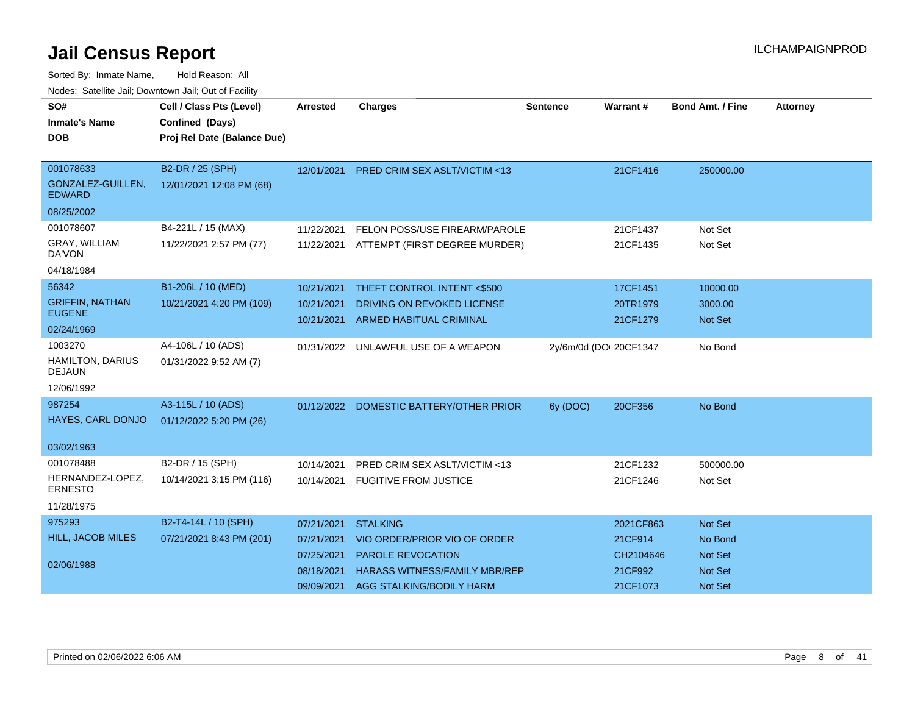# Jail Census Report

ILCHAMPAIGNPROD

Sorted By: Inmate Name, Hold Reason: All

Nodes: Satellite Jail; Downtown Jail; Out of Facility

| SO# / Inmate's Name / DOB | Cell / Class Pts (Level) / Confined (Days) / Proj Rel Date (Balance Due) | Arrested | Charges | Sentence | Warrant # | Bond Amt. / Fine | Attorney |
|---|---|---|---|---|---|---|---|
| 001078633 GONZALEZ-GUILLEN, EDWARD 08/25/2002 | B2-DR / 25 (SPH) 12/01/2021 12:08 PM (68) | 12/01/2021 | PRED CRIM SEX ASLT/VICTIM <13 | | 21CF1416 | 250000.00 | |
| 001078607 GRAY, WILLIAM DA'VON 04/18/1984 | B4-221L / 15 (MAX) 11/22/2021 2:57 PM (77) | 11/22/2021 | FELON POSS/USE FIREARM/PAROLE | | 21CF1437 | Not Set | |
| | | 11/22/2021 | ATTEMPT (FIRST DEGREE MURDER) | | 21CF1435 | Not Set | |
| 56342 GRIFFIN, NATHAN EUGENE 02/24/1969 | B1-206L / 10 (MED) 10/21/2021 4:20 PM (109) | 10/21/2021 | THEFT CONTROL INTENT <$500 | | 17CF1451 | 10000.00 | |
| | | 10/21/2021 | DRIVING ON REVOKED LICENSE | | 20TR1979 | 3000.00 | |
| | | 10/21/2021 | ARMED HABITUAL CRIMINAL | | 21CF1279 | Not Set | |
| 1003270 HAMILTON, DARIUS DEJAUN 12/06/1992 | A4-106L / 10 (ADS) 01/31/2022 9:52 AM (7) | 01/31/2022 | UNLAWFUL USE OF A WEAPON | 2y/6m/0d (DO( | 20CF1347 | No Bond | |
| 987254 HAYES, CARL DONJO 03/02/1963 | A3-115L / 10 (ADS) 01/12/2022 5:20 PM (26) | 01/12/2022 | DOMESTIC BATTERY/OTHER PRIOR | 6y (DOC) | 20CF356 | No Bond | |
| 001078488 HERNANDEZ-LOPEZ, ERNESTO 11/28/1975 | B2-DR / 15 (SPH) 10/14/2021 3:15 PM (116) | 10/14/2021 | PRED CRIM SEX ASLT/VICTIM <13 | | 21CF1232 | 500000.00 | |
| | | 10/14/2021 | FUGITIVE FROM JUSTICE | | 21CF1246 | Not Set | |
| 975293 HILL, JACOB MILES 02/06/1988 | B2-T4-14L / 10 (SPH) 07/21/2021 8:43 PM (201) | 07/21/2021 | STALKING | | 2021CF863 | Not Set | |
| | | 07/21/2021 | VIO ORDER/PRIOR VIO OF ORDER | | 21CF914 | No Bond | |
| | | 07/25/2021 | PAROLE REVOCATION | | CH2104646 | Not Set | |
| | | 08/18/2021 | HARASS WITNESS/FAMILY MBR/REP | | 21CF992 | Not Set | |
| | | 09/09/2021 | AGG STALKING/BODILY HARM | | 21CF1073 | Not Set | |

Printed on 02/06/2022 6:06 AM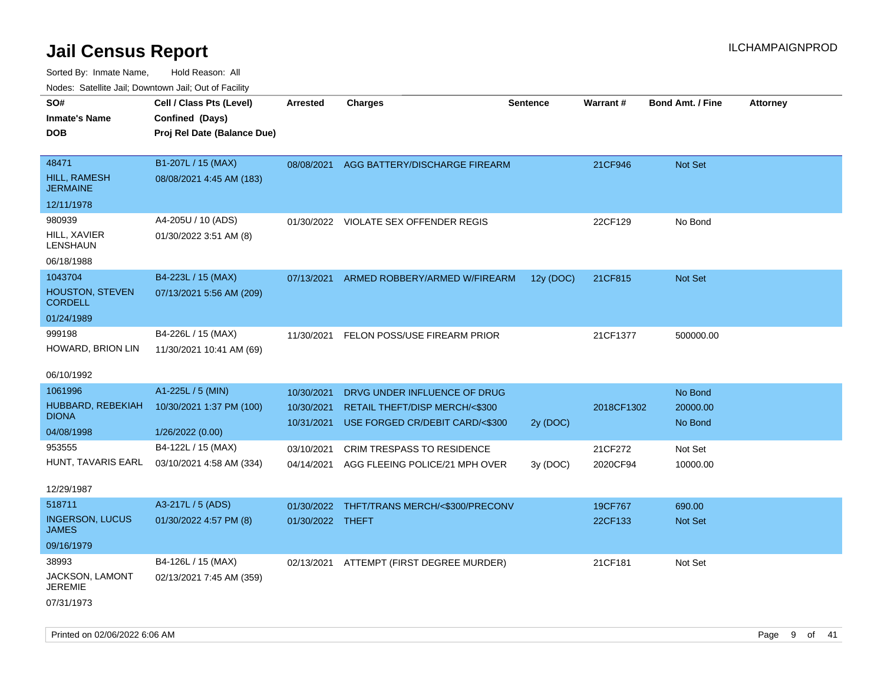# Jail Census Report

ILCHAMPAIGNPROD

Sorted By: Inmate Name, Hold Reason: All

Nodes: Satellite Jail; Downtown Jail; Out of Facility

| SO# / Inmate's Name / DOB | Cell / Class Pts (Level) / Confined (Days) / Proj Rel Date (Balance Due) | Arrested | Charges | Sentence | Warrant # | Bond Amt. / Fine | Attorney |
|---|---|---|---|---|---|---|---|
| 48471 HILL, RAMESH JERMAINE 12/11/1978 | B1-207L / 15 (MAX) 08/08/2021 4:45 AM (183) | 08/08/2021 | AGG BATTERY/DISCHARGE FIREARM | | 21CF946 | Not Set | |
| 980939 HILL, XAVIER LENSHAUN 06/18/1988 | A4-205U / 10 (ADS) 01/30/2022 3:51 AM (8) | 01/30/2022 | VIOLATE SEX OFFENDER REGIS | | 22CF129 | No Bond | |
| 1043704 HOUSTON, STEVEN CORDELL 01/24/1989 | B4-223L / 15 (MAX) 07/13/2021 5:56 AM (209) | 07/13/2021 | ARMED ROBBERY/ARMED W/FIREARM | 12y (DOC) | 21CF815 | Not Set | |
| 999198 HOWARD, BRION LIN 06/10/1992 | B4-226L / 15 (MAX) 11/30/2021 10:41 AM (69) | 11/30/2021 | FELON POSS/USE FIREARM PRIOR | | 21CF1377 | 500000.00 | |
| 1061996 HUBBARD, REBEKIAH DIONA 04/08/1998 | A1-225L / 5 (MIN) 10/30/2021 1:37 PM (100) 1/26/2022 (0.00) | 10/30/2021 | DRVG UNDER INFLUENCE OF DRUG | | | No Bond | |
| | | 10/30/2021 | RETAIL THEFT/DISP MERCH/<$300 | | 2018CF1302 | 20000.00 | |
| | | 10/31/2021 | USE FORGED CR/DEBIT CARD/<$300 | 2y (DOC) | | No Bond | |
| 953555 HUNT, TAVARIS EARL 12/29/1987 | B4-122L / 15 (MAX) 03/10/2021 4:58 AM (334) | 03/10/2021 | CRIM TRESPASS TO RESIDENCE | | 21CF272 | Not Set | |
| | | 04/14/2021 | AGG FLEEING POLICE/21 MPH OVER | 3y (DOC) | 2020CF94 | 10000.00 | |
| 518711 INGERSON, LUCUS JAMES 09/16/1979 | A3-217L / 5 (ADS) 01/30/2022 4:57 PM (8) | 01/30/2022 | THFT/TRANS MERCH/<$300/PRECONV | | 19CF767 | 690.00 | |
| | | 01/30/2022 | THEFT | | 22CF133 | Not Set | |
| 38993 JACKSON, LAMONT JEREMIE 07/31/1973 | B4-126L / 15 (MAX) 02/13/2021 7:45 AM (359) | 02/13/2021 | ATTEMPT (FIRST DEGREE MURDER) | | 21CF181 | Not Set | |

Printed on 02/06/2022 6:06 AM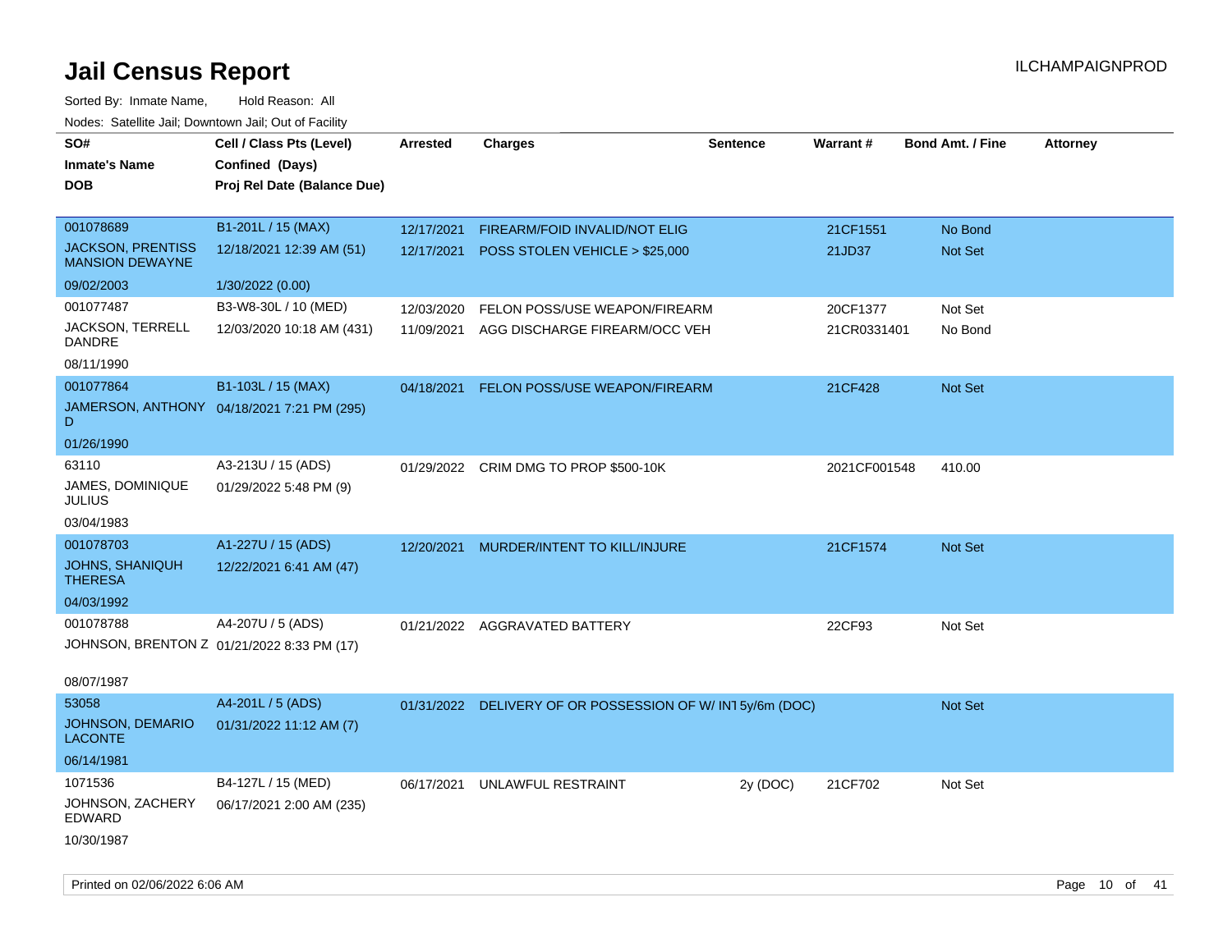# Jail Census Report

ILCHAMPAIGNPROD

Sorted By: Inmate Name, Hold Reason: All

Nodes: Satellite Jail; Downtown Jail; Out of Facility

| SO# / Inmate's Name / DOB | Cell / Class Pts (Level) / Confined (Days) / Proj Rel Date (Balance Due) | Arrested | Charges | Sentence | Warrant # | Bond Amt. / Fine | Attorney |
|---|---|---|---|---|---|---|---|
| 001078689<br>JACKSON, PRENTISS MANSION DEWAYNE<br>09/02/2003 | B1-201L / 15 (MAX)<br>12/18/2021 12:39 AM (51)<br>1/30/2022 (0.00) | 12/17/2021<br>12/17/2021 | FIREARM/FOID INVALID/NOT ELIG<br>POSS STOLEN VEHICLE > $25,000 | | 21CF1551<br>21JD37 | No Bond<br>Not Set | |
| 001077487<br>JACKSON, TERRELL DANDRE<br>08/11/1990 | B3-W8-30L / 10 (MED)<br>12/03/2020 10:18 AM (431) | 12/03/2020<br>11/09/2021 | FELON POSS/USE WEAPON/FIREARM<br>AGG DISCHARGE FIREARM/OCC VEH | | 20CF1377<br>21CR0331401 | Not Set<br>No Bond | |
| 001077864<br>JAMERSON, ANTHONY D<br>01/26/1990 | B1-103L / 15 (MAX)<br>04/18/2021 7:21 PM (295) | 04/18/2021 | FELON POSS/USE WEAPON/FIREARM | | 21CF428 | Not Set | |
| 63110<br>JAMES, DOMINIQUE JULIUS<br>03/04/1983 | A3-213U / 15 (ADS)<br>01/29/2022 5:48 PM (9) | 01/29/2022 | CRIM DMG TO PROP $500-10K | | 2021CF001548 | 410.00 | |
| 001078703<br>JOHNS, SHANIQUH THERESA<br>04/03/1992 | A1-227U / 15 (ADS)<br>12/22/2021 6:41 AM (47) | 12/20/2021 | MURDER/INTENT TO KILL/INJURE | | 21CF1574 | Not Set | |
| 001078788<br>JOHNSON, BRENTON Z<br>08/07/1987 | A4-207U / 5 (ADS)<br>01/21/2022 8:33 PM (17) | 01/21/2022 | AGGRAVATED BATTERY | | 22CF93 | Not Set | |
| 53058<br>JOHNSON, DEMARIO LACONTE<br>06/14/1981 | A4-201L / 5 (ADS)<br>01/31/2022 11:12 AM (7) | 01/31/2022 | DELIVERY OF OR POSSESSION OF W/ INT | 5y/6m (DOC) | | Not Set | |
| 1071536<br>JOHNSON, ZACHERY EDWARD<br>10/30/1987 | B4-127L / 15 (MED)<br>06/17/2021 2:00 AM (235) | 06/17/2021 | UNLAWFUL RESTRAINT | 2y (DOC) | 21CF702 | Not Set | |

Printed on 02/06/2022 6:06 AM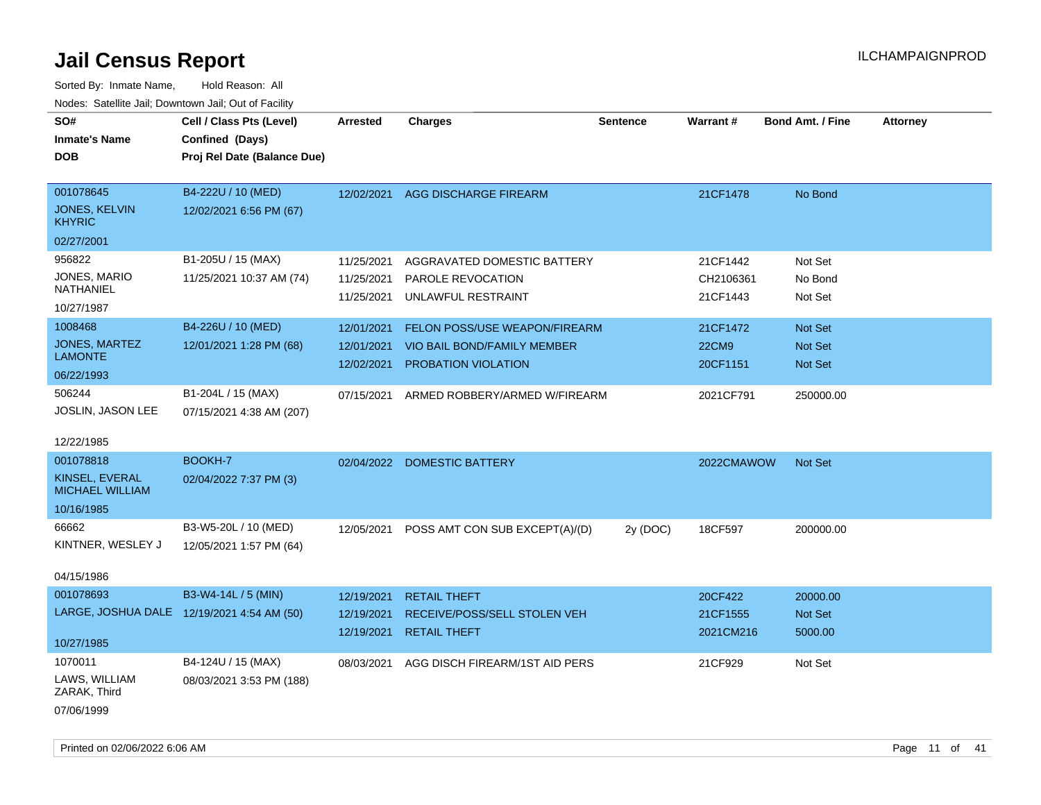# Jail Census Report

ILCHAMPAIGNPROD

Sorted By: Inmate Name, Hold Reason: All

Nodes: Satellite Jail; Downtown Jail; Out of Facility

| SO# / Inmate's Name / DOB | Cell / Class Pts (Level) / Confined (Days) / Proj Rel Date (Balance Due) | Arrested | Charges | Sentence | Warrant # | Bond Amt. / Fine | Attorney |
|---|---|---|---|---|---|---|---|
| 001078645<br>JONES, KELVIN KHYRIC<br>02/27/2001 | B4-222U / 10 (MED)<br>12/02/2021 6:56 PM (67) | 12/02/2021 | AGG DISCHARGE FIREARM | | 21CF1478 | No Bond | |
| 956822<br>JONES, MARIO NATHANIEL<br>10/27/1987 | B1-205U / 15 (MAX)<br>11/25/2021 10:37 AM (74) | 11/25/2021<br>11/25/2021<br>11/25/2021 | AGGRAVATED DOMESTIC BATTERY<br>PAROLE REVOCATION<br>UNLAWFUL RESTRAINT | | 21CF1442<br>CH2106361<br>21CF1443 | Not Set<br>No Bond<br>Not Set | |
| 1008468<br>JONES, MARTEZ LAMONTE<br>06/22/1993 | B4-226U / 10 (MED)<br>12/01/2021 1:28 PM (68) | 12/01/2021<br>12/01/2021<br>12/02/2021 | FELON POSS/USE WEAPON/FIREARM<br>VIO BAIL BOND/FAMILY MEMBER<br>PROBATION VIOLATION | | 21CF1472<br>22CM9<br>20CF1151 | Not Set<br>Not Set<br>Not Set | |
| 506244<br>JOSLIN, JASON LEE<br>12/22/1985 | B1-204L / 15 (MAX)<br>07/15/2021 4:38 AM (207) | 07/15/2021 | ARMED ROBBERY/ARMED W/FIREARM | | 2021CF791 | 250000.00 | |
| 001078818<br>KINSEL, EVERAL MICHAEL WILLIAM<br>10/16/1985 | BOOKH-7<br>02/04/2022 7:37 PM (3) | 02/04/2022 | DOMESTIC BATTERY | | 2022CMAWOW | Not Set | |
| 66662<br>KINTNER, WESLEY J<br>04/15/1986 | B3-W5-20L / 10 (MED)<br>12/05/2021 1:57 PM (64) | 12/05/2021 | POSS AMT CON SUB EXCEPT(A)/(D) | 2y (DOC) | 18CF597 | 200000.00 | |
| 001078693<br>LARGE, JOSHUA DALE<br>10/27/1985 | B3-W4-14L / 5 (MIN)<br>12/19/2021 4:54 AM (50) | 12/19/2021<br>12/19/2021<br>12/19/2021 | RETAIL THEFT<br>RECEIVE/POSS/SELL STOLEN VEH<br>RETAIL THEFT | | 20CF422<br>21CF1555<br>2021CM216 | 20000.00<br>Not Set<br>5000.00 | |
| 1070011<br>LAWS, WILLIAM ZARAK, Third<br>07/06/1999 | B4-124U / 15 (MAX)<br>08/03/2021 3:53 PM (188) | 08/03/2021 | AGG DISCH FIREARM/1ST AID PERS | | 21CF929 | Not Set | |

Printed on 02/06/2022 6:06 AM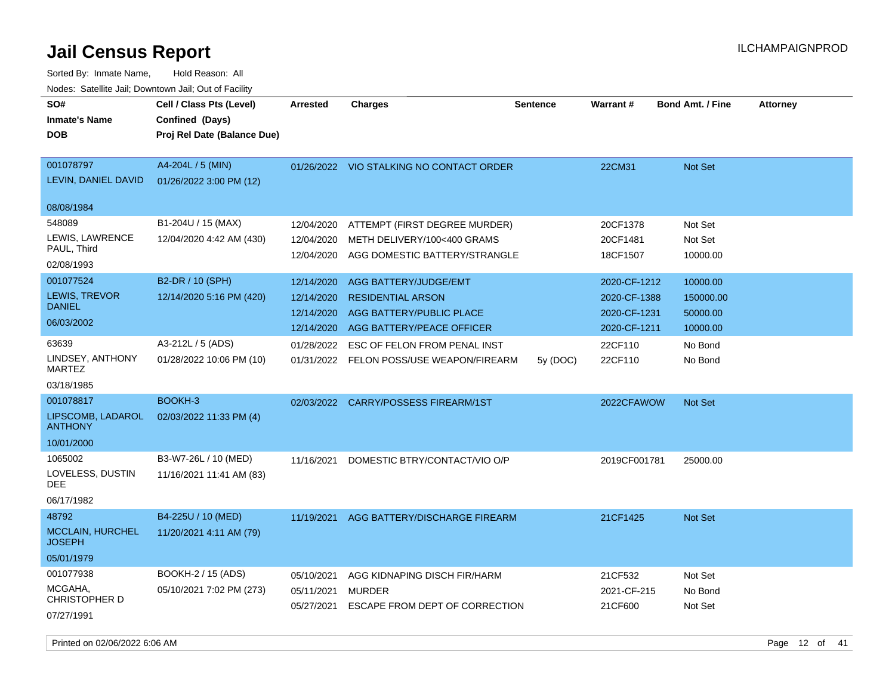# Jail Census Report

Sorted By: Inmate Name, Hold Reason: All

Nodes: Satellite Jail; Downtown Jail; Out of Facility

ILCHAMPAIGNPROD

| SO# / Inmate's Name / DOB | Cell / Class Pts (Level) / Confined (Days) / Proj Rel Date (Balance Due) | Arrested | Charges | Sentence | Warrant # | Bond Amt. / Fine | Attorney |
|---|---|---|---|---|---|---|---|
| 001078797<br>LEVIN, DANIEL DAVID<br>08/08/1984 | A4-204L / 5 (MIN)<br>01/26/2022 3:00 PM (12) | 01/26/2022 | VIO STALKING NO CONTACT ORDER | | 22CM31 | Not Set | |
| 548089<br>LEWIS, LAWRENCE PAUL, Third<br>02/08/1993 | B1-204U / 15 (MAX)<br>12/04/2020 4:42 AM (430) | 12/04/2020 | ATTEMPT (FIRST DEGREE MURDER) | | 20CF1378 | Not Set | |
| | | 12/04/2020 | METH DELIVERY/100<400 GRAMS | | 20CF1481 | Not Set | |
| | | 12/04/2020 | AGG DOMESTIC BATTERY/STRANGLE | | 18CF1507 | 10000.00 | |
| 001077524<br>LEWIS, TREVOR DANIEL<br>06/03/2002 | B2-DR / 10 (SPH)<br>12/14/2020 5:16 PM (420) | 12/14/2020 | AGG BATTERY/JUDGE/EMT | | 2020-CF-1212 | 10000.00 | |
| | | 12/14/2020 | RESIDENTIAL ARSON | | 2020-CF-1388 | 150000.00 | |
| | | 12/14/2020 | AGG BATTERY/PUBLIC PLACE | | 2020-CF-1231 | 50000.00 | |
| | | 12/14/2020 | AGG BATTERY/PEACE OFFICER | | 2020-CF-1211 | 10000.00 | |
| 63639<br>LINDSEY, ANTHONY MARTEZ<br>03/18/1985 | A3-212L / 5 (ADS)<br>01/28/2022 10:06 PM (10) | 01/28/2022 | ESC OF FELON FROM PENAL INST | | 22CF110 | No Bond | |
| | | 01/31/2022 | FELON POSS/USE WEAPON/FIREARM | 5y (DOC) | 22CF110 | No Bond | |
| 001078817<br>LIPSCOMB, LADAROL ANTHONY<br>10/01/2000 | BOOKH-3<br>02/03/2022 11:33 PM (4) | 02/03/2022 | CARRY/POSSESS FIREARM/1ST | | 2022CFAWOW | Not Set | |
| 1065002<br>LOVELESS, DUSTIN DEE<br>06/17/1982 | B3-W7-26L / 10 (MED)<br>11/16/2021 11:41 AM (83) | 11/16/2021 | DOMESTIC BTRY/CONTACT/VIO O/P | | 2019CF001781 | 25000.00 | |
| 48792<br>MCCLAIN, HURCHEL JOSEPH<br>05/01/1979 | B4-225U / 10 (MED)<br>11/20/2021 4:11 AM (79) | 11/19/2021 | AGG BATTERY/DISCHARGE FIREARM | | 21CF1425 | Not Set | |
| 001077938<br>MCGAHA, CHRISTOPHER D<br>07/27/1991 | BOOKH-2 / 15 (ADS)<br>05/10/2021 7:02 PM (273) | 05/10/2021 | AGG KIDNAPING DISCH FIR/HARM | | 21CF532 | Not Set | |
| | | 05/11/2021 | MURDER | | 2021-CF-215 | No Bond | |
| | | 05/27/2021 | ESCAPE FROM DEPT OF CORRECTION | | 21CF600 | Not Set | |

Printed on 02/06/2022 6:06 AM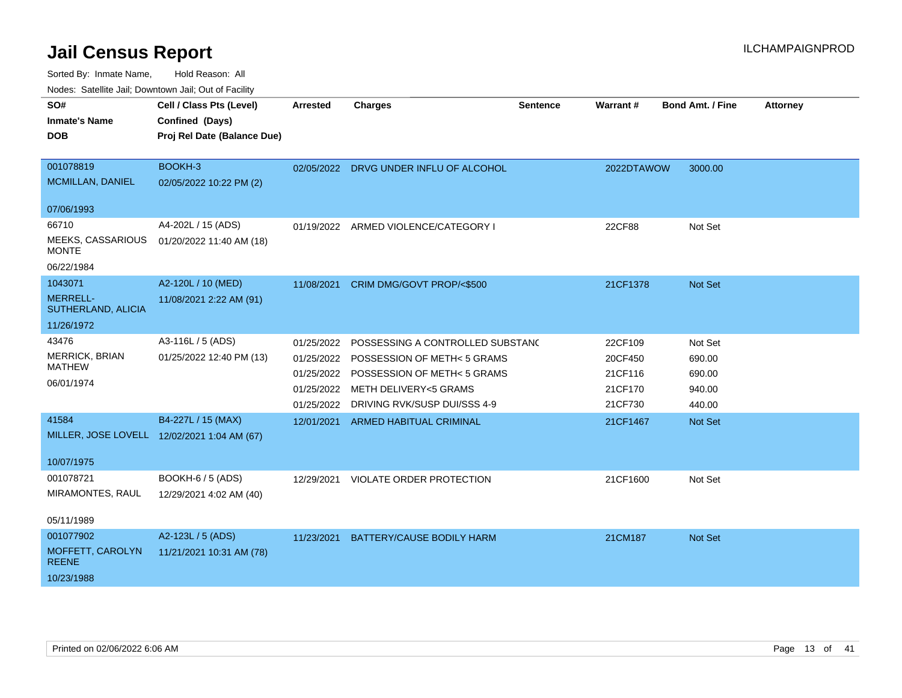# Jail Census Report

ILCHAMPAIGNPROD

Sorted By: Inmate Name, Hold Reason: All

Nodes: Satellite Jail; Downtown Jail; Out of Facility

| SO# / Inmate's Name / DOB | Cell / Class Pts (Level) / Confined (Days) / Proj Rel Date (Balance Due) | Arrested | Charges | Sentence | Warrant # | Bond Amt. / Fine | Attorney |
|---|---|---|---|---|---|---|---|
| 001078819<br>MCMILLAN, DANIEL<br>07/06/1993 | BOOKH-3<br>02/05/2022 10:22 PM (2) | 02/05/2022 | DRVG UNDER INFLU OF ALCOHOL | | 2022DTAWOW | 3000.00 | |
| 66710<br>MEEKS, CASSARIOUS MONTE<br>06/22/1984 | A4-202L / 15 (ADS)<br>01/20/2022 11:40 AM (18) | 01/19/2022 | ARMED VIOLENCE/CATEGORY I | | 22CF88 | Not Set | |
| 1043071<br>MERRELL-SUTHERLAND, ALICIA<br>11/26/1972 | A2-120L / 10 (MED)<br>11/08/2021 2:22 AM (91) | 11/08/2021 | CRIM DMG/GOVT PROP/<$500 | | 21CF1378 | Not Set | |
| 43476<br>MERRICK, BRIAN MATHEW<br>06/01/1974 | A3-116L / 5 (ADS)<br>01/25/2022 12:40 PM (13) | 01/25/2022 | POSSESSING A CONTROLLED SUBSTANC | | 22CF109 | Not Set | |
| | | 01/25/2022 | POSSESSION OF METH< 5 GRAMS | | 20CF450 | 690.00 | |
| | | 01/25/2022 | POSSESSION OF METH< 5 GRAMS | | 21CF116 | 690.00 | |
| | | 01/25/2022 | METH DELIVERY<5 GRAMS | | 21CF170 | 940.00 | |
| | | 01/25/2022 | DRIVING RVK/SUSP DUI/SSS 4-9 | | 21CF730 | 440.00 | |
| 41584<br>MILLER, JOSE LOVELL<br>10/07/1975 | B4-227L / 15 (MAX)<br>12/02/2021 1:04 AM (67) | 12/01/2021 | ARMED HABITUAL CRIMINAL | | 21CF1467 | Not Set | |
| 001078721<br>MIRAMONTES, RAUL<br>05/11/1989 | BOOKH-6 / 5 (ADS)<br>12/29/2021 4:02 AM (40) | 12/29/2021 | VIOLATE ORDER PROTECTION | | 21CF1600 | Not Set | |
| 001077902<br>MOFFETT, CAROLYN REENE<br>10/23/1988 | A2-123L / 5 (ADS)<br>11/21/2021 10:31 AM (78) | 11/23/2021 | BATTERY/CAUSE BODILY HARM | | 21CM187 | Not Set | |

Printed on 02/06/2022 6:06 AM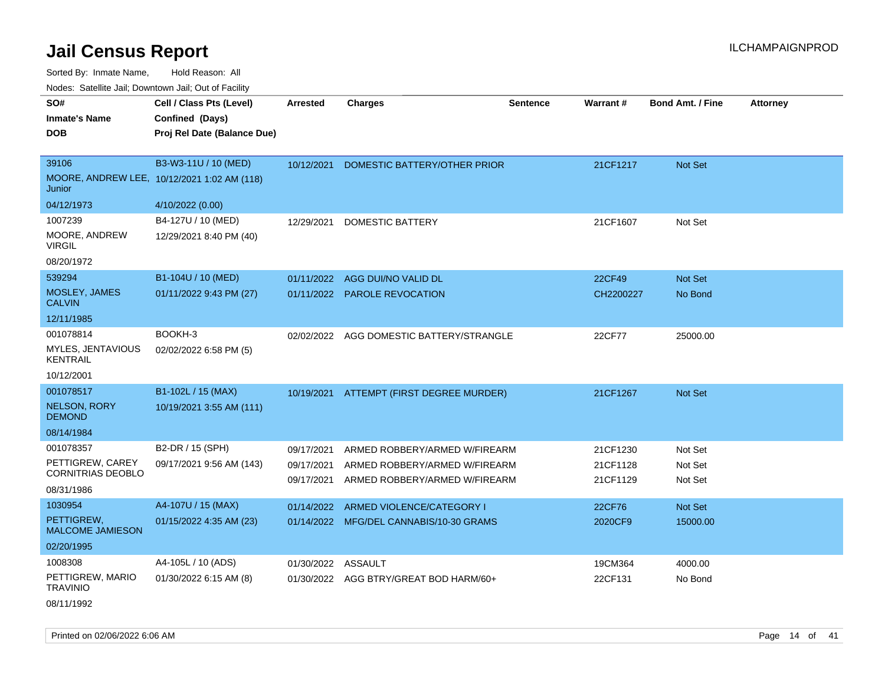# Jail Census Report

Sorted By: Inmate Name, Hold Reason: All

Nodes: Satellite Jail; Downtown Jail; Out of Facility

| SO# / Inmate's Name / DOB | Cell / Class Pts (Level) / Confined (Days) / Proj Rel Date (Balance Due) | Arrested | Charges | Sentence | Warrant # | Bond Amt. / Fine | Attorney |
|---|---|---|---|---|---|---|---|
| 39106<br>MOORE, ANDREW LEE, Junior<br>04/12/1973 | B3-W3-11U / 10 (MED)<br>10/12/2021 1:02 AM (118)<br>4/10/2022 (0.00) | 10/12/2021 | DOMESTIC BATTERY/OTHER PRIOR | | 21CF1217 | Not Set | |
| 1007239<br>MOORE, ANDREW VIRGIL<br>08/20/1972 | B4-127U / 10 (MED)<br>12/29/2021 8:40 PM (40) | 12/29/2021 | DOMESTIC BATTERY | | 21CF1607 | Not Set | |
| 539294<br>MOSLEY, JAMES CALVIN<br>12/11/1985 | B1-104U / 10 (MED)<br>01/11/2022 9:43 PM (27) | 01/11/2022<br>01/11/2022 | AGG DUI/NO VALID DL<br>PAROLE REVOCATION | | 22CF49<br>CH2200227 | Not Set<br>No Bond | |
| 001078814<br>MYLES, JENTAVIOUS KENTRAIL<br>10/12/2001 | BOOKH-3<br>02/02/2022 6:58 PM (5) | 02/02/2022 | AGG DOMESTIC BATTERY/STRANGLE | | 22CF77 | 25000.00 | |
| 001078517<br>NELSON, RORY DEMOND<br>08/14/1984 | B1-102L / 15 (MAX)<br>10/19/2021 3:55 AM (111) | 10/19/2021 | ATTEMPT (FIRST DEGREE MURDER) | | 21CF1267 | Not Set | |
| 001078357<br>PETTIGREW, CAREY CORNITRIAS DEOBLO<br>08/31/1986 | B2-DR / 15 (SPH)<br>09/17/2021 9:56 AM (143) | 09/17/2021<br>09/17/2021<br>09/17/2021 | ARMED ROBBERY/ARMED W/FIREARM<br>ARMED ROBBERY/ARMED W/FIREARM<br>ARMED ROBBERY/ARMED W/FIREARM | | 21CF1230<br>21CF1128<br>21CF1129 | Not Set<br>Not Set<br>Not Set | |
| 1030954<br>PETTIGREW, MALCOME JAMIESON<br>02/20/1995 | A4-107U / 15 (MAX)<br>01/15/2022 4:35 AM (23) | 01/14/2022<br>01/14/2022 | ARMED VIOLENCE/CATEGORY I<br>MFG/DEL CANNABIS/10-30 GRAMS | | 22CF76<br>2020CF9 | Not Set<br>15000.00 | |
| 1008308<br>PETTIGREW, MARIO TRAVINIO<br>08/11/1992 | A4-105L / 10 (ADS)<br>01/30/2022 6:15 AM (8) | 01/30/2022<br>01/30/2022 | ASSAULT<br>AGG BTRY/GREAT BOD HARM/60+ | | 19CM364<br>22CF131 | 4000.00<br>No Bond | |

Printed on 02/06/2022 6:06 AM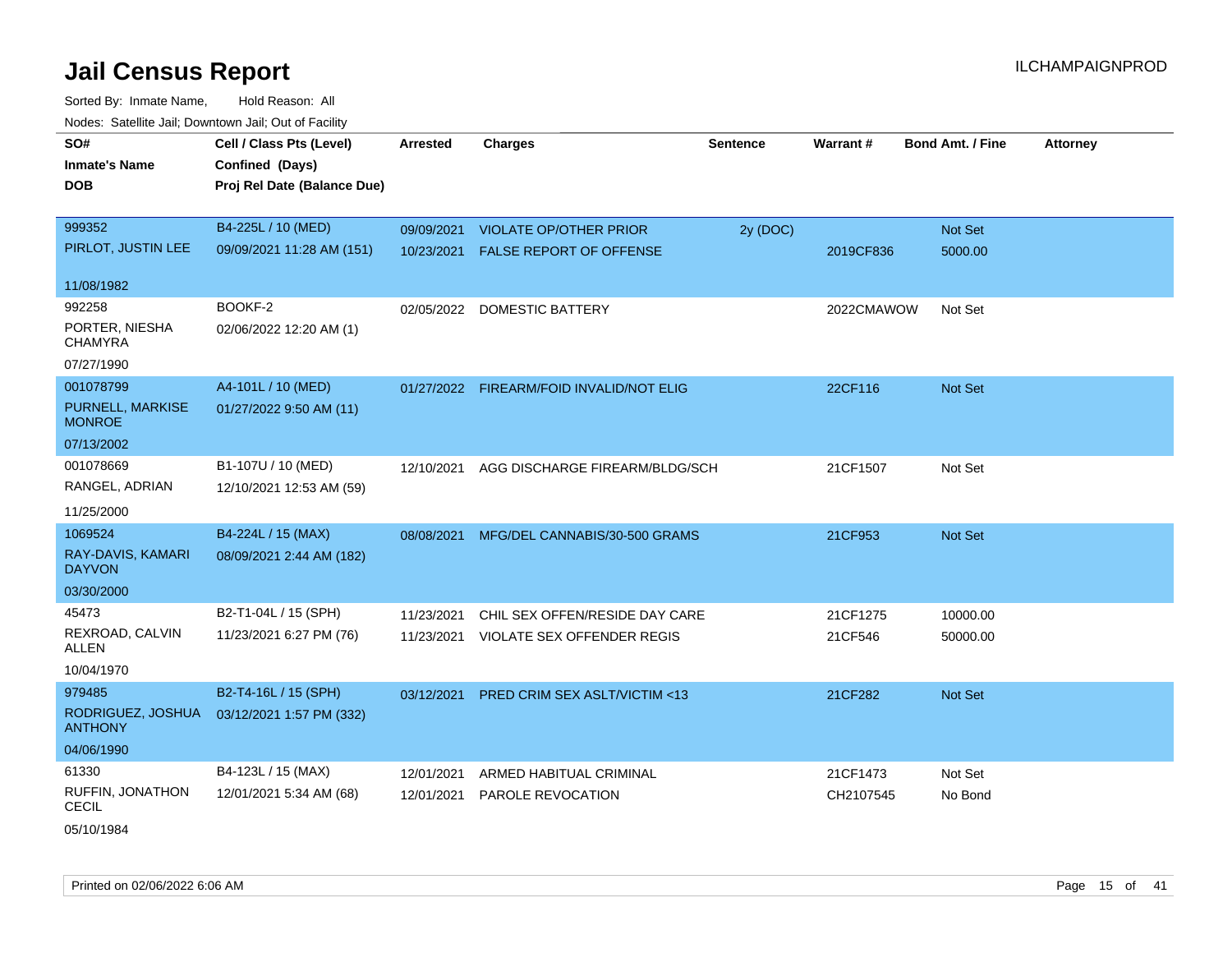# Jail Census Report

Sorted By: Inmate Name, Hold Reason: All

Nodes: Satellite Jail; Downtown Jail; Out of Facility

| SO# / Inmate's Name / DOB | Cell / Class Pts (Level) / Confined (Days) / Proj Rel Date (Balance Due) | Arrested | Charges | Sentence | Warrant # | Bond Amt. / Fine | Attorney |
|---|---|---|---|---|---|---|---|
| 999352 PIRLOT, JUSTIN LEE 11/08/1982 | B4-225L / 10 (MED) 09/09/2021 11:28 AM (151) | 09/09/2021 | VIOLATE OP/OTHER PRIOR | 2y (DOC) | | Not Set | |
| | | 10/23/2021 | FALSE REPORT OF OFFENSE | | 2019CF836 | 5000.00 | |
| 992258 PORTER, NIESHA CHAMYRA 07/27/1990 | BOOKF-2 02/06/2022 12:20 AM (1) | 02/05/2022 | DOMESTIC BATTERY | | 2022CMAWOW | Not Set | |
| 001078799 PURNELL, MARKISE MONROE 07/13/2002 | A4-101L / 10 (MED) 01/27/2022 9:50 AM (11) | 01/27/2022 | FIREARM/FOID INVALID/NOT ELIG | | 22CF116 | Not Set | |
| 001078669 RANGEL, ADRIAN 11/25/2000 | B1-107U / 10 (MED) 12/10/2021 12:53 AM (59) | 12/10/2021 | AGG DISCHARGE FIREARM/BLDG/SCH | | 21CF1507 | Not Set | |
| 1069524 RAY-DAVIS, KAMARI DAYVON 03/30/2000 | B4-224L / 15 (MAX) 08/09/2021 2:44 AM (182) | 08/08/2021 | MFG/DEL CANNABIS/30-500 GRAMS | | 21CF953 | Not Set | |
| 45473 REXROAD, CALVIN ALLEN 10/04/1970 | B2-T1-04L / 15 (SPH) 11/23/2021 6:27 PM (76) | 11/23/2021 | CHIL SEX OFFEN/RESIDE DAY CARE | | 21CF1275 | 10000.00 | |
| | | 11/23/2021 | VIOLATE SEX OFFENDER REGIS | | 21CF546 | 50000.00 | |
| 979485 RODRIGUEZ, JOSHUA ANTHONY 04/06/1990 | B2-T4-16L / 15 (SPH) 03/12/2021 1:57 PM (332) | 03/12/2021 | PRED CRIM SEX ASLT/VICTIM <13 | | 21CF282 | Not Set | |
| 61330 RUFFIN, JONATHON CECIL 05/10/1984 | B4-123L / 15 (MAX) 12/01/2021 5:34 AM (68) | 12/01/2021 | ARMED HABITUAL CRIMINAL | | 21CF1473 | Not Set | |
| | | 12/01/2021 | PAROLE REVOCATION | | CH2107545 | No Bond | |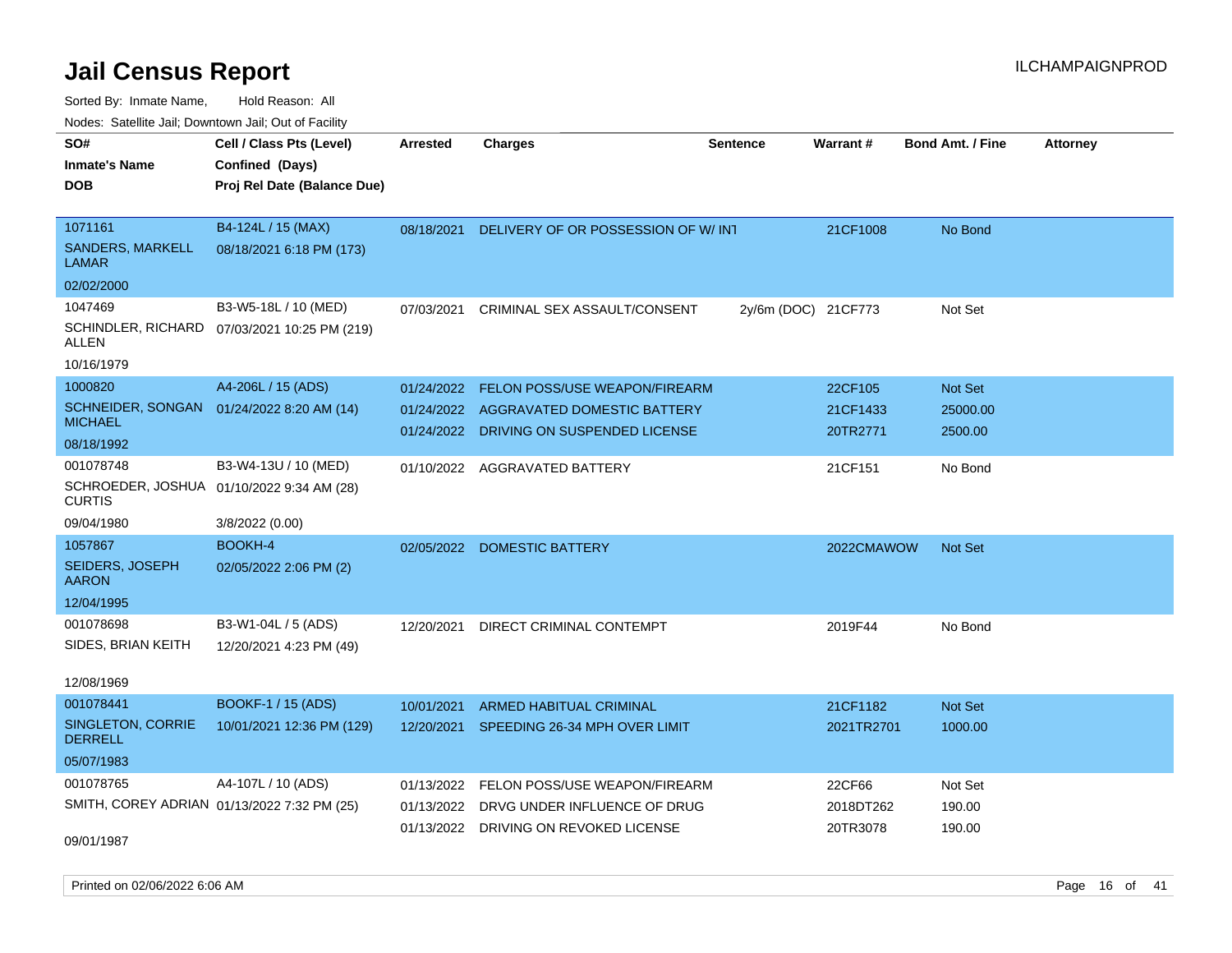# Jail Census Report

ILCHAMPAIGNPROD

Sorted By: Inmate Name, Hold Reason: All

Nodes: Satellite Jail; Downtown Jail; Out of Facility

| SO# / Inmate's Name / DOB | Cell / Class Pts (Level) / Confined (Days) / Proj Rel Date (Balance Due) | Arrested | Charges | Sentence | Warrant # | Bond Amt. / Fine | Attorney |
|---|---|---|---|---|---|---|---|
| 1071161<br>SANDERS, MARKELL LAMAR<br>02/02/2000 | B4-124L / 15 (MAX)<br>08/18/2021 6:18 PM (173) | 08/18/2021 | DELIVERY OF OR POSSESSION OF W/ INT | | 21CF1008 | No Bond | |
| 1047469<br>SCHINDLER, RICHARD ALLEN<br>10/16/1979 | B3-W5-18L / 10 (MED)<br>07/03/2021 10:25 PM (219) | 07/03/2021 | CRIMINAL SEX ASSAULT/CONSENT | 2y/6m (DOC) | 21CF773 | Not Set | |
| 1000820<br>SCHNEIDER, SONGAN MICHAEL<br>08/18/1992 | A4-206L / 15 (ADS)<br>01/24/2022 8:20 AM (14) | 01/24/2022 | FELON POSS/USE WEAPON/FIREARM | | 22CF105 | Not Set | |
| | | 01/24/2022 | AGGRAVATED DOMESTIC BATTERY | | 21CF1433 | 25000.00 | |
| | | 01/24/2022 | DRIVING ON SUSPENDED LICENSE | | 20TR2771 | 2500.00 | |
| 001078748<br>SCHROEDER, JOSHUA CURTIS<br>09/04/1980 | B3-W4-13U / 10 (MED)<br>01/10/2022 9:34 AM (28)<br>3/8/2022 (0.00) | 01/10/2022 | AGGRAVATED BATTERY | | 21CF151 | No Bond | |
| 1057867<br>SEIDERS, JOSEPH AARON<br>12/04/1995 | BOOKH-4<br>02/05/2022 2:06 PM (2) | 02/05/2022 | DOMESTIC BATTERY | | 2022CMAWOW | Not Set | |
| 001078698<br>SIDES, BRIAN KEITH<br>12/08/1969 | B3-W1-04L / 5 (ADS)<br>12/20/2021 4:23 PM (49) | 12/20/2021 | DIRECT CRIMINAL CONTEMPT | | 2019F44 | No Bond | |
| 001078441<br>SINGLETON, CORRIE DERRELL<br>05/07/1983 | BOOKF-1 / 15 (ADS)<br>10/01/2021 12:36 PM (129) | 10/01/2021 | ARMED HABITUAL CRIMINAL | | 21CF1182 | Not Set | |
| | | 12/20/2021 | SPEEDING 26-34 MPH OVER LIMIT | | 2021TR2701 | 1000.00 | |
| 001078765<br>SMITH, COREY ADRIAN<br>09/01/1987 | A4-107L / 10 (ADS)<br>01/13/2022 7:32 PM (25) | 01/13/2022 | FELON POSS/USE WEAPON/FIREARM | | 22CF66 | Not Set | |
| | | 01/13/2022 | DRVG UNDER INFLUENCE OF DRUG | | 2018DT262 | 190.00 | |
| | | 01/13/2022 | DRIVING ON REVOKED LICENSE | | 20TR3078 | 190.00 | |

Printed on 02/06/2022 6:06 AM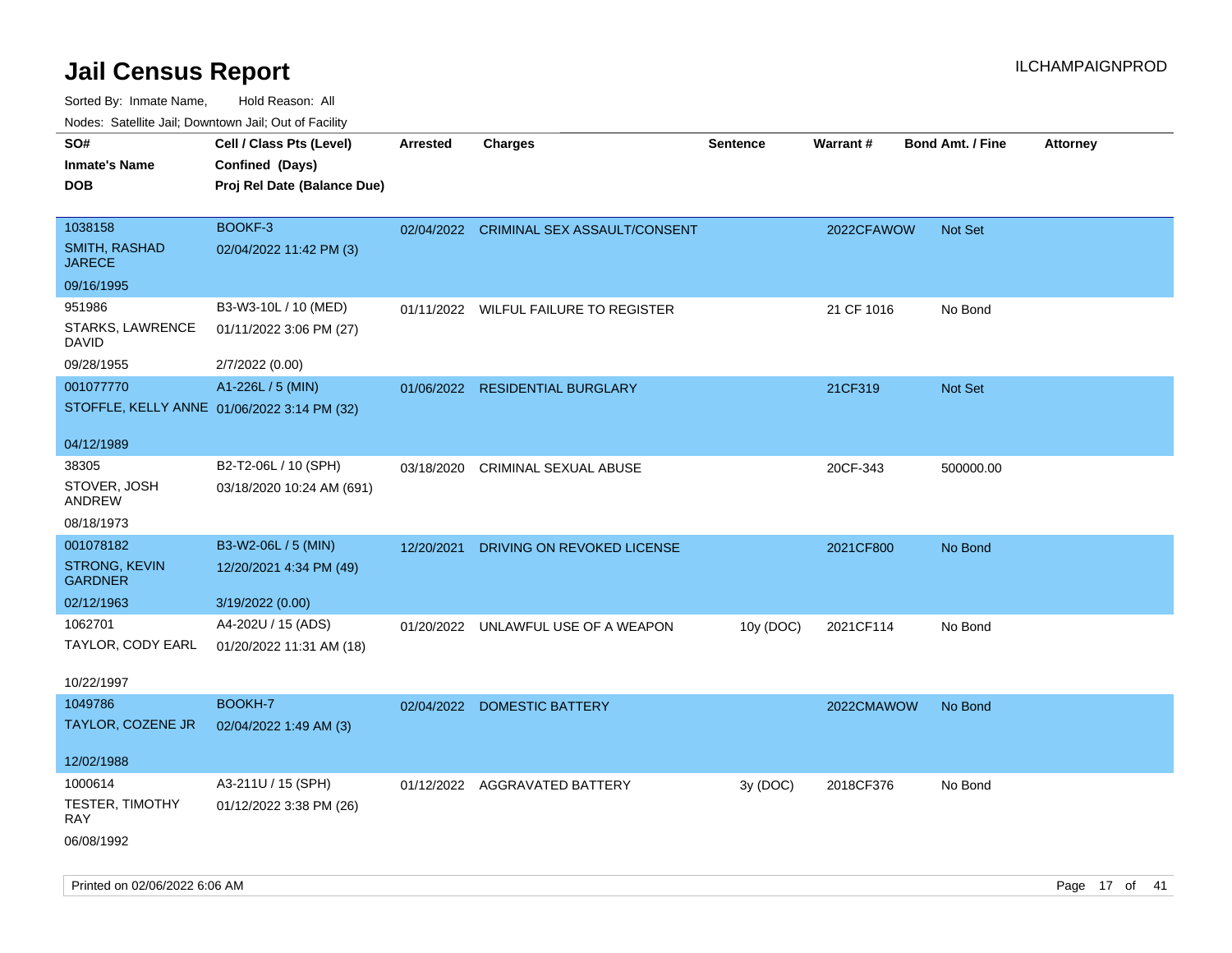# Jail Census Report

ILCHAMPAIGNPROD

Sorted By: Inmate Name, Hold Reason: All

Nodes: Satellite Jail; Downtown Jail; Out of Facility

| SO#<br>Inmate's Name<br>DOB | Cell / Class Pts (Level)<br>Confined (Days)<br>Proj Rel Date (Balance Due) | Arrested | Charges | Sentence | Warrant # | Bond Amt. / Fine | Attorney |
|---|---|---|---|---|---|---|---|
| 1038158<br>SMITH, RASHAD JARECE<br>09/16/1995 | BOOKF-3<br>02/04/2022 11:42 PM (3) | 02/04/2022 | CRIMINAL SEX ASSAULT/CONSENT | | 2022CFAWOW | Not Set | |
| 951986<br>STARKS, LAWRENCE DAVID<br>09/28/1955 | B3-W3-10L / 10 (MED)<br>01/11/2022 3:06 PM (27)<br>2/7/2022 (0.00) | 01/11/2022 | WILFUL FAILURE TO REGISTER | | 21 CF 1016 | No Bond | |
| 001077770<br>STOFFLE, KELLY ANNE<br>04/12/1989 | A1-226L / 5 (MIN)<br>01/06/2022 3:14 PM (32) | 01/06/2022 | RESIDENTIAL BURGLARY | | 21CF319 | Not Set | |
| 38305<br>STOVER, JOSH ANDREW<br>08/18/1973 | B2-T2-06L / 10 (SPH)<br>03/18/2020 10:24 AM (691) | 03/18/2020 | CRIMINAL SEXUAL ABUSE | | 20CF-343 | 500000.00 | |
| 001078182<br>STRONG, KEVIN GARDNER<br>02/12/1963 | B3-W2-06L / 5 (MIN)<br>12/20/2021 4:34 PM (49)<br>3/19/2022 (0.00) | 12/20/2021 | DRIVING ON REVOKED LICENSE | | 2021CF800 | No Bond | |
| 1062701<br>TAYLOR, CODY EARL<br>10/22/1997 | A4-202U / 15 (ADS)<br>01/20/2022 11:31 AM (18) | 01/20/2022 | UNLAWFUL USE OF A WEAPON | 10y (DOC) | 2021CF114 | No Bond | |
| 1049786<br>TAYLOR, COZENE JR<br>12/02/1988 | BOOKH-7<br>02/04/2022 1:49 AM (3) | 02/04/2022 | DOMESTIC BATTERY | | 2022CMAWOW | No Bond | |
| 1000614<br>TESTER, TIMOTHY RAY<br>06/08/1992 | A3-211U / 15 (SPH)<br>01/12/2022 3:38 PM (26) | 01/12/2022 | AGGRAVATED BATTERY | 3y (DOC) | 2018CF376 | No Bond | |

Printed on 02/06/2022 6:06 AM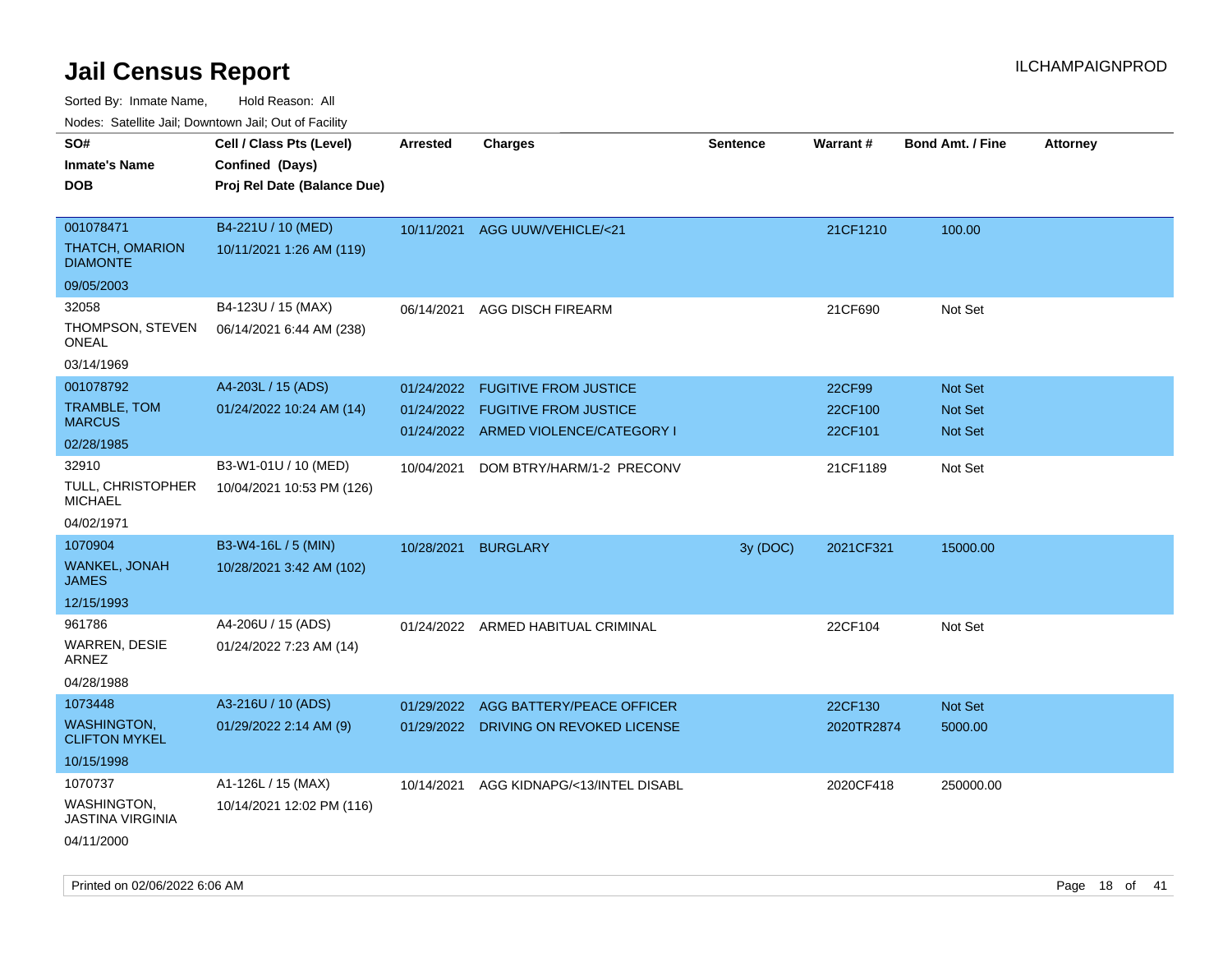# Jail Census Report

ILCHAMPAIGNPROD

Sorted By: Inmate Name, Hold Reason: All

Nodes: Satellite Jail; Downtown Jail; Out of Facility

| SO# / Inmate's Name / DOB | Cell / Class Pts (Level) / Confined (Days) / Proj Rel Date (Balance Due) | Arrested | Charges | Sentence | Warrant # | Bond Amt. / Fine | Attorney |
|---|---|---|---|---|---|---|---|
| 001078471<br>THATCH, OMARION DIAMONTE<br>09/05/2003 | B4-221U / 10 (MED)<br>10/11/2021 1:26 AM (119) | 10/11/2021 | AGG UUW/VEHICLE/<21 | | 21CF1210 | 100.00 | |
| 32058<br>THOMPSON, STEVEN ONEAL<br>03/14/1969 | B4-123U / 15 (MAX)<br>06/14/2021 6:44 AM (238) | 06/14/2021 | AGG DISCH FIREARM | | 21CF690 | Not Set | |
| 001078792<br>TRAMBLE, TOM MARCUS<br>02/28/1985 | A4-203L / 15 (ADS)<br>01/24/2022 10:24 AM (14) | 01/24/2022<br>01/24/2022<br>01/24/2022 | FUGITIVE FROM JUSTICE<br>FUGITIVE FROM JUSTICE<br>ARMED VIOLENCE/CATEGORY I | | 22CF99<br>22CF100<br>22CF101 | Not Set<br>Not Set<br>Not Set | |
| 32910<br>TULL, CHRISTOPHER MICHAEL<br>04/02/1971 | B3-W1-01U / 10 (MED)<br>10/04/2021 10:53 PM (126) | 10/04/2021 | DOM BTRY/HARM/1-2 PRECONV | | 21CF1189 | Not Set | |
| 1070904<br>WANKEL, JONAH JAMES<br>12/15/1993 | B3-W4-16L / 5 (MIN)<br>10/28/2021 3:42 AM (102) | 10/28/2021 | BURGLARY | 3y (DOC) | 2021CF321 | 15000.00 | |
| 961786<br>WARREN, DESIE ARNEZ<br>04/28/1988 | A4-206U / 15 (ADS)<br>01/24/2022 7:23 AM (14) | 01/24/2022 | ARMED HABITUAL CRIMINAL | | 22CF104 | Not Set | |
| 1073448<br>WASHINGTON, CLIFTON MYKEL<br>10/15/1998 | A3-216U / 10 (ADS)<br>01/29/2022 2:14 AM (9) | 01/29/2022<br>01/29/2022 | AGG BATTERY/PEACE OFFICER<br>DRIVING ON REVOKED LICENSE | | 22CF130<br>2020TR2874 | Not Set<br>5000.00 | |
| 1070737<br>WASHINGTON, JASTINA VIRGINIA<br>04/11/2000 | A1-126L / 15 (MAX)<br>10/14/2021 12:02 PM (116) | 10/14/2021 | AGG KIDNAPG/<13/INTEL DISABL | | 2020CF418 | 250000.00 | |

Printed on 02/06/2022 6:06 AM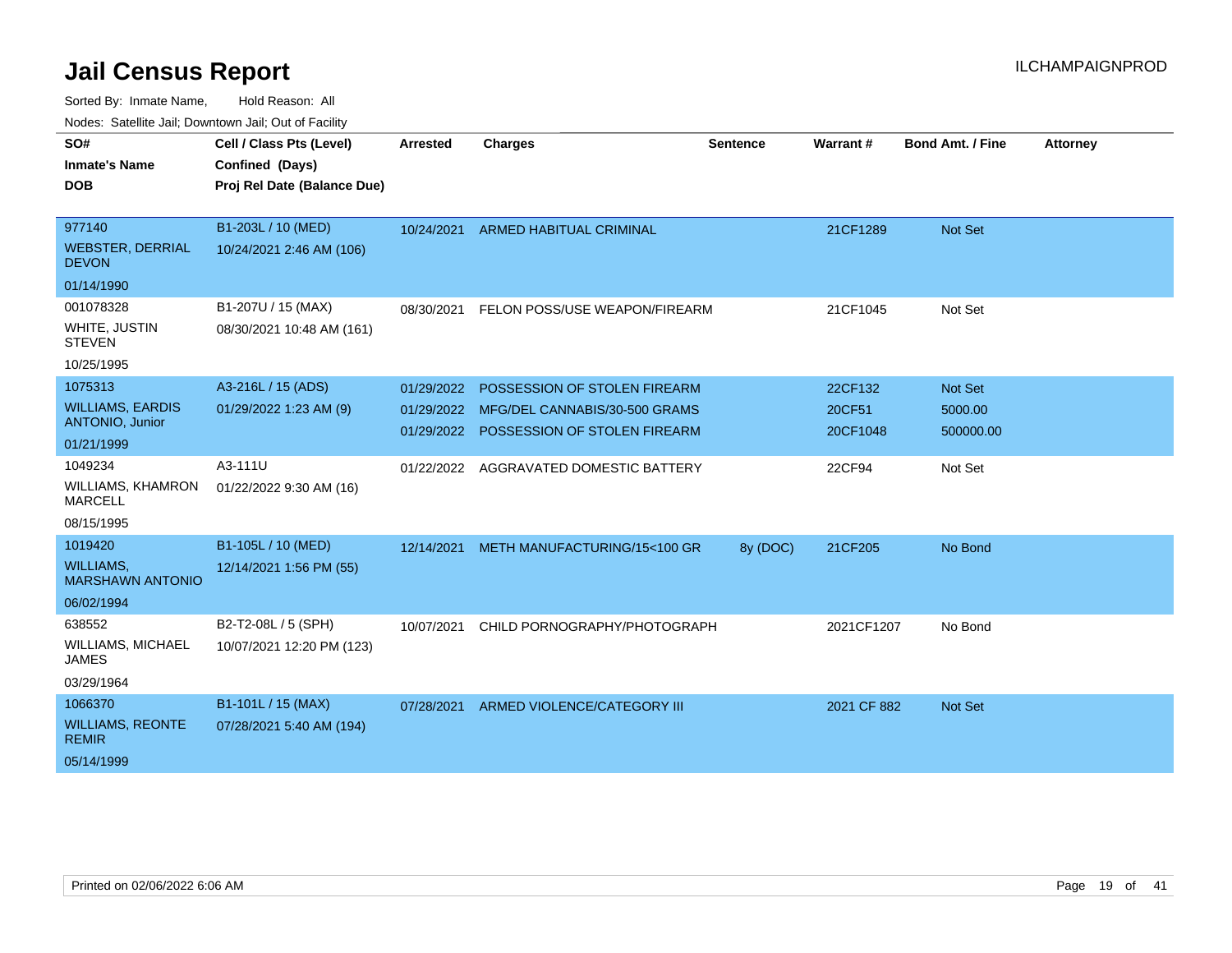# Jail Census Report

ILCHAMPAIGNPROD

Sorted By: Inmate Name, Hold Reason: All

Nodes: Satellite Jail; Downtown Jail; Out of Facility

| SO# / Inmate's Name / DOB | Cell / Class Pts (Level) / Confined (Days) / Proj Rel Date (Balance Due) | Arrested | Charges | Sentence | Warrant # | Bond Amt. / Fine | Attorney |
|---|---|---|---|---|---|---|---|
| 977140<br>WEBSTER, DERRIAL DEVON<br>01/14/1990 | B1-203L / 10 (MED)<br>10/24/2021 2:46 AM (106) | 10/24/2021 | ARMED HABITUAL CRIMINAL | | 21CF1289 | Not Set | |
| 001078328<br>WHITE, JUSTIN STEVEN<br>10/25/1995 | B1-207U / 15 (MAX)<br>08/30/2021 10:48 AM (161) | 08/30/2021 | FELON POSS/USE WEAPON/FIREARM | | 21CF1045 | Not Set | |
| 1075313<br>WILLIAMS, EARDIS ANTONIO, Junior<br>01/21/1999 | A3-216L / 15 (ADS)<br>01/29/2022 1:23 AM (9) | 01/29/2022 | POSSESSION OF STOLEN FIREARM | | 22CF132 | Not Set | |
| | | 01/29/2022 | MFG/DEL CANNABIS/30-500 GRAMS | | 20CF51 | 5000.00 | |
| | | 01/29/2022 | POSSESSION OF STOLEN FIREARM | | 20CF1048 | 500000.00 | |
| 1049234<br>WILLIAMS, KHAMRON MARCELL<br>08/15/1995 | A3-111U<br>01/22/2022 9:30 AM (16) | 01/22/2022 | AGGRAVATED DOMESTIC BATTERY | | 22CF94 | Not Set | |
| 1019420<br>WILLIAMS, MARSHAWN ANTONIO<br>06/02/1994 | B1-105L / 10 (MED)<br>12/14/2021 1:56 PM (55) | 12/14/2021 | METH MANUFACTURING/15<100 GR | 8y (DOC) | 21CF205 | No Bond | |
| 638552<br>WILLIAMS, MICHAEL JAMES<br>03/29/1964 | B2-T2-08L / 5 (SPH)<br>10/07/2021 12:20 PM (123) | 10/07/2021 | CHILD PORNOGRAPHY/PHOTOGRAPH | | 2021CF1207 | No Bond | |
| 1066370<br>WILLIAMS, REONTE REMIR<br>05/14/1999 | B1-101L / 15 (MAX)<br>07/28/2021 5:40 AM (194) | 07/28/2021 | ARMED VIOLENCE/CATEGORY III | | 2021 CF 882 | Not Set | |

Printed on 02/06/2022 6:06 AM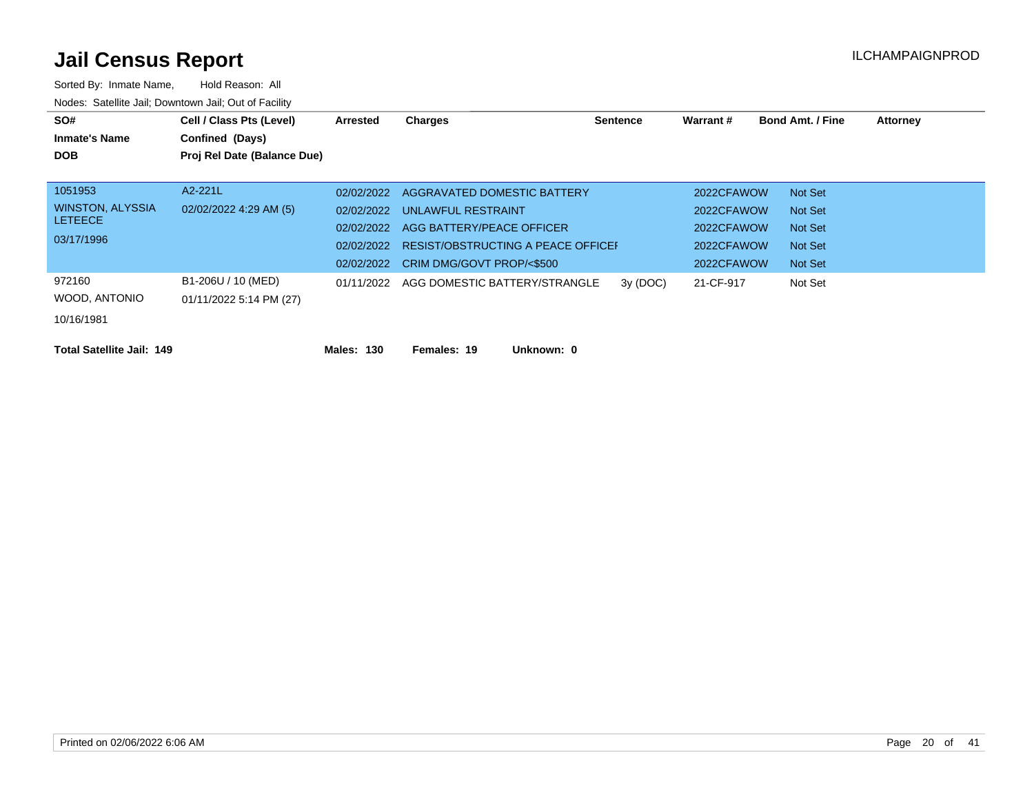# Jail Census Report

ILCHAMPAIGNPROD

Sorted By: Inmate Name, Hold Reason: All

Nodes: Satellite Jail; Downtown Jail; Out of Facility

| SO# / Inmate's Name / DOB | Cell / Class Pts (Level) / Confined (Days) / Proj Rel Date (Balance Due) | Arrested | Charges | Sentence | Warrant # | Bond Amt. / Fine | Attorney |
|---|---|---|---|---|---|---|---|
| 1051953 | A2-221L | 02/02/2022 | AGGRAVATED DOMESTIC BATTERY | | 2022CFAWOW | Not Set | |
| WINSTON, ALYSSIA LETEECE | 02/02/2022 4:29 AM (5) | 02/02/2022 | UNLAWFUL RESTRAINT | | 2022CFAWOW | Not Set | |
| 03/17/1996 | | 02/02/2022 | AGG BATTERY/PEACE OFFICER | | 2022CFAWOW | Not Set | |
| | | 02/02/2022 | RESIST/OBSTRUCTING A PEACE OFFICEI | | 2022CFAWOW | Not Set | |
| | | 02/02/2022 | CRIM DMG/GOVT PROP/<$500 | | 2022CFAWOW | Not Set | |
| 972160 | B1-206U / 10 (MED) | 01/11/2022 | AGG DOMESTIC BATTERY/STRANGLE | 3y (DOC) | 21-CF-917 | Not Set | |
| WOOD, ANTONIO | 01/11/2022 5:14 PM (27) | | | | | | |
| 10/16/1981 | | | | | | | |

**Total Satellite Jail: 149** **Males: 130** **Females: 19** **Unknown: 0**

Printed on 02/06/2022 6:06 AM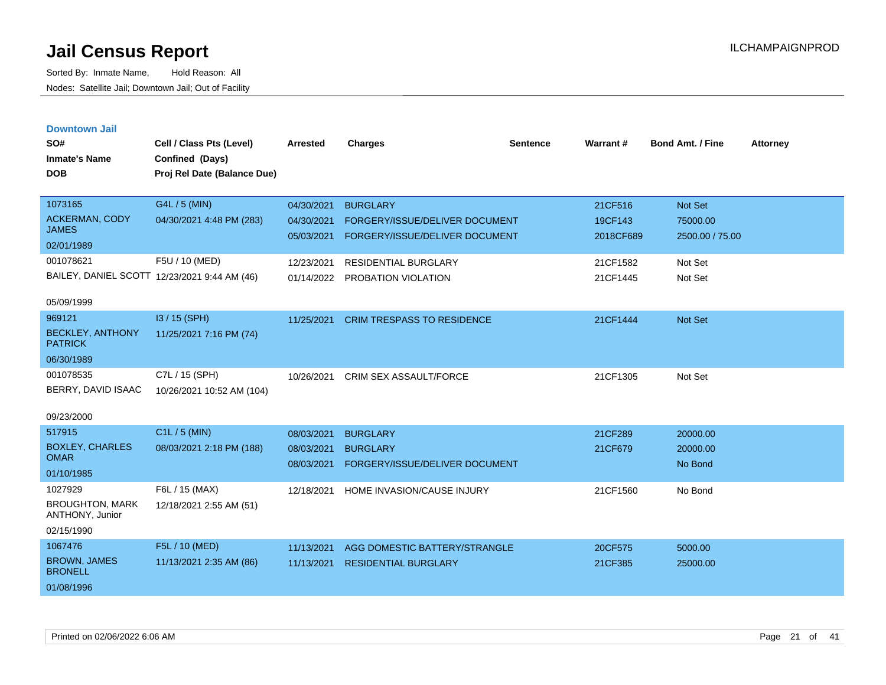# Jail Census Report

Sorted By: Inmate Name, Hold Reason: All

Nodes: Satellite Jail; Downtown Jail; Out of Facility

ILCHAMPAIGNPROD

## Downtown Jail

| SO# / Inmate's Name / DOB | Cell / Class Pts (Level) / Confined (Days) / Proj Rel Date (Balance Due) | Arrested | Charges | Sentence | Warrant # | Bond Amt. / Fine | Attorney |
|---|---|---|---|---|---|---|---|
| 1073165<br>ACKERMAN, CODY JAMES<br>02/01/1989 | G4L / 5 (MIN)<br>04/30/2021 4:48 PM (283) | 04/30/2021<br>04/30/2021<br>05/03/2021 | BURGLARY<br>FORGERY/ISSUE/DELIVER DOCUMENT<br>FORGERY/ISSUE/DELIVER DOCUMENT | | 21CF516<br>19CF143<br>2018CF689 | Not Set<br>75000.00<br>2500.00 / 75.00 | |
| 001078621<br>BAILEY, DANIEL SCOTT<br>05/09/1999 | F5U / 10 (MED)<br>12/23/2021 9:44 AM (46) | 12/23/2021<br>01/14/2022 | RESIDENTIAL BURGLARY<br>PROBATION VIOLATION | | 21CF1582<br>21CF1445 | Not Set<br>Not Set | |
| 969121<br>BECKLEY, ANTHONY PATRICK<br>06/30/1989 | I3 / 15 (SPH)<br>11/25/2021 7:16 PM (74) | 11/25/2021 | CRIM TRESPASS TO RESIDENCE | | 21CF1444 | Not Set | |
| 001078535<br>BERRY, DAVID ISAAC<br>09/23/2000 | C7L / 15 (SPH)<br>10/26/2021 10:52 AM (104) | 10/26/2021 | CRIM SEX ASSAULT/FORCE | | 21CF1305 | Not Set | |
| 517915<br>BOXLEY, CHARLES OMAR<br>01/10/1985 | C1L / 5 (MIN)<br>08/03/2021 2:18 PM (188) | 08/03/2021<br>08/03/2021<br>08/03/2021 | BURGLARY<br>BURGLARY<br>FORGERY/ISSUE/DELIVER DOCUMENT | | 21CF289<br>21CF679 | 20000.00<br>20000.00<br>No Bond | |
| 1027929<br>BROUGHTON, MARK ANTHONY, Junior<br>02/15/1990 | F6L / 15 (MAX)<br>12/18/2021 2:55 AM (51) | 12/18/2021 | HOME INVASION/CAUSE INJURY | | 21CF1560 | No Bond | |
| 1067476<br>BROWN, JAMES BRONELL<br>01/08/1996 | F5L / 10 (MED)<br>11/13/2021 2:35 AM (86) | 11/13/2021<br>11/13/2021 | AGG DOMESTIC BATTERY/STRANGLE<br>RESIDENTIAL BURGLARY | | 20CF575<br>21CF385 | 5000.00<br>25000.00 | |

Printed on 02/06/2022 6:06 AM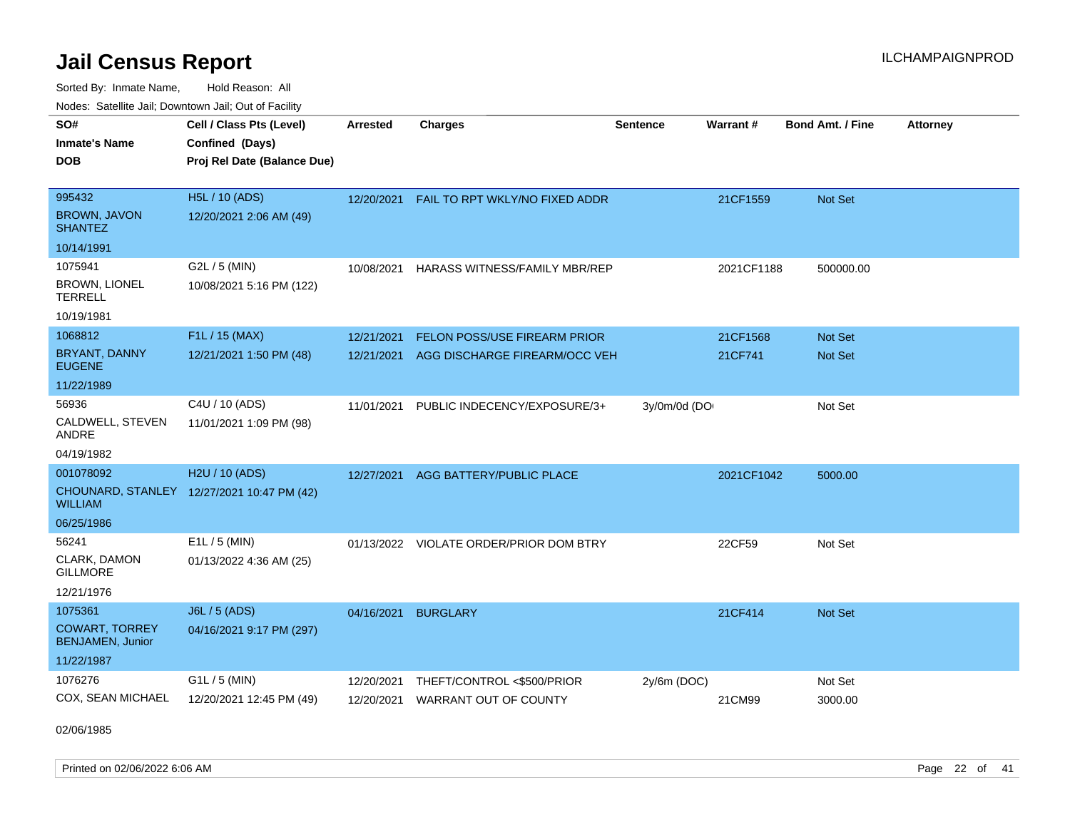# Jail Census Report

Sorted By: Inmate Name,     Hold Reason: All

Nodes: Satellite Jail; Downtown Jail; Out of Facility

| SO# / Inmate's Name / DOB | Cell / Class Pts (Level) / Confined (Days) / Proj Rel Date (Balance Due) | Arrested | Charges | Sentence | Warrant # | Bond Amt. / Fine | Attorney |
|---|---|---|---|---|---|---|---|
| 995432<br>BROWN, JAVON SHANTEZ<br>10/14/1991 | H5L / 10 (ADS)<br>12/20/2021 2:06 AM (49) | 12/20/2021 | FAIL TO RPT WKLY/NO FIXED ADDR | | 21CF1559 | Not Set | |
| 1075941<br>BROWN, LIONEL TERRELL<br>10/19/1981 | G2L / 5 (MIN)<br>10/08/2021 5:16 PM (122) | 10/08/2021 | HARASS WITNESS/FAMILY MBR/REP | | 2021CF1188 | 500000.00 | |
| 1068812<br>BRYANT, DANNY EUGENE<br>11/22/1989 | F1L / 15 (MAX)<br>12/21/2021 1:50 PM (48) | 12/21/2021<br>12/21/2021 | FELON POSS/USE FIREARM PRIOR<br>AGG DISCHARGE FIREARM/OCC VEH | | 21CF1568<br>21CF741 | Not Set<br>Not Set | |
| 56936<br>CALDWELL, STEVEN ANDRE<br>04/19/1982 | C4U / 10 (ADS)<br>11/01/2021 1:09 PM (98) | 11/01/2021 | PUBLIC INDECENCY/EXPOSURE/3+ | 3y/0m/0d (DO | | Not Set | |
| 001078092<br>CHOUNARD, STANLEY WILLIAM<br>06/25/1986 | H2U / 10 (ADS)<br>12/27/2021 10:47 PM (42) | 12/27/2021 | AGG BATTERY/PUBLIC PLACE | | 2021CF1042 | 5000.00 | |
| 56241<br>CLARK, DAMON GILLMORE<br>12/21/1976 | E1L / 5 (MIN)<br>01/13/2022 4:36 AM (25) | 01/13/2022 | VIOLATE ORDER/PRIOR DOM BTRY | | 22CF59 | Not Set | |
| 1075361<br>COWART, TORREY BENJAMEN, Junior<br>11/22/1987 | J6L / 5 (ADS)<br>04/16/2021 9:17 PM (297) | 04/16/2021 | BURGLARY | | 21CF414 | Not Set | |
| 1076276<br>COX, SEAN MICHAEL<br>02/06/1985 | G1L / 5 (MIN)<br>12/20/2021 12:45 PM (49) | 12/20/2021<br>12/20/2021 | THEFT/CONTROL <$500/PRIOR<br>WARRANT OUT OF COUNTY | 2y/6m (DOC) | <br>21CM99 | Not Set<br>3000.00 | |

Printed on 02/06/2022 6:06 AM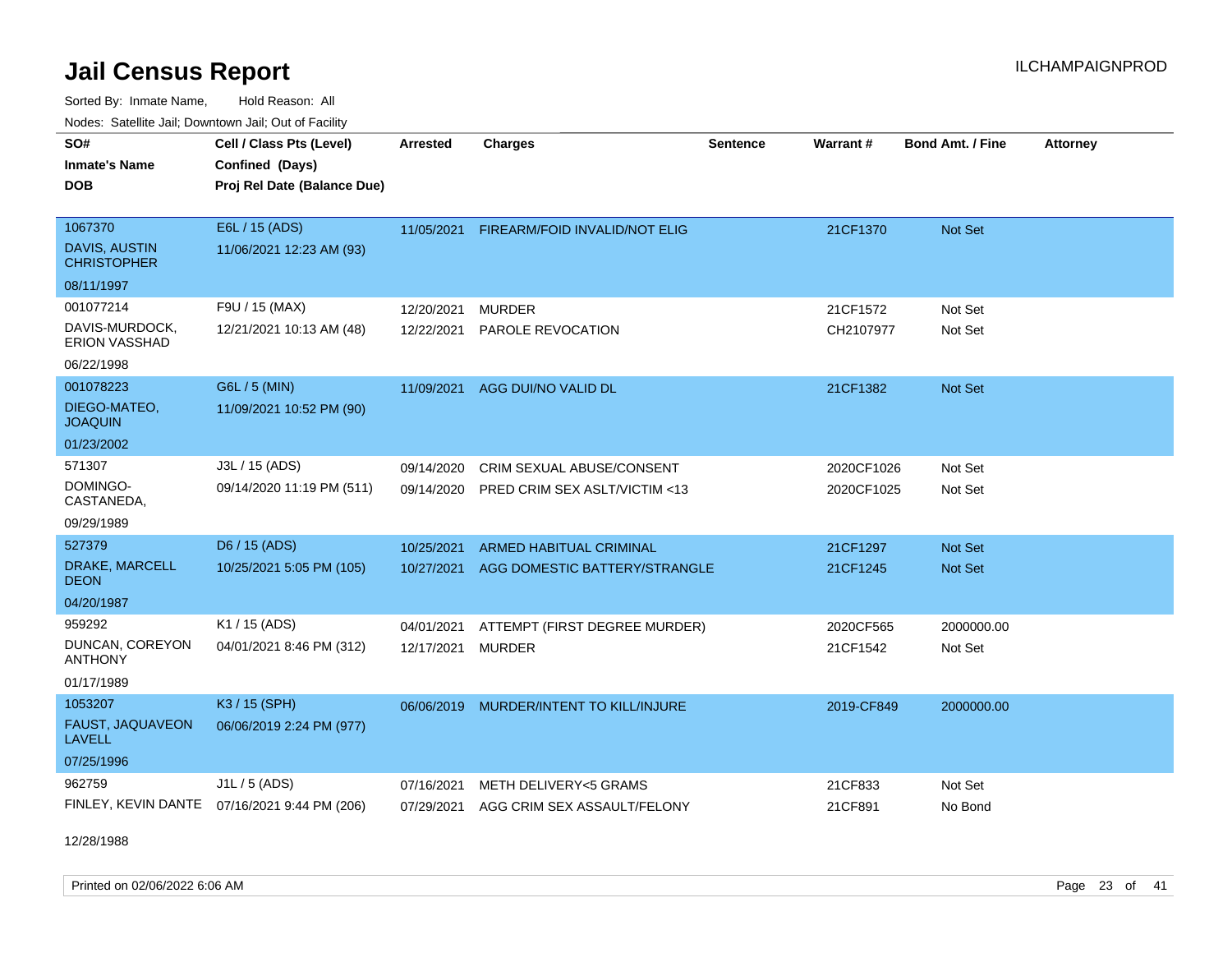# Jail Census Report

ILCHAMPAIGNPROD

Sorted By: Inmate Name, Hold Reason: All

Nodes: Satellite Jail; Downtown Jail; Out of Facility

| SO# / Inmate's Name / DOB | Cell / Class Pts (Level) / Confined (Days) / Proj Rel Date (Balance Due) | Arrested | Charges | Sentence | Warrant # | Bond Amt. / Fine | Attorney |
|---|---|---|---|---|---|---|---|
| 1067370<br>DAVIS, AUSTIN CHRISTOPHER<br>08/11/1997 | E6L / 15 (ADS)<br>11/06/2021 12:23 AM (93) | 11/05/2021 | FIREARM/FOID INVALID/NOT ELIG | | 21CF1370 | Not Set | |
| 001077214<br>DAVIS-MURDOCK, ERION VASSHAD<br>06/22/1998 | F9U / 15 (MAX)<br>12/21/2021 10:13 AM (48) | 12/20/2021 | MURDER | | 21CF1572 | Not Set | |
| | | 12/22/2021 | PAROLE REVOCATION | | CH2107977 | Not Set | |
| 001078223<br>DIEGO-MATEO, JOAQUIN<br>01/23/2002 | G6L / 5 (MIN)<br>11/09/2021 10:52 PM (90) | 11/09/2021 | AGG DUI/NO VALID DL | | 21CF1382 | Not Set | |
| 571307<br>DOMINGO-CASTANEDA,<br>09/29/1989 | J3L / 15 (ADS)<br>09/14/2020 11:19 PM (511) | 09/14/2020 | CRIM SEXUAL ABUSE/CONSENT | | 2020CF1026 | Not Set | |
| | | 09/14/2020 | PRED CRIM SEX ASLT/VICTIM <13 | | 2020CF1025 | Not Set | |
| 527379<br>DRAKE, MARCELL DEON<br>04/20/1987 | D6 / 15 (ADS)<br>10/25/2021 5:05 PM (105) | 10/25/2021 | ARMED HABITUAL CRIMINAL | | 21CF1297 | Not Set | |
| | | 10/27/2021 | AGG DOMESTIC BATTERY/STRANGLE | | 21CF1245 | Not Set | |
| 959292<br>DUNCAN, COREYON ANTHONY<br>01/17/1989 | K1 / 15 (ADS)<br>04/01/2021 8:46 PM (312) | 04/01/2021 | ATTEMPT (FIRST DEGREE MURDER) | | 2020CF565 | 2000000.00 | |
| | | 12/17/2021 | MURDER | | 21CF1542 | Not Set | |
| 1053207<br>FAUST, JAQUAVEON LAVELL<br>07/25/1996 | K3 / 15 (SPH)<br>06/06/2019 2:24 PM (977) | 06/06/2019 | MURDER/INTENT TO KILL/INJURE | | 2019-CF849 | 2000000.00 | |
| 962759<br>FINLEY, KEVIN DANTE<br>12/28/1988 | J1L / 5 (ADS)<br>07/16/2021 9:44 PM (206) | 07/16/2021 | METH DELIVERY<5 GRAMS | | 21CF833 | Not Set | |
| | | 07/29/2021 | AGG CRIM SEX ASSAULT/FELONY | | 21CF891 | No Bond | |

Printed on 02/06/2022 6:06 AM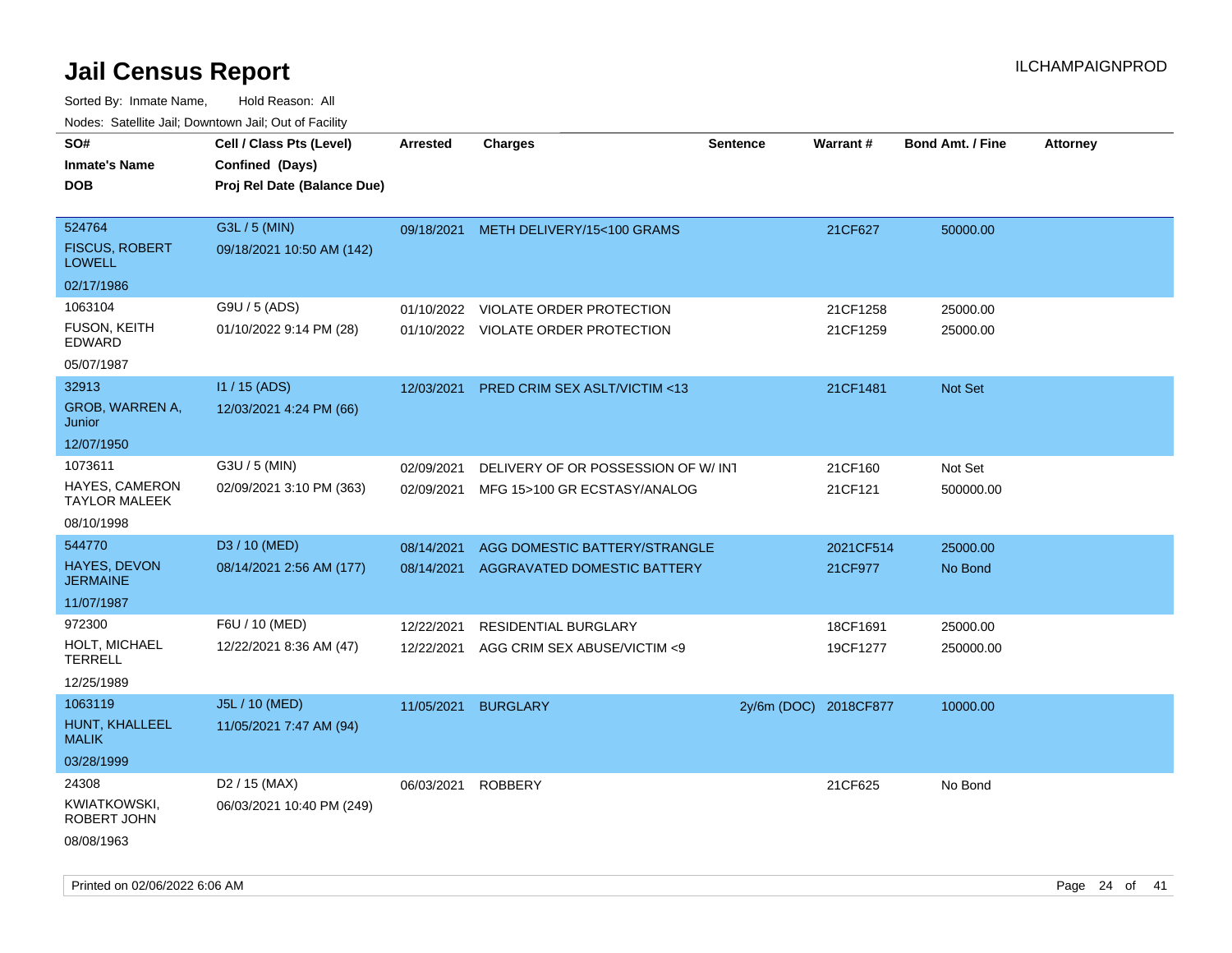# Jail Census Report

Sorted By: Inmate Name, Hold Reason: All

Nodes: Satellite Jail; Downtown Jail; Out of Facility

| SO# / Inmate's Name / DOB | Cell / Class Pts (Level) / Confined (Days) / Proj Rel Date (Balance Due) | Arrested | Charges | Sentence | Warrant # | Bond Amt. / Fine | Attorney |
|---|---|---|---|---|---|---|---|
| 524764 FISCUS, ROBERT LOWELL 02/17/1986 | G3L / 5 (MIN) 09/18/2021 10:50 AM (142) | 09/18/2021 | METH DELIVERY/15<100 GRAMS | | 21CF627 | 50000.00 | |
| 1063104 FUSON, KEITH EDWARD 05/07/1987 | G9U / 5 (ADS) 01/10/2022 9:14 PM (28) | 01/10/2022 | VIOLATE ORDER PROTECTION | | 21CF1258 | 25000.00 | |
| | | 01/10/2022 | VIOLATE ORDER PROTECTION | | 21CF1259 | 25000.00 | |
| 32913 GROB, WARREN A, Junior 12/07/1950 | I1 / 15 (ADS) 12/03/2021 4:24 PM (66) | 12/03/2021 | PRED CRIM SEX ASLT/VICTIM <13 | | 21CF1481 | Not Set | |
| 1073611 HAYES, CAMERON TAYLOR MALEEK 08/10/1998 | G3U / 5 (MIN) 02/09/2021 3:10 PM (363) | 02/09/2021 | DELIVERY OF OR POSSESSION OF W/ INT | | 21CF160 | Not Set | |
| | | 02/09/2021 | MFG 15>100 GR ECSTASY/ANALOG | | 21CF121 | 500000.00 | |
| 544770 HAYES, DEVON JERMAINE 11/07/1987 | D3 / 10 (MED) 08/14/2021 2:56 AM (177) | 08/14/2021 | AGG DOMESTIC BATTERY/STRANGLE | | 2021CF514 | 25000.00 | |
| | | 08/14/2021 | AGGRAVATED DOMESTIC BATTERY | | 21CF977 | No Bond | |
| 972300 HOLT, MICHAEL TERRELL 12/25/1989 | F6U / 10 (MED) 12/22/2021 8:36 AM (47) | 12/22/2021 | RESIDENTIAL BURGLARY | | 18CF1691 | 25000.00 | |
| | | 12/22/2021 | AGG CRIM SEX ABUSE/VICTIM <9 | | 19CF1277 | 250000.00 | |
| 1063119 HUNT, KHALLEEL MALIK 03/28/1999 | J5L / 10 (MED) 11/05/2021 7:47 AM (94) | 11/05/2021 | BURGLARY | 2y/6m (DOC) | 2018CF877 | 10000.00 | |
| 24308 KWIATKOWSKI, ROBERT JOHN 08/08/1963 | D2 / 15 (MAX) 06/03/2021 10:40 PM (249) | 06/03/2021 | ROBBERY | | 21CF625 | No Bond | |

Printed on 02/06/2022 6:06 AM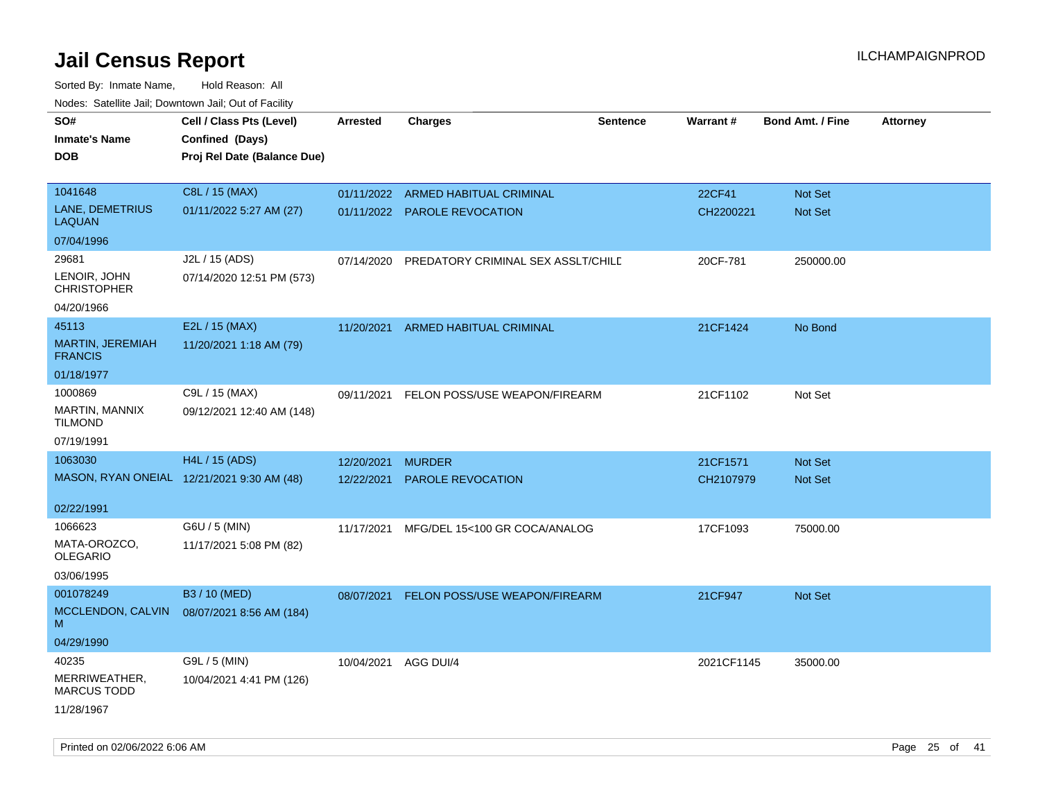# Jail Census Report

Sorted By: Inmate Name, Hold Reason: All

Nodes: Satellite Jail; Downtown Jail; Out of Facility

| SO# / Inmate's Name / DOB | Cell / Class Pts (Level) / Confined (Days) / Proj Rel Date (Balance Due) | Arrested | Charges | Sentence | Warrant # | Bond Amt. / Fine | Attorney |
|---|---|---|---|---|---|---|---|
| 1041648<br>LANE, DEMETRIUS LAQUAN<br>07/04/1996 | C8L / 15 (MAX)<br>01/11/2022 5:27 AM (27) | 01/11/2022<br>01/11/2022 | ARMED HABITUAL CRIMINAL<br>PAROLE REVOCATION | | 22CF41<br>CH2200221 | Not Set<br>Not Set | |
| 29681<br>LENOIR, JOHN CHRISTOPHER<br>04/20/1966 | J2L / 15 (ADS)<br>07/14/2020 12:51 PM (573) | 07/14/2020 | PREDATORY CRIMINAL SEX ASSLT/CHILD | | 20CF-781 | 250000.00 | |
| 45113<br>MARTIN, JEREMIAH FRANCIS<br>01/18/1977 | E2L / 15 (MAX)<br>11/20/2021 1:18 AM (79) | 11/20/2021 | ARMED HABITUAL CRIMINAL | | 21CF1424 | No Bond | |
| 1000869<br>MARTIN, MANNIX TILMOND<br>07/19/1991 | C9L / 15 (MAX)<br>09/12/2021 12:40 AM (148) | 09/11/2021 | FELON POSS/USE WEAPON/FIREARM | | 21CF1102 | Not Set | |
| 1063030<br>MASON, RYAN ONEIAL<br>02/22/1991 | H4L / 15 (ADS)<br>12/21/2021 9:30 AM (48) | 12/20/2021<br>12/22/2021 | MURDER<br>PAROLE REVOCATION | | 21CF1571<br>CH2107979 | Not Set<br>Not Set | |
| 1066623<br>MATA-OROZCO, OLEGARIO<br>03/06/1995 | G6U / 5 (MIN)<br>11/17/2021 5:08 PM (82) | 11/17/2021 | MFG/DEL 15<100 GR COCA/ANALOG | | 17CF1093 | 75000.00 | |
| 001078249<br>MCCLENDON, CALVIN M<br>04/29/1990 | B3 / 10 (MED)<br>08/07/2021 8:56 AM (184) | 08/07/2021 | FELON POSS/USE WEAPON/FIREARM | | 21CF947 | Not Set | |
| 40235<br>MERRIWEATHER, MARCUS TODD<br>11/28/1967 | G9L / 5 (MIN)<br>10/04/2021 4:41 PM (126) | 10/04/2021 | AGG DUI/4 | | 2021CF1145 | 35000.00 | |

Printed on 02/06/2022 6:06 AM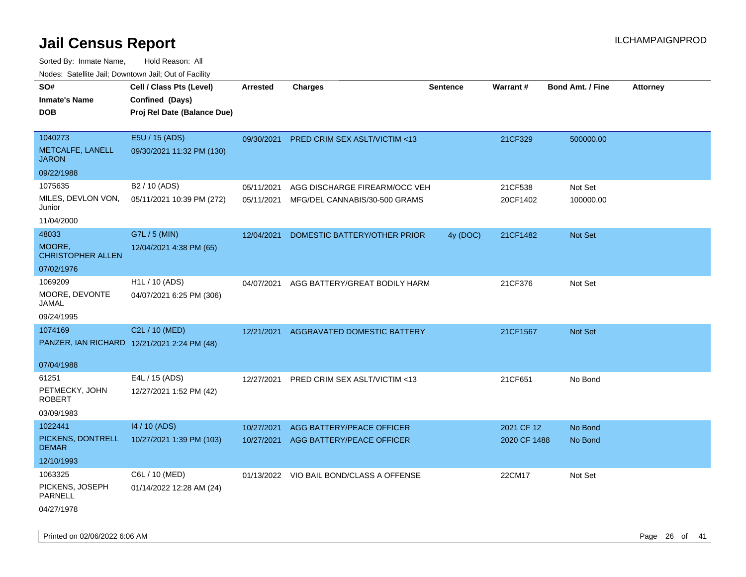# Jail Census Report

ILCHAMPAIGNPROD

Sorted By: Inmate Name, Hold Reason: All

Nodes: Satellite Jail; Downtown Jail; Out of Facility

| SO# / Inmate's Name / DOB | Cell / Class Pts (Level) / Confined (Days) / Proj Rel Date (Balance Due) | Arrested | Charges | Sentence | Warrant # | Bond Amt. / Fine | Attorney |
|---|---|---|---|---|---|---|---|
| 1040273<br>METCALFE, LANELL JARON<br>09/22/1988 | E5U / 15 (ADS)<br>09/30/2021 11:32 PM (130) | 09/30/2021 | PRED CRIM SEX ASLT/VICTIM <13 | | 21CF329 | 500000.00 | |
| 1075635<br>MILES, DEVLON VON, Junior<br>11/04/2000 | B2 / 10 (ADS)<br>05/11/2021 10:39 PM (272) | 05/11/2021<br>05/11/2021 | AGG DISCHARGE FIREARM/OCC VEH<br>MFG/DEL CANNABIS/30-500 GRAMS | | 21CF538<br>20CF1402 | Not Set<br>100000.00 | |
| 48033<br>MOORE, CHRISTOPHER ALLEN<br>07/02/1976 | G7L / 5 (MIN)<br>12/04/2021 4:38 PM (65) | 12/04/2021 | DOMESTIC BATTERY/OTHER PRIOR | 4y (DOC) | 21CF1482 | Not Set | |
| 1069209<br>MOORE, DEVONTE JAMAL<br>09/24/1995 | H1L / 10 (ADS)<br>04/07/2021 6:25 PM (306) | 04/07/2021 | AGG BATTERY/GREAT BODILY HARM | | 21CF376 | Not Set | |
| 1074169<br>PANZER, IAN RICHARD<br>07/04/1988 | C2L / 10 (MED)<br>12/21/2021 2:24 PM (48) | 12/21/2021 | AGGRAVATED DOMESTIC BATTERY | | 21CF1567 | Not Set | |
| 61251<br>PETMECKY, JOHN ROBERT<br>03/09/1983 | E4L / 15 (ADS)<br>12/27/2021 1:52 PM (42) | 12/27/2021 | PRED CRIM SEX ASLT/VICTIM <13 | | 21CF651 | No Bond | |
| 1022441<br>PICKENS, DONTRELL DEMAR<br>12/10/1993 | I4 / 10 (ADS)<br>10/27/2021 1:39 PM (103) | 10/27/2021<br>10/27/2021 | AGG BATTERY/PEACE OFFICER<br>AGG BATTERY/PEACE OFFICER | | 2021 CF 12<br>2020 CF 1488 | No Bond<br>No Bond | |
| 1063325<br>PICKENS, JOSEPH PARNELL<br>04/27/1978 | C6L / 10 (MED)<br>01/14/2022 12:28 AM (24) | 01/13/2022 | VIO BAIL BOND/CLASS A OFFENSE | | 22CM17 | Not Set | |

Printed on 02/06/2022 6:06 AM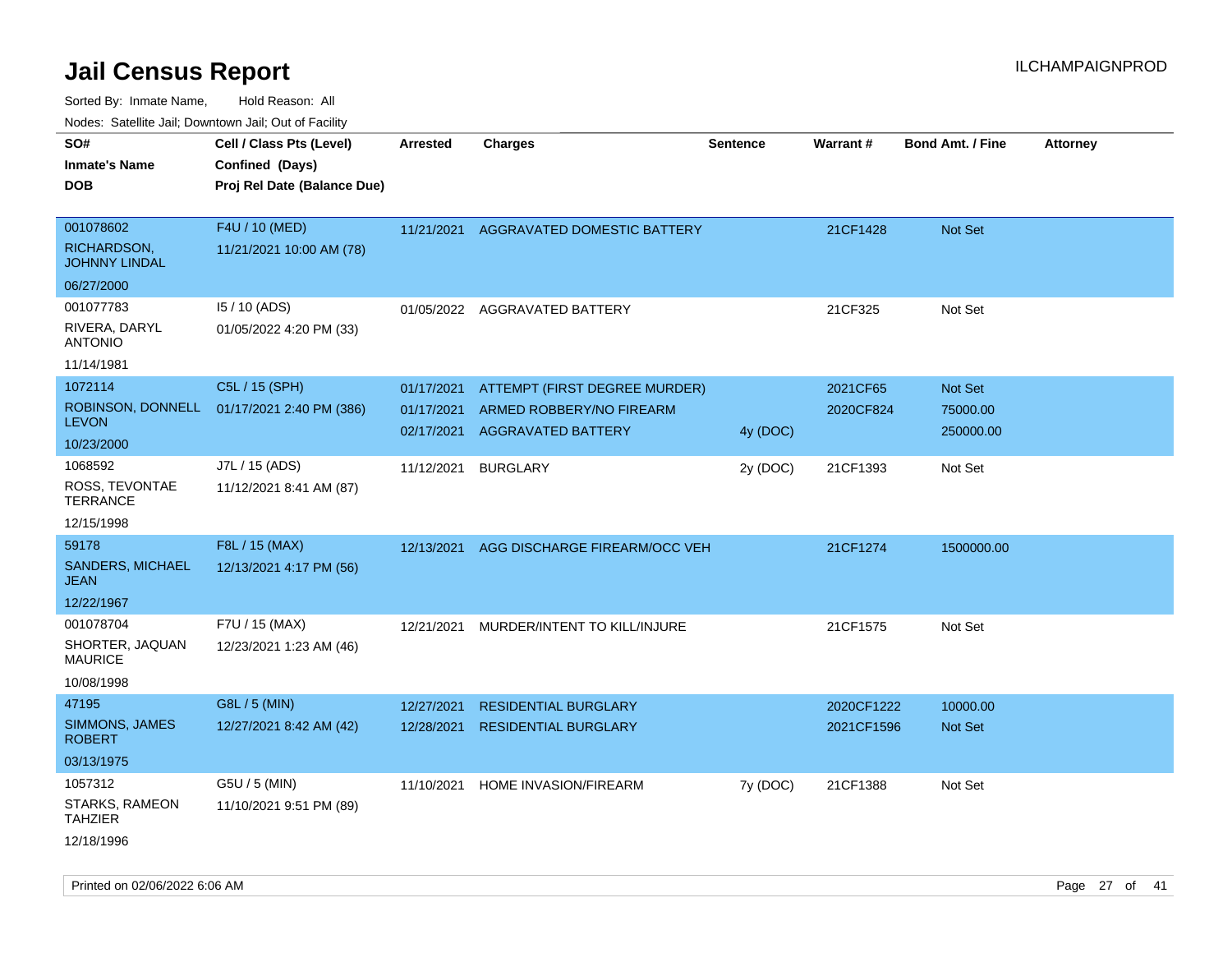# Jail Census Report

Sorted By: Inmate Name, Hold Reason: All

Nodes: Satellite Jail; Downtown Jail; Out of Facility

| SO#<br>Inmate's Name<br>DOB | Cell / Class Pts (Level)<br>Confined (Days)<br>Proj Rel Date (Balance Due) | Arrested | Charges | Sentence | Warrant # | Bond Amt. / Fine | Attorney |
|---|---|---|---|---|---|---|---|
| 001078602<br>RICHARDSON, JOHNNY LINDAL<br>06/27/2000 | F4U / 10 (MED)<br>11/21/2021 10:00 AM (78) | 11/21/2021 | AGGRAVATED DOMESTIC BATTERY | | 21CF1428 | Not Set | |
| 001077783<br>RIVERA, DARYL ANTONIO<br>11/14/1981 | I5 / 10 (ADS)<br>01/05/2022 4:20 PM (33) | 01/05/2022 | AGGRAVATED BATTERY | | 21CF325 | Not Set | |
| 1072114<br>ROBINSON, DONNELL LEVON<br>10/23/2000 | C5L / 15 (SPH)<br>01/17/2021 2:40 PM (386) | 01/17/2021 | ATTEMPT (FIRST DEGREE MURDER) | | 2021CF65 | Not Set | |
| | | 01/17/2021 | ARMED ROBBERY/NO FIREARM | | 2020CF824 | 75000.00 | |
| | | 02/17/2021 | AGGRAVATED BATTERY | 4y (DOC) | | 250000.00 | |
| 1068592<br>ROSS, TEVONTAE TERRANCE<br>12/15/1998 | J7L / 15 (ADS)<br>11/12/2021 8:41 AM (87) | 11/12/2021 | BURGLARY | 2y (DOC) | 21CF1393 | Not Set | |
| 59178<br>SANDERS, MICHAEL JEAN<br>12/22/1967 | F8L / 15 (MAX)<br>12/13/2021 4:17 PM (56) | 12/13/2021 | AGG DISCHARGE FIREARM/OCC VEH | | 21CF1274 | 1500000.00 | |
| 001078704<br>SHORTER, JAQUAN MAURICE<br>10/08/1998 | F7U / 15 (MAX)<br>12/23/2021 1:23 AM (46) | 12/21/2021 | MURDER/INTENT TO KILL/INJURE | | 21CF1575 | Not Set | |
| 47195<br>SIMMONS, JAMES ROBERT<br>03/13/1975 | G8L / 5 (MIN)<br>12/27/2021 8:42 AM (42) | 12/27/2021 | RESIDENTIAL BURGLARY | | 2020CF1222 | 10000.00 | |
| | | 12/28/2021 | RESIDENTIAL BURGLARY | | 2021CF1596 | Not Set | |
| 1057312<br>STARKS, RAMEON TAHZIER<br>12/18/1996 | G5U / 5 (MIN)<br>11/10/2021 9:51 PM (89) | 11/10/2021 | HOME INVASION/FIREARM | 7y (DOC) | 21CF1388 | Not Set | |

Printed on 02/06/2022 6:06 AM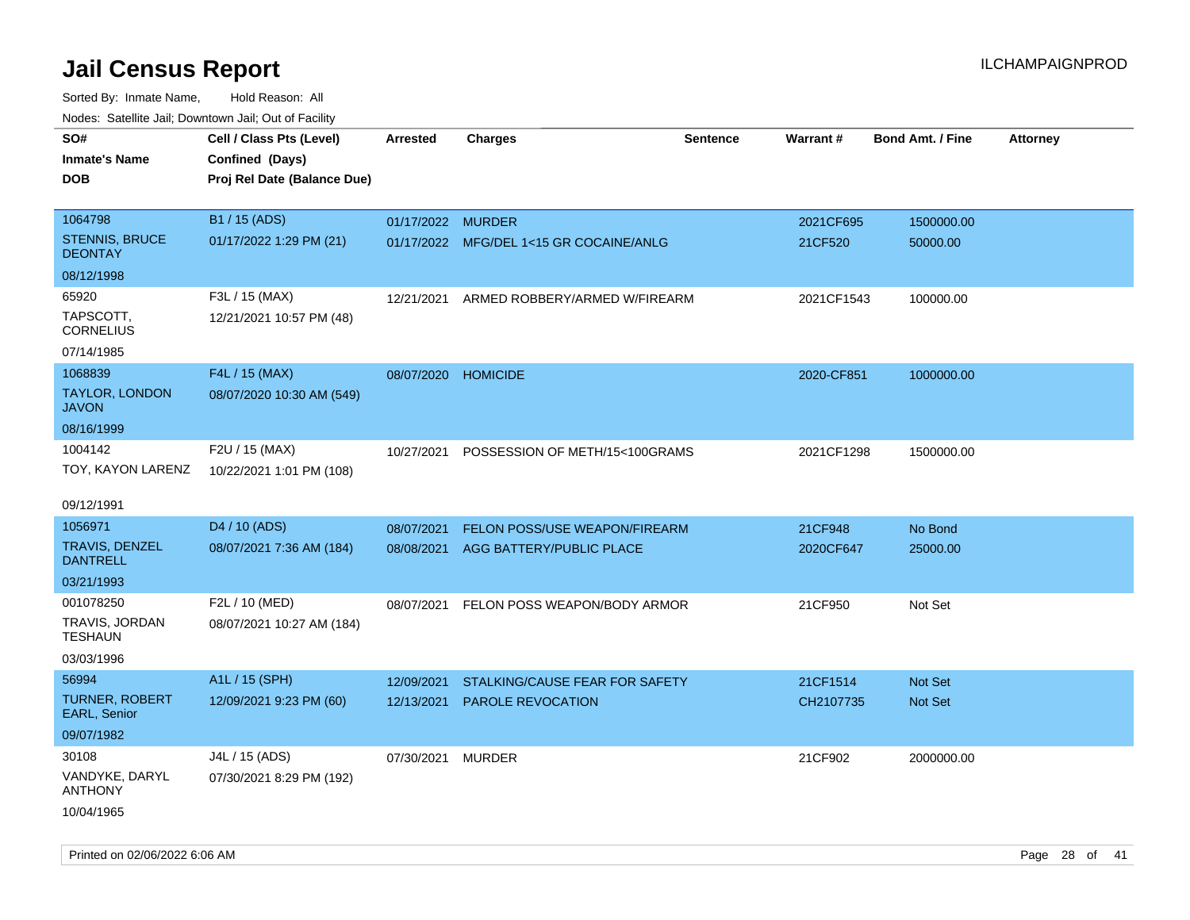# Jail Census Report

ILCHAMPAIGNPROD

Sorted By: Inmate Name, Hold Reason: All

Nodes: Satellite Jail; Downtown Jail; Out of Facility

| SO# / Inmate's Name / DOB | Cell / Class Pts (Level) / Confined (Days) / Proj Rel Date (Balance Due) | Arrested | Charges | Sentence | Warrant # | Bond Amt. / Fine | Attorney |
|---|---|---|---|---|---|---|---|
| 1064798<br>STENNIS, BRUCE DEONTAY<br>08/12/1998 | B1 / 15 (ADS)<br>01/17/2022 1:29 PM (21) | 01/17/2022<br>01/17/2022 | MURDER<br>MFG/DEL 1<15 GR COCAINE/ANLG | | 2021CF695<br>21CF520 | 1500000.00<br>50000.00 | |
| 65920<br>TAPSCOTT, CORNELIUS<br>07/14/1985 | F3L / 15 (MAX)<br>12/21/2021 10:57 PM (48) | 12/21/2021 | ARMED ROBBERY/ARMED W/FIREARM | | 2021CF1543 | 100000.00 | |
| 1068839<br>TAYLOR, LONDON JAVON<br>08/16/1999 | F4L / 15 (MAX)<br>08/07/2020 10:30 AM (549) | 08/07/2020 | HOMICIDE | | 2020-CF851 | 1000000.00 | |
| 1004142<br>TOY, KAYON LARENZ<br>09/12/1991 | F2U / 15 (MAX)<br>10/22/2021 1:01 PM (108) | 10/27/2021 | POSSESSION OF METH/15<100GRAMS | | 2021CF1298 | 1500000.00 | |
| 1056971<br>TRAVIS, DENZEL DANTRELL<br>03/21/1993 | D4 / 10 (ADS)<br>08/07/2021 7:36 AM (184) | 08/07/2021<br>08/08/2021 | FELON POSS/USE WEAPON/FIREARM<br>AGG BATTERY/PUBLIC PLACE | | 21CF948<br>2020CF647 | No Bond<br>25000.00 | |
| 001078250<br>TRAVIS, JORDAN TESHAUN<br>03/03/1996 | F2L / 10 (MED)<br>08/07/2021 10:27 AM (184) | 08/07/2021 | FELON POSS WEAPON/BODY ARMOR | | 21CF950 | Not Set | |
| 56994<br>TURNER, ROBERT EARL, Senior<br>09/07/1982 | A1L / 15 (SPH)<br>12/09/2021 9:23 PM (60) | 12/09/2021<br>12/13/2021 | STALKING/CAUSE FEAR FOR SAFETY<br>PAROLE REVOCATION | | 21CF1514<br>CH2107735 | Not Set<br>Not Set | |
| 30108<br>VANDYKE, DARYL ANTHONY<br>10/04/1965 | J4L / 15 (ADS)<br>07/30/2021 8:29 PM (192) | 07/30/2021 | MURDER | | 21CF902 | 2000000.00 | |

Printed on 02/06/2022 6:06 AM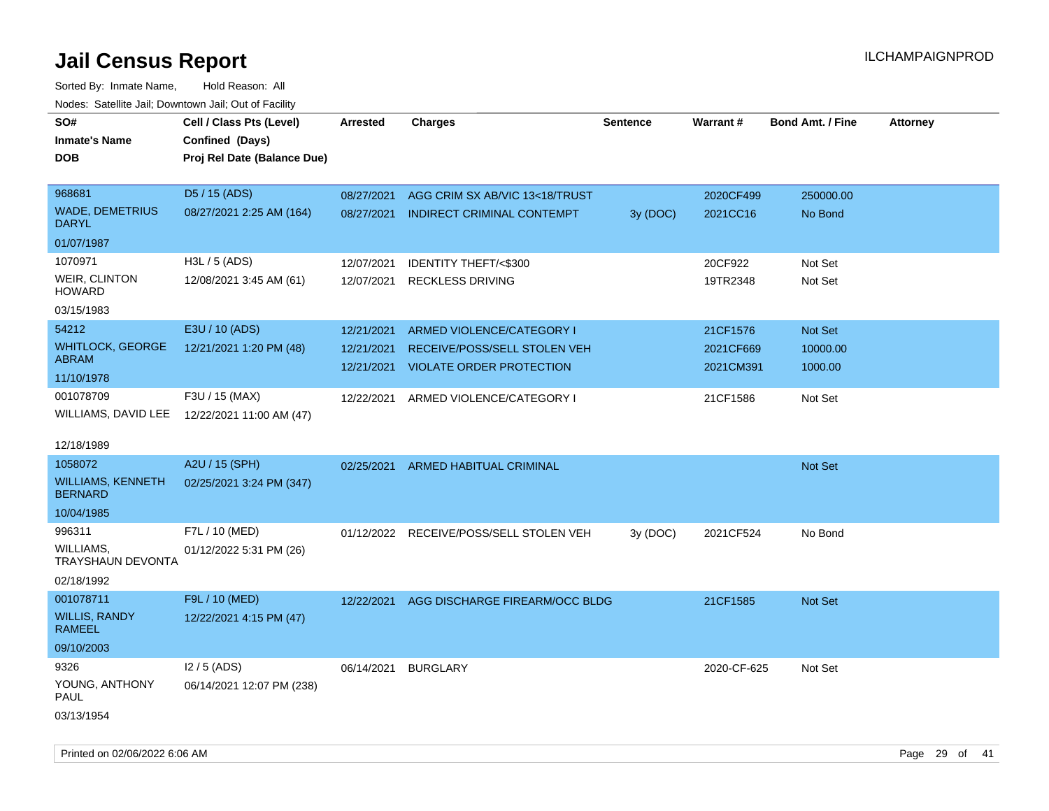# Jail Census Report

ILCHAMPAIGNPROD

Sorted By: Inmate Name, Hold Reason: All

Nodes: Satellite Jail; Downtown Jail; Out of Facility

| SO# / Inmate's Name / DOB | Cell / Class Pts (Level) / Confined (Days) / Proj Rel Date (Balance Due) | Arrested | Charges | Sentence | Warrant # | Bond Amt. / Fine | Attorney |
|---|---|---|---|---|---|---|---|
| 968681<br>WADE, DEMETRIUS DARYL<br>01/07/1987 | D5 / 15 (ADS)<br>08/27/2021 2:25 AM (164) | 08/27/2021 | AGG CRIM SX AB/VIC 13<18/TRUST | | 2020CF499 | 250000.00 | |
| | | 08/27/2021 | INDIRECT CRIMINAL CONTEMPT | 3y (DOC) | 2021CC16 | No Bond | |
| 1070971<br>WEIR, CLINTON HOWARD<br>03/15/1983 | H3L / 5 (ADS)<br>12/08/2021 3:45 AM (61) | 12/07/2021 | IDENTITY THEFT/<$300 | | 20CF922 | Not Set | |
| | | 12/07/2021 | RECKLESS DRIVING | | 19TR2348 | Not Set | |
| 54212<br>WHITLOCK, GEORGE ABRAM<br>11/10/1978 | E3U / 10 (ADS)<br>12/21/2021 1:20 PM (48) | 12/21/2021 | ARMED VIOLENCE/CATEGORY I | | 21CF1576 | Not Set | |
| | | 12/21/2021 | RECEIVE/POSS/SELL STOLEN VEH | | 2021CF669 | 10000.00 | |
| | | 12/21/2021 | VIOLATE ORDER PROTECTION | | 2021CM391 | 1000.00 | |
| 001078709<br>WILLIAMS, DAVID LEE<br>12/18/1989 | F3U / 15 (MAX)<br>12/22/2021 11:00 AM (47) | 12/22/2021 | ARMED VIOLENCE/CATEGORY I | | 21CF1586 | Not Set | |
| 1058072<br>WILLIAMS, KENNETH BERNARD<br>10/04/1985 | A2U / 15 (SPH)<br>02/25/2021 3:24 PM (347) | 02/25/2021 | ARMED HABITUAL CRIMINAL | | | Not Set | |
| 996311<br>WILLIAMS, TRAYSHAUN DEVONTA<br>02/18/1992 | F7L / 10 (MED)<br>01/12/2022 5:31 PM (26) | 01/12/2022 | RECEIVE/POSS/SELL STOLEN VEH | 3y (DOC) | 2021CF524 | No Bond | |
| 001078711<br>WILLIS, RANDY RAMEEL<br>09/10/2003 | F9L / 10 (MED)<br>12/22/2021 4:15 PM (47) | 12/22/2021 | AGG DISCHARGE FIREARM/OCC BLDG | | 21CF1585 | Not Set | |
| 9326<br>YOUNG, ANTHONY PAUL<br>03/13/1954 | I2 / 5 (ADS)<br>06/14/2021 12:07 PM (238) | 06/14/2021 | BURGLARY | | 2020-CF-625 | Not Set | |

Printed on 02/06/2022 6:06 AM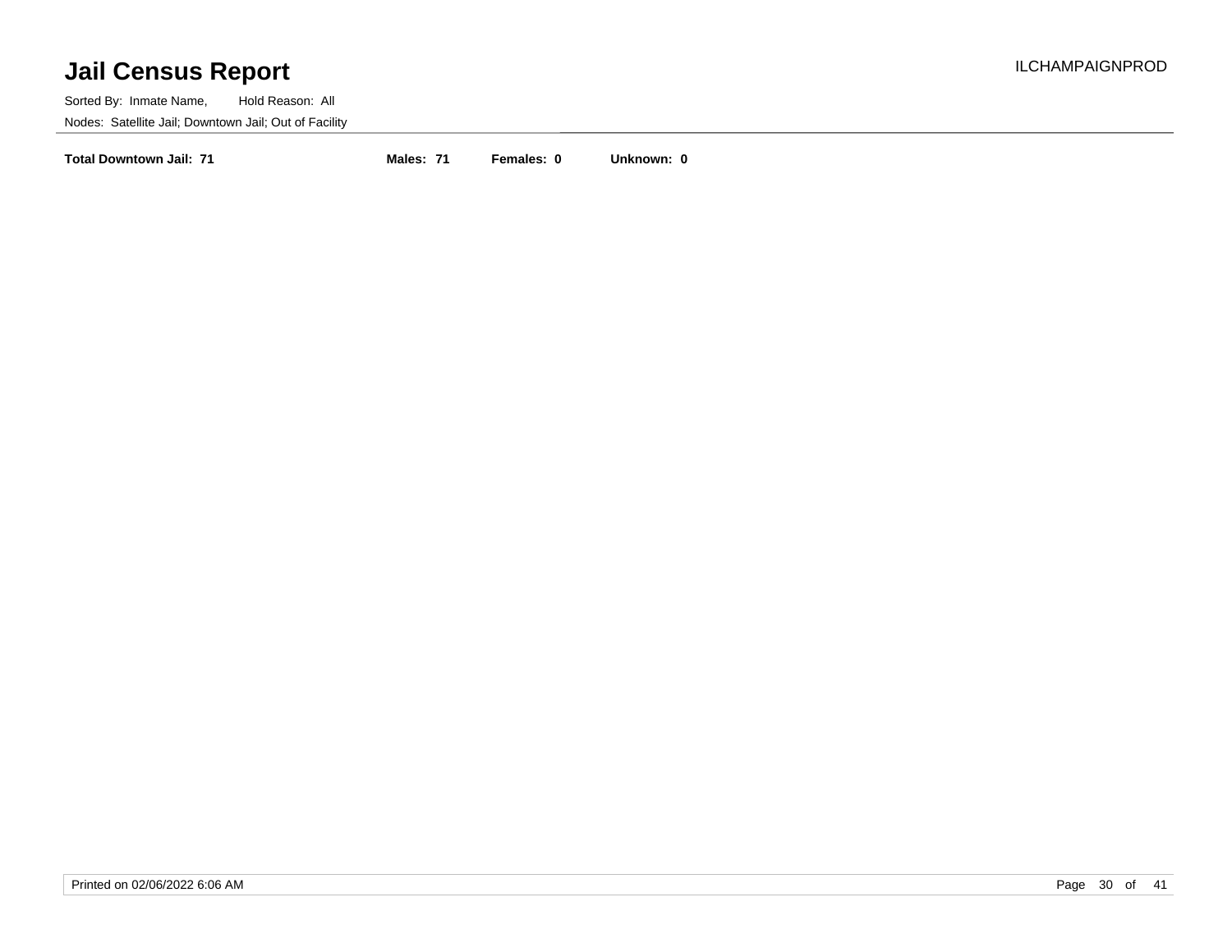# Jail Census Report

ILCHAMPAIGNPROD

Sorted By: Inmate Name, Hold Reason: All

Nodes: Satellite Jail; Downtown Jail; Out of Facility

**Total Downtown Jail: 71** **Males: 71** **Females: 0** **Unknown: 0**

Printed on 02/06/2022 6:06 AM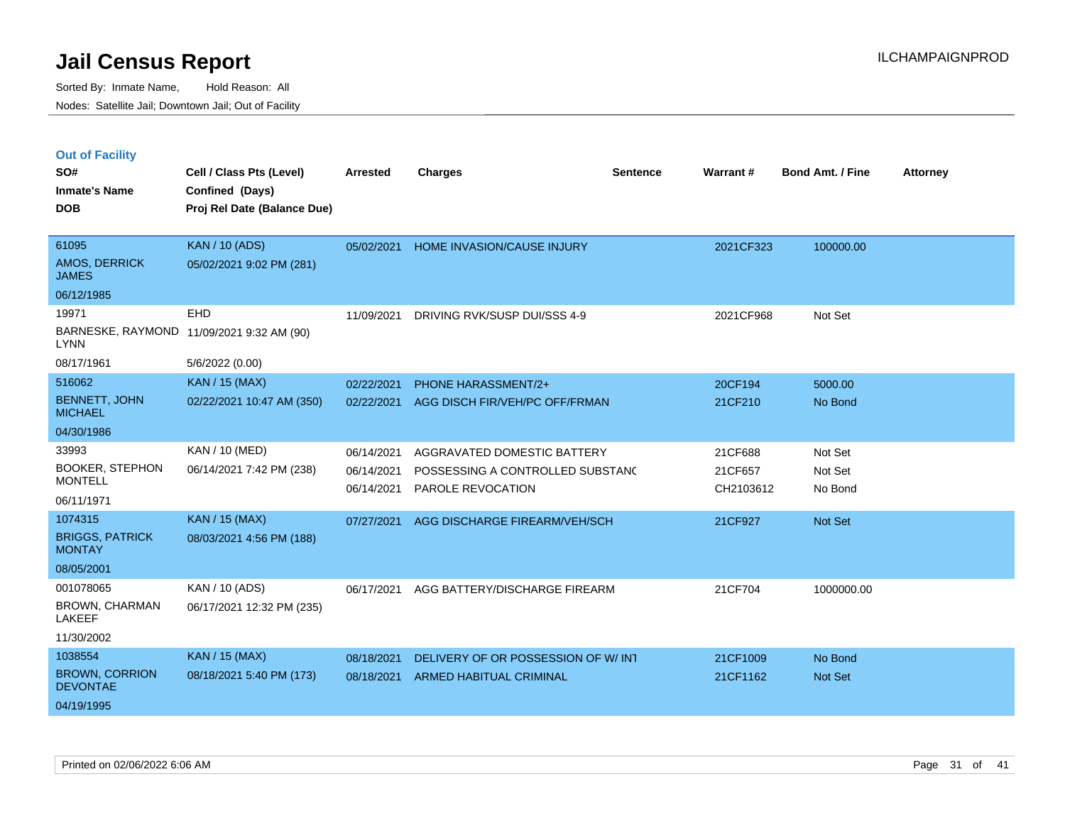# Jail Census Report

Sorted By: Inmate Name, Hold Reason: All

Nodes: Satellite Jail; Downtown Jail; Out of Facility

## Out of Facility

| SO# / Inmate's Name / DOB | Cell / Class Pts (Level) / Confined (Days) / Proj Rel Date (Balance Due) | Arrested | Charges | Sentence | Warrant # | Bond Amt. / Fine | Attorney |
|---|---|---|---|---|---|---|---|
| 61095<br>AMOS, DERRICK JAMES<br>06/12/1985 | KAN / 10 (ADS)<br>05/02/2021 9:02 PM (281) | 05/02/2021 | HOME INVASION/CAUSE INJURY | | 2021CF323 | 100000.00 | |
| 19971<br>BARNESKE, RAYMOND LYNN<br>08/17/1961 | EHD<br>11/09/2021 9:32 AM (90)<br>5/6/2022 (0.00) | 11/09/2021 | DRIVING RVK/SUSP DUI/SSS 4-9 | | 2021CF968 | Not Set | |
| 516062<br>BENNETT, JOHN MICHAEL<br>04/30/1986 | KAN / 15 (MAX)<br>02/22/2021 10:47 AM (350) | 02/22/2021<br>02/22/2021 | PHONE HARASSMENT/2+<br>AGG DISCH FIR/VEH/PC OFF/FRMAN | | 20CF194<br>21CF210 | 5000.00<br>No Bond | |
| 33993<br>BOOKER, STEPHON MONTELL<br>06/11/1971 | KAN / 10 (MED)<br>06/14/2021 7:42 PM (238) | 06/14/2021<br>06/14/2021<br>06/14/2021 | AGGRAVATED DOMESTIC BATTERY<br>POSSESSING A CONTROLLED SUBSTANC<br>PAROLE REVOCATION | | 21CF688<br>21CF657<br>CH2103612 | Not Set<br>Not Set<br>No Bond | |
| 1074315<br>BRIGGS, PATRICK MONTAY<br>08/05/2001 | KAN / 15 (MAX)<br>08/03/2021 4:56 PM (188) | 07/27/2021 | AGG DISCHARGE FIREARM/VEH/SCH | | 21CF927 | Not Set | |
| 001078065<br>BROWN, CHARMAN LAKEEF<br>11/30/2002 | KAN / 10 (ADS)<br>06/17/2021 12:32 PM (235) | 06/17/2021 | AGG BATTERY/DISCHARGE FIREARM | | 21CF704 | 1000000.00 | |
| 1038554<br>BROWN, CORRION DEVONTAE<br>04/19/1995 | KAN / 15 (MAX)<br>08/18/2021 5:40 PM (173) | 08/18/2021<br>08/18/2021 | DELIVERY OF OR POSSESSION OF W/ INT<br>ARMED HABITUAL CRIMINAL | | 21CF1009<br>21CF1162 | No Bond<br>Not Set | |

Printed on 02/06/2022 6:06 AM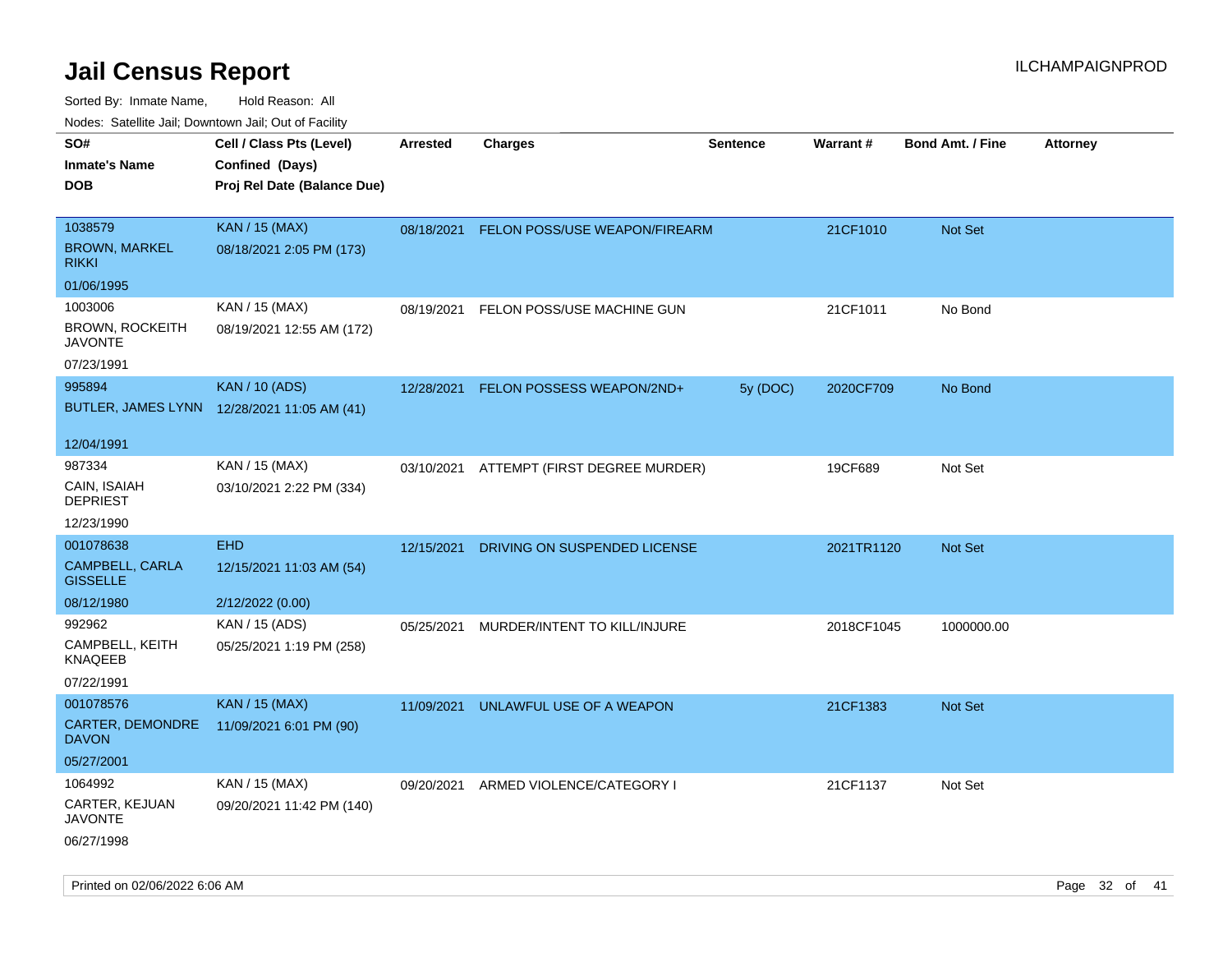# Jail Census Report

Sorted By: Inmate Name, Hold Reason: All

Nodes: Satellite Jail; Downtown Jail; Out of Facility

| SO# / Inmate's Name / DOB | Cell / Class Pts (Level) / Confined (Days) / Proj Rel Date (Balance Due) | Arrested | Charges | Sentence | Warrant # | Bond Amt. / Fine | Attorney |
|---|---|---|---|---|---|---|---|
| 1038579<br>BROWN, MARKEL RIKKI<br>01/06/1995 | KAN / 15 (MAX)<br>08/18/2021 2:05 PM (173) | 08/18/2021 | FELON POSS/USE WEAPON/FIREARM | | 21CF1010 | Not Set | |
| 1003006<br>BROWN, ROCKEITH JAVONTE<br>07/23/1991 | KAN / 15 (MAX)<br>08/19/2021 12:55 AM (172) | 08/19/2021 | FELON POSS/USE MACHINE GUN | | 21CF1011 | No Bond | |
| 995894<br>BUTLER, JAMES LYNN<br>12/04/1991 | KAN / 10 (ADS)<br>12/28/2021 11:05 AM (41) | 12/28/2021 | FELON POSSESS WEAPON/2ND+ | 5y (DOC) | 2020CF709 | No Bond | |
| 987334<br>CAIN, ISAIAH DEPRIEST<br>12/23/1990 | KAN / 15 (MAX)<br>03/10/2021 2:22 PM (334) | 03/10/2021 | ATTEMPT (FIRST DEGREE MURDER) | | 19CF689 | Not Set | |
| 001078638<br>CAMPBELL, CARLA GISSELLE<br>08/12/1980 | EHD<br>12/15/2021 11:03 AM (54)<br>2/12/2022 (0.00) | 12/15/2021 | DRIVING ON SUSPENDED LICENSE | | 2021TR1120 | Not Set | |
| 992962<br>CAMPBELL, KEITH KNAQEEB<br>07/22/1991 | KAN / 15 (ADS)<br>05/25/2021 1:19 PM (258) | 05/25/2021 | MURDER/INTENT TO KILL/INJURE | | 2018CF1045 | 1000000.00 | |
| 001078576<br>CARTER, DEMONDRE DAVON<br>05/27/2001 | KAN / 15 (MAX)<br>11/09/2021 6:01 PM (90) | 11/09/2021 | UNLAWFUL USE OF A WEAPON | | 21CF1383 | Not Set | |
| 1064992<br>CARTER, KEJUAN JAVONTE<br>06/27/1998 | KAN / 15 (MAX)<br>09/20/2021 11:42 PM (140) | 09/20/2021 | ARMED VIOLENCE/CATEGORY I | | 21CF1137 | Not Set | |

Printed on 02/06/2022 6:06 AM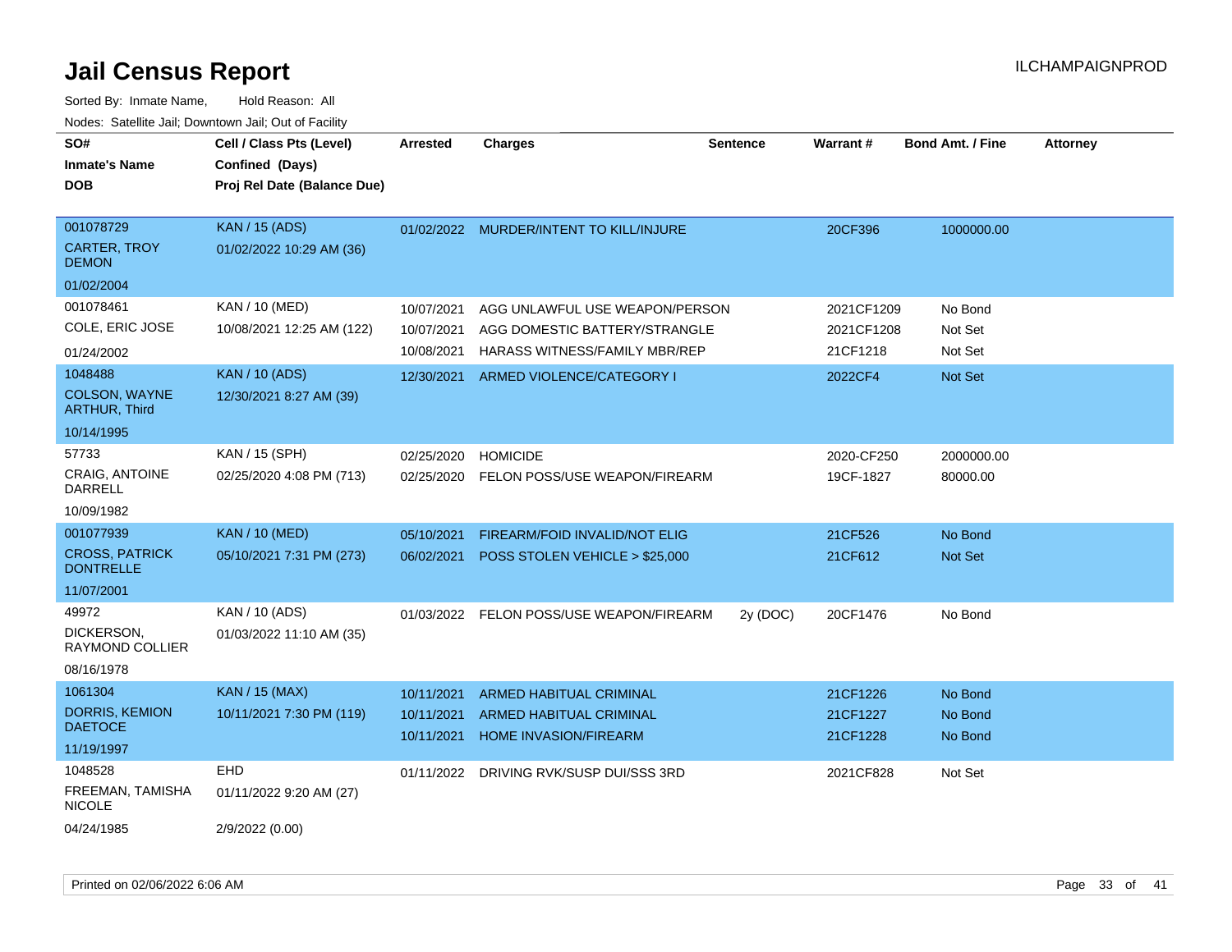# Jail Census Report

Sorted By: Inmate Name, Hold Reason: All

Nodes: Satellite Jail; Downtown Jail; Out of Facility

| SO# / Inmate's Name / DOB | Cell / Class Pts (Level) / Confined (Days) / Proj Rel Date (Balance Due) | Arrested | Charges | Sentence | Warrant # | Bond Amt. / Fine | Attorney |
|---|---|---|---|---|---|---|---|
| 001078729 CARTER, TROY DEMON 01/02/2004 | KAN / 15 (ADS) 01/02/2022 10:29 AM (36) | 01/02/2022 | MURDER/INTENT TO KILL/INJURE | | 20CF396 | 1000000.00 | |
| 001078461 COLE, ERIC JOSE 01/24/2002 | KAN / 10 (MED) 10/08/2021 12:25 AM (122) | 10/07/2021 | AGG UNLAWFUL USE WEAPON/PERSON | | 2021CF1209 | No Bond | |
| | | 10/07/2021 | AGG DOMESTIC BATTERY/STRANGLE | | 2021CF1208 | Not Set | |
| | | 10/08/2021 | HARASS WITNESS/FAMILY MBR/REP | | 21CF1218 | Not Set | |
| 1048488 COLSON, WAYNE ARTHUR, Third 10/14/1995 | KAN / 10 (ADS) 12/30/2021 8:27 AM (39) | 12/30/2021 | ARMED VIOLENCE/CATEGORY I | | 2022CF4 | Not Set | |
| 57733 CRAIG, ANTOINE DARRELL 10/09/1982 | KAN / 15 (SPH) 02/25/2020 4:08 PM (713) | 02/25/2020 | HOMICIDE | | 2020-CF250 | 2000000.00 | |
| | | 02/25/2020 | FELON POSS/USE WEAPON/FIREARM | | 19CF-1827 | 80000.00 | |
| 001077939 CROSS, PATRICK DONTRELLE 11/07/2001 | KAN / 10 (MED) 05/10/2021 7:31 PM (273) | 05/10/2021 | FIREARM/FOID INVALID/NOT ELIG | | 21CF526 | No Bond | |
| | | 06/02/2021 | POSS STOLEN VEHICLE > $25,000 | | 21CF612 | Not Set | |
| 49972 DICKERSON, RAYMOND COLLIER 08/16/1978 | KAN / 10 (ADS) 01/03/2022 11:10 AM (35) | 01/03/2022 | FELON POSS/USE WEAPON/FIREARM | 2y (DOC) | 20CF1476 | No Bond | |
| 1061304 DORRIS, KEMION DAETOCE 11/19/1997 | KAN / 15 (MAX) 10/11/2021 7:30 PM (119) | 10/11/2021 | ARMED HABITUAL CRIMINAL | | 21CF1226 | No Bond | |
| | | 10/11/2021 | ARMED HABITUAL CRIMINAL | | 21CF1227 | No Bond | |
| | | 10/11/2021 | HOME INVASION/FIREARM | | 21CF1228 | No Bond | |
| 1048528 FREEMAN, TAMISHA NICOLE 04/24/1985 | EHD 01/11/2022 9:20 AM (27) 2/9/2022 (0.00) | 01/11/2022 | DRIVING RVK/SUSP DUI/SSS 3RD | | 2021CF828 | Not Set | |

Printed on 02/06/2022 6:06 AM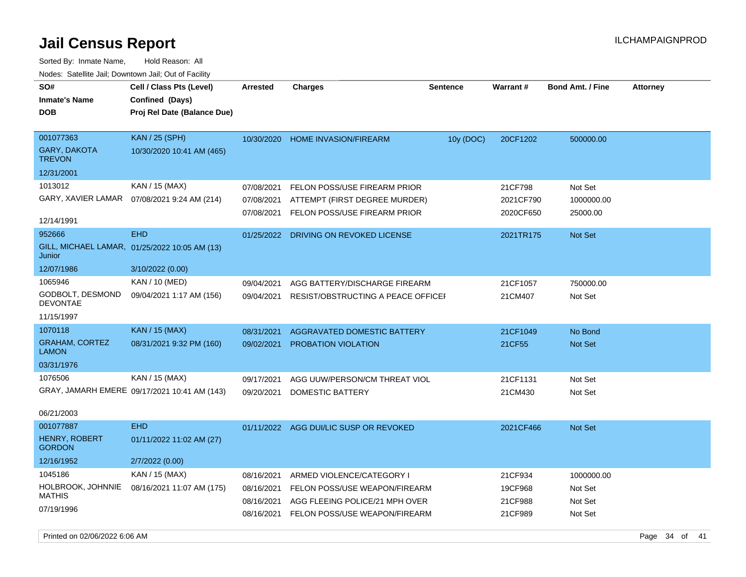# Jail Census Report

Sorted By: Inmate Name, Hold Reason: All

Nodes: Satellite Jail; Downtown Jail; Out of Facility

ILCHAMPAIGNPROD

| SO# / Inmate's Name / DOB | Cell / Class Pts (Level) / Confined (Days) / Proj Rel Date (Balance Due) | Arrested | Charges | Sentence | Warrant # | Bond Amt. / Fine | Attorney |
|---|---|---|---|---|---|---|---|
| 001077363 GARY, DAKOTA TREVON 12/31/2001 | KAN / 25 (SPH) 10/30/2020 10:41 AM (465) | 10/30/2020 | HOME INVASION/FIREARM | 10y (DOC) | 20CF1202 | 500000.00 | |
| 1013012 GARY, XAVIER LAMAR 12/14/1991 | KAN / 15 (MAX) 07/08/2021 9:24 AM (214) | 07/08/2021 | FELON POSS/USE FIREARM PRIOR | | 21CF798 | Not Set | |
| | | 07/08/2021 | ATTEMPT (FIRST DEGREE MURDER) | | 2021CF790 | 1000000.00 | |
| | | 07/08/2021 | FELON POSS/USE FIREARM PRIOR | | 2020CF650 | 25000.00 | |
| 952666 GILL, MICHAEL LAMAR, Junior 12/07/1986 | EHD 01/25/2022 10:05 AM (13) 3/10/2022 (0.00) | 01/25/2022 | DRIVING ON REVOKED LICENSE | | 2021TR175 | Not Set | |
| 1065946 GODBOLT, DESMOND DEVONTAE 11/15/1997 | KAN / 10 (MED) 09/04/2021 1:17 AM (156) | 09/04/2021 | AGG BATTERY/DISCHARGE FIREARM | | 21CF1057 | 750000.00 | |
| | | 09/04/2021 | RESIST/OBSTRUCTING A PEACE OFFICEI | | 21CM407 | Not Set | |
| 1070118 GRAHAM, CORTEZ LAMON 03/31/1976 | KAN / 15 (MAX) 08/31/2021 9:32 PM (160) | 08/31/2021 | AGGRAVATED DOMESTIC BATTERY | | 21CF1049 | No Bond | |
| | | 09/02/2021 | PROBATION VIOLATION | | 21CF55 | Not Set | |
| 1076506 GRAY, JAMARH EMERE 06/21/2003 | KAN / 15 (MAX) 09/17/2021 10:41 AM (143) | 09/17/2021 | AGG UUW/PERSON/CM THREAT VIOL | | 21CF1131 | Not Set | |
| | | 09/20/2021 | DOMESTIC BATTERY | | 21CM430 | Not Set | |
| 001077887 HENRY, ROBERT GORDON 12/16/1952 | EHD 01/11/2022 11:02 AM (27) 2/7/2022 (0.00) | 01/11/2022 | AGG DUI/LIC SUSP OR REVOKED | | 2021CF466 | Not Set | |
| 1045186 HOLBROOK, JOHNNIE MATHIS 07/19/1996 | KAN / 15 (MAX) 08/16/2021 11:07 AM (175) | 08/16/2021 | ARMED VIOLENCE/CATEGORY I | | 21CF934 | 1000000.00 | |
| | | 08/16/2021 | FELON POSS/USE WEAPON/FIREARM | | 19CF968 | Not Set | |
| | | 08/16/2021 | AGG FLEEING POLICE/21 MPH OVER | | 21CF988 | Not Set | |
| | | 08/16/2021 | FELON POSS/USE WEAPON/FIREARM | | 21CF989 | Not Set | |

Printed on 02/06/2022 6:06 AM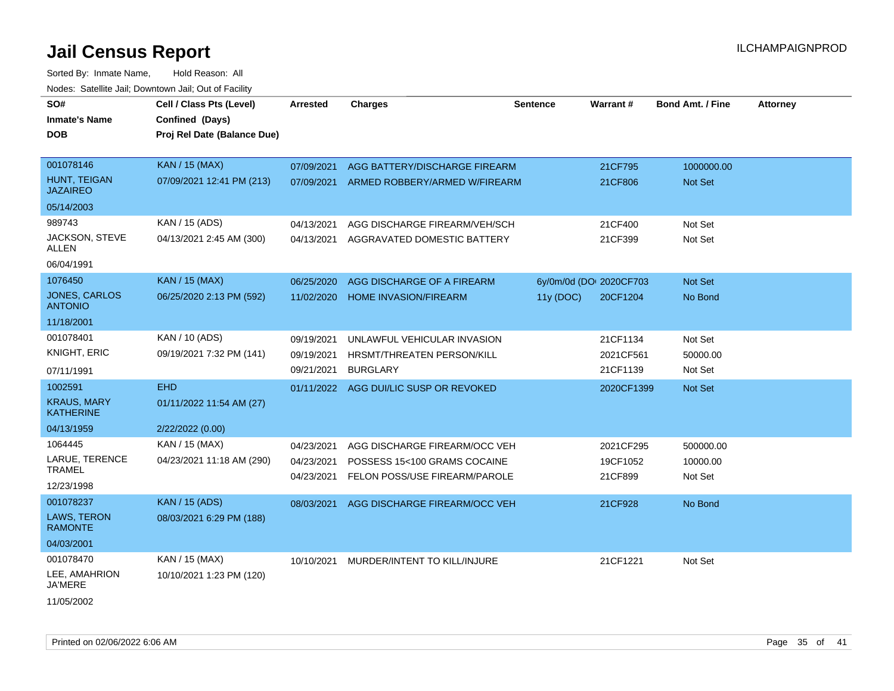# Jail Census Report

ILCHAMPAIGNPROD

Sorted By: Inmate Name, Hold Reason: All

Nodes: Satellite Jail; Downtown Jail; Out of Facility

| SO# / Inmate's Name / DOB | Cell / Class Pts (Level) / Confined (Days) / Proj Rel Date (Balance Due) | Arrested | Charges | Sentence | Warrant # | Bond Amt. / Fine | Attorney |
|---|---|---|---|---|---|---|---|
| 001078146<br>HUNT, TEIGAN JAZAIREO<br>05/14/2003 | KAN / 15 (MAX)<br>07/09/2021 12:41 PM (213) | 07/09/2021 | AGG BATTERY/DISCHARGE FIREARM | | 21CF795 | 1000000.00 | |
| | | 07/09/2021 | ARMED ROBBERY/ARMED W/FIREARM | | 21CF806 | Not Set | |
| 989743<br>JACKSON, STEVE ALLEN<br>06/04/1991 | KAN / 15 (ADS)<br>04/13/2021 2:45 AM (300) | 04/13/2021 | AGG DISCHARGE FIREARM/VEH/SCH | | 21CF400 | Not Set | |
| | | 04/13/2021 | AGGRAVATED DOMESTIC BATTERY | | 21CF399 | Not Set | |
| 1076450<br>JONES, CARLOS ANTONIO<br>11/18/2001 | KAN / 15 (MAX)<br>06/25/2020 2:13 PM (592) | 06/25/2020 | AGG DISCHARGE OF A FIREARM | 6y/0m/0d (DOI | 2020CF703 | Not Set | |
| | | 11/02/2020 | HOME INVASION/FIREARM | 11y (DOC) | 20CF1204 | No Bond | |
| 001078401<br>KNIGHT, ERIC<br>07/11/1991 | KAN / 10 (ADS)<br>09/19/2021 7:32 PM (141) | 09/19/2021 | UNLAWFUL VEHICULAR INVASION | | 21CF1134 | Not Set | |
| | | 09/19/2021 | HRSMT/THREATEN PERSON/KILL | | 2021CF561 | 50000.00 | |
| | | 09/21/2021 | BURGLARY | | 21CF1139 | Not Set | |
| 1002591<br>KRAUS, MARY KATHERINE<br>04/13/1959 | EHD<br>01/11/2022 11:54 AM (27)<br>2/22/2022 (0.00) | 01/11/2022 | AGG DUI/LIC SUSP OR REVOKED | | 2020CF1399 | Not Set | |
| 1064445<br>LARUE, TERENCE TRAMEL<br>12/23/1998 | KAN / 15 (MAX)<br>04/23/2021 11:18 AM (290) | 04/23/2021 | AGG DISCHARGE FIREARM/OCC VEH | | 2021CF295 | 500000.00 | |
| | | 04/23/2021 | POSSESS 15<100 GRAMS COCAINE | | 19CF1052 | 10000.00 | |
| | | 04/23/2021 | FELON POSS/USE FIREARM/PAROLE | | 21CF899 | Not Set | |
| 001078237<br>LAWS, TERON RAMONTE<br>04/03/2001 | KAN / 15 (ADS)<br>08/03/2021 6:29 PM (188) | 08/03/2021 | AGG DISCHARGE FIREARM/OCC VEH | | 21CF928 | No Bond | |
| 001078470<br>LEE, AMAHRION JA'MERE<br>11/05/2002 | KAN / 15 (MAX)<br>10/10/2021 1:23 PM (120) | 10/10/2021 | MURDER/INTENT TO KILL/INJURE | | 21CF1221 | Not Set | |

Printed on 02/06/2022 6:06 AM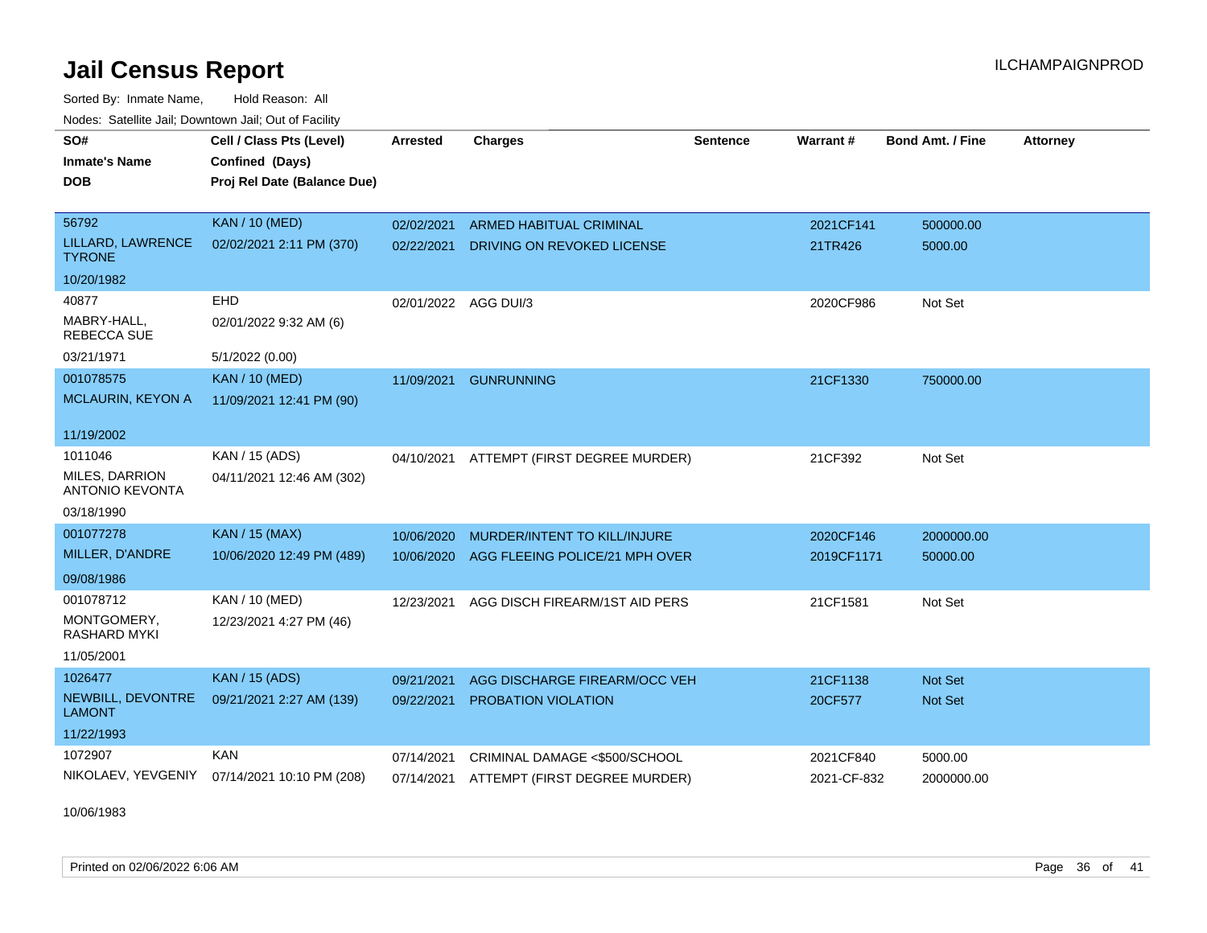# Jail Census Report

Sorted By: Inmate Name, Hold Reason: All

Nodes: Satellite Jail; Downtown Jail; Out of Facility

| SO# / Inmate's Name / DOB | Cell / Class Pts (Level) / Confined (Days) / Proj Rel Date (Balance Due) | Arrested | Charges | Sentence | Warrant # | Bond Amt. / Fine | Attorney |
|---|---|---|---|---|---|---|---|
| 56792<br>LILLARD, LAWRENCE TYRONE<br>10/20/1982 | KAN / 10 (MED)<br>02/02/2021 2:11 PM (370) | 02/02/2021<br>02/22/2021 | ARMED HABITUAL CRIMINAL<br>DRIVING ON REVOKED LICENSE | | 2021CF141<br>21TR426 | 500000.00<br>5000.00 | |
| 40877<br>MABRY-HALL, REBECCA SUE<br>03/21/1971 | EHD<br>02/01/2022 9:32 AM (6)<br>5/1/2022 (0.00) | 02/01/2022 | AGG DUI/3 | | 2020CF986 | Not Set | |
| 001078575<br>MCLAURIN, KEYON A<br>11/19/2002 | KAN / 10 (MED)<br>11/09/2021 12:41 PM (90) | 11/09/2021 | GUNRUNNING | | 21CF1330 | 750000.00 | |
| 1011046<br>MILES, DARRION ANTONIO KEVONTA<br>03/18/1990 | KAN / 15 (ADS)<br>04/11/2021 12:46 AM (302) | 04/10/2021 | ATTEMPT (FIRST DEGREE MURDER) | | 21CF392 | Not Set | |
| 001077278<br>MILLER, D'ANDRE<br>09/08/1986 | KAN / 15 (MAX)<br>10/06/2020 12:49 PM (489) | 10/06/2020<br>10/06/2020 | MURDER/INTENT TO KILL/INJURE<br>AGG FLEEING POLICE/21 MPH OVER | | 2020CF146<br>2019CF1171 | 2000000.00<br>50000.00 | |
| 001078712<br>MONTGOMERY, RASHARD MYKI<br>11/05/2001 | KAN / 10 (MED)<br>12/23/2021 4:27 PM (46) | 12/23/2021 | AGG DISCH FIREARM/1ST AID PERS | | 21CF1581 | Not Set | |
| 1026477<br>NEWBILL, DEVONTRE LAMONT<br>11/22/1993 | KAN / 15 (ADS)<br>09/21/2021 2:27 AM (139) | 09/21/2021<br>09/22/2021 | AGG DISCHARGE FIREARM/OCC VEH<br>PROBATION VIOLATION | | 21CF1138<br>20CF577 | Not Set<br>Not Set | |
| 1072907<br>NIKOLAEV, YEVGENIY<br>10/06/1983 | KAN<br>07/14/2021 10:10 PM (208) | 07/14/2021<br>07/14/2021 | CRIMINAL DAMAGE <$500/SCHOOL<br>ATTEMPT (FIRST DEGREE MURDER) | | 2021CF840<br>2021-CF-832 | 5000.00<br>2000000.00 | |

Printed on 02/06/2022 6:06 AM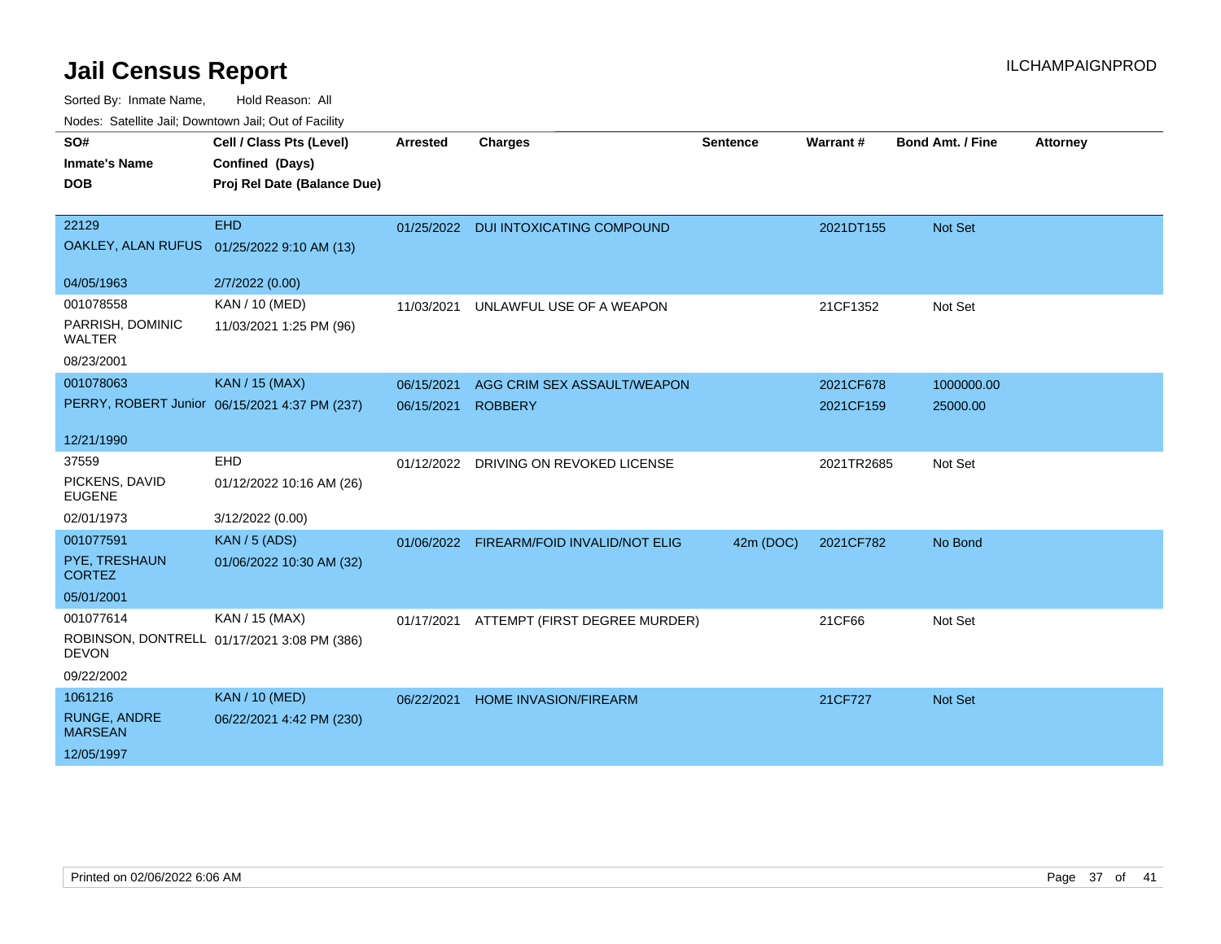# Jail Census Report

ILCHAMPAIGNPROD

Sorted By: Inmate Name, Hold Reason: All

Nodes: Satellite Jail; Downtown Jail; Out of Facility

| SO# / Inmate's Name / DOB | Cell / Class Pts (Level) / Confined (Days) / Proj Rel Date (Balance Due) | Arrested | Charges | Sentence | Warrant # | Bond Amt. / Fine | Attorney |
|---|---|---|---|---|---|---|---|
| 22129<br>OAKLEY, ALAN RUFUS<br>04/05/1963 | EHD<br>01/25/2022 9:10 AM (13)<br>2/7/2022 (0.00) | 01/25/2022 | DUI INTOXICATING COMPOUND | | 2021DT155 | Not Set | |
| 001078558<br>PARRISH, DOMINIC WALTER<br>08/23/2001 | KAN / 10 (MED)<br>11/03/2021 1:25 PM (96) | 11/03/2021 | UNLAWFUL USE OF A WEAPON | | 21CF1352 | Not Set | |
| 001078063<br>PERRY, ROBERT Junior<br>12/21/1990 | KAN / 15 (MAX)<br>06/15/2021 4:37 PM (237) | 06/15/2021 | AGG CRIM SEX ASSAULT/WEAPON | | 2021CF678 | 1000000.00 | |
| | | 06/15/2021 | ROBBERY | | 2021CF159 | 25000.00 | |
| 37559<br>PICKENS, DAVID EUGENE<br>02/01/1973 | EHD<br>01/12/2022 10:16 AM (26)<br>3/12/2022 (0.00) | 01/12/2022 | DRIVING ON REVOKED LICENSE | | 2021TR2685 | Not Set | |
| 001077591<br>PYE, TRESHAUN CORTEZ<br>05/01/2001 | KAN / 5 (ADS)<br>01/06/2022 10:30 AM (32) | 01/06/2022 | FIREARM/FOID INVALID/NOT ELIG | 42m (DOC) | 2021CF782 | No Bond | |
| 001077614<br>ROBINSON, DONTRELL DEVON<br>09/22/2002 | KAN / 15 (MAX)<br>01/17/2021 3:08 PM (386) | 01/17/2021 | ATTEMPT (FIRST DEGREE MURDER) | | 21CF66 | Not Set | |
| 1061216<br>RUNGE, ANDRE MARSEAN<br>12/05/1997 | KAN / 10 (MED)<br>06/22/2021 4:42 PM (230) | 06/22/2021 | HOME INVASION/FIREARM | | 21CF727 | Not Set | |

Printed on 02/06/2022 6:06 AM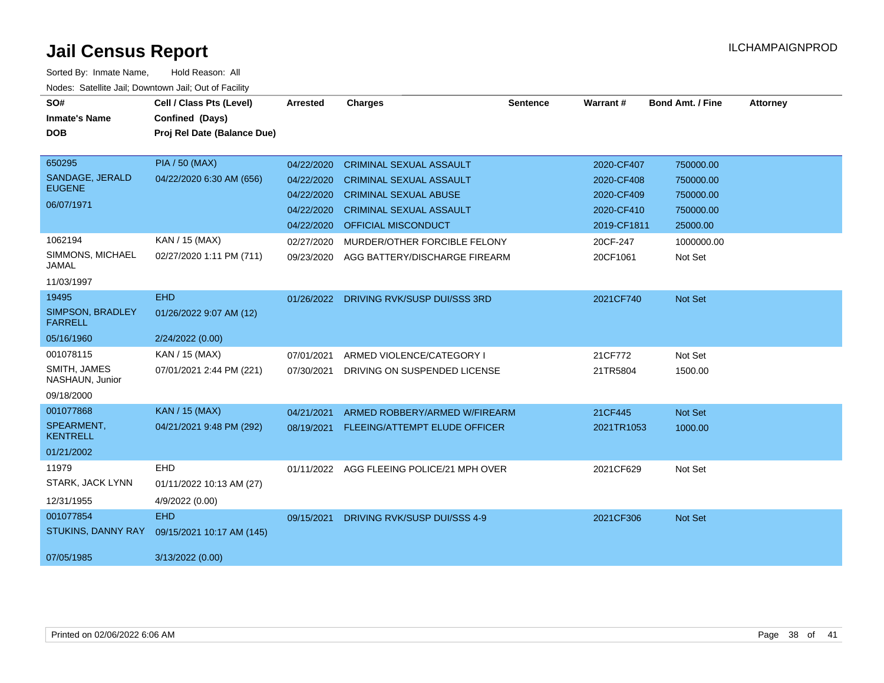# Jail Census Report

ILCHAMPAIGNPROD

Sorted By: Inmate Name, Hold Reason: All

Nodes: Satellite Jail; Downtown Jail; Out of Facility

| SO# / Inmate's Name / DOB | Cell / Class Pts (Level) / Confined (Days) / Proj Rel Date (Balance Due) | Arrested | Charges | Sentence | Warrant # | Bond Amt. / Fine | Attorney |
|---|---|---|---|---|---|---|---|
| 650295 | PIA / 50 (MAX) | 04/22/2020 | CRIMINAL SEXUAL ASSAULT | | 2020-CF407 | 750000.00 | |
| SANDAGE, JERALD EUGENE | 04/22/2020 6:30 AM (656) | 04/22/2020 | CRIMINAL SEXUAL ASSAULT | | 2020-CF408 | 750000.00 | |
| 06/07/1971 | | 04/22/2020 | CRIMINAL SEXUAL ABUSE | | 2020-CF409 | 750000.00 | |
| | | 04/22/2020 | CRIMINAL SEXUAL ASSAULT | | 2020-CF410 | 750000.00 | |
| | | 04/22/2020 | OFFICIAL MISCONDUCT | | 2019-CF1811 | 25000.00 | |
| 1062194 | KAN / 15 (MAX) | 02/27/2020 | MURDER/OTHER FORCIBLE FELONY | | 20CF-247 | 1000000.00 | |
| SIMMONS, MICHAEL JAMAL | 02/27/2020 1:11 PM (711) | 09/23/2020 | AGG BATTERY/DISCHARGE FIREARM | | 20CF1061 | Not Set | |
| 11/03/1997 | | | | | | | |
| 19495 | EHD | 01/26/2022 | DRIVING RVK/SUSP DUI/SSS 3RD | | 2021CF740 | Not Set | |
| SIMPSON, BRADLEY FARRELL | 01/26/2022 9:07 AM (12) | | | | | | |
| 05/16/1960 | 2/24/2022 (0.00) | | | | | | |
| 001078115 | KAN / 15 (MAX) | 07/01/2021 | ARMED VIOLENCE/CATEGORY I | | 21CF772 | Not Set | |
| SMITH, JAMES NASHAUN, Junior | 07/01/2021 2:44 PM (221) | 07/30/2021 | DRIVING ON SUSPENDED LICENSE | | 21TR5804 | 1500.00 | |
| 09/18/2000 | | | | | | | |
| 001077868 | KAN / 15 (MAX) | 04/21/2021 | ARMED ROBBERY/ARMED W/FIREARM | | 21CF445 | Not Set | |
| SPEARMENT, KENTRELL | 04/21/2021 9:48 PM (292) | 08/19/2021 | FLEEING/ATTEMPT ELUDE OFFICER | | 2021TR1053 | 1000.00 | |
| 01/21/2002 | | | | | | | |
| 11979 | EHD | 01/11/2022 | AGG FLEEING POLICE/21 MPH OVER | | 2021CF629 | Not Set | |
| STARK, JACK LYNN | 01/11/2022 10:13 AM (27) | | | | | | |
| 12/31/1955 | 4/9/2022 (0.00) | | | | | | |
| 001077854 | EHD | 09/15/2021 | DRIVING RVK/SUSP DUI/SSS 4-9 | | 2021CF306 | Not Set | |
| STUKINS, DANNY RAY | 09/15/2021 10:17 AM (145) | | | | | | |
| 07/05/1985 | 3/13/2022 (0.00) | | | | | | |

Printed on 02/06/2022 6:06 AM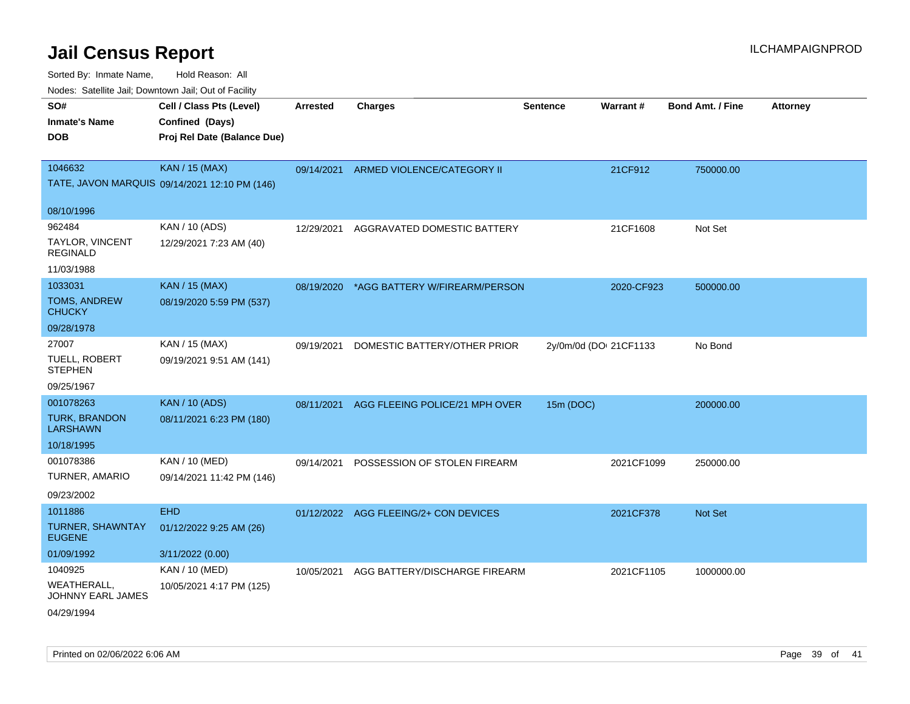# Jail Census Report

ILCHAMPAIGNPROD

Sorted By: Inmate Name, Hold Reason: All

Nodes: Satellite Jail; Downtown Jail; Out of Facility

| SO# / Inmate's Name / DOB | Cell / Class Pts (Level) / Confined (Days) / Proj Rel Date (Balance Due) | Arrested | Charges | Sentence | Warrant # | Bond Amt. / Fine | Attorney |
|---|---|---|---|---|---|---|---|
| 1046632<br>TATE, JAVON MARQUIS<br>08/10/1996 | KAN / 15 (MAX)<br>09/14/2021 12:10 PM (146) | 09/14/2021 | ARMED VIOLENCE/CATEGORY II | | 21CF912 | 750000.00 | |
| 962484<br>TAYLOR, VINCENT REGINALD<br>11/03/1988 | KAN / 10 (ADS)<br>12/29/2021 7:23 AM (40) | 12/29/2021 | AGGRAVATED DOMESTIC BATTERY | | 21CF1608 | Not Set | |
| 1033031<br>TOMS, ANDREW CHUCKY<br>09/28/1978 | KAN / 15 (MAX)<br>08/19/2020 5:59 PM (537) | 08/19/2020 | *AGG BATTERY W/FIREARM/PERSON | | 2020-CF923 | 500000.00 | |
| 27007<br>TUELL, ROBERT STEPHEN<br>09/25/1967 | KAN / 15 (MAX)<br>09/19/2021 9:51 AM (141) | 09/19/2021 | DOMESTIC BATTERY/OTHER PRIOR | 2y/0m/0d (DOI | 21CF1133 | No Bond | |
| 001078263<br>TURK, BRANDON LARSHAWN<br>10/18/1995 | KAN / 10 (ADS)<br>08/11/2021 6:23 PM (180) | 08/11/2021 | AGG FLEEING POLICE/21 MPH OVER | 15m (DOC) | | 200000.00 | |
| 001078386<br>TURNER, AMARIO<br>09/23/2002 | KAN / 10 (MED)<br>09/14/2021 11:42 PM (146) | 09/14/2021 | POSSESSION OF STOLEN FIREARM | | 2021CF1099 | 250000.00 | |
| 1011886<br>TURNER, SHAWNTAY EUGENE<br>01/09/1992 | EHD<br>01/12/2022 9:25 AM (26)<br>3/11/2022 (0.00) | 01/12/2022 | AGG FLEEING/2+ CON DEVICES | | 2021CF378 | Not Set | |
| 1040925<br>WEATHERALL, JOHNNY EARL JAMES<br>04/29/1994 | KAN / 10 (MED)<br>10/05/2021 4:17 PM (125) | 10/05/2021 | AGG BATTERY/DISCHARGE FIREARM | | 2021CF1105 | 1000000.00 | |

Printed on 02/06/2022 6:06 AM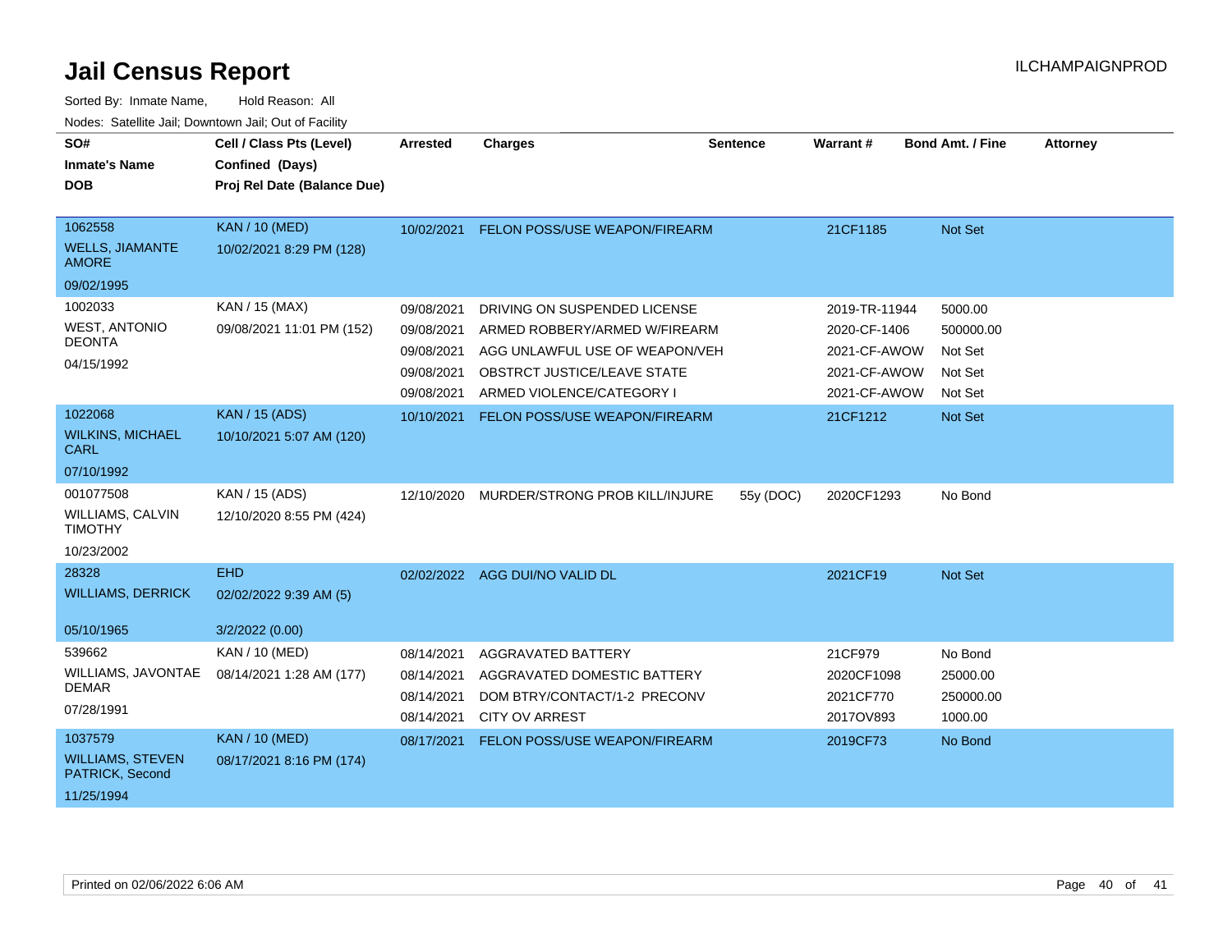# Jail Census Report

ILCHAMPAIGNPROD

Sorted By: Inmate Name, Hold Reason: All

Nodes: Satellite Jail; Downtown Jail; Out of Facility

| SO# / Inmate's Name / DOB | Cell / Class Pts (Level) / Confined (Days) / Proj Rel Date (Balance Due) | Arrested | Charges | Sentence | Warrant # | Bond Amt. / Fine | Attorney |
|---|---|---|---|---|---|---|---|
| 1062558<br>WELLS, JIAMANTE AMORE<br>09/02/1995 | KAN / 10 (MED)<br>10/02/2021 8:29 PM (128) | 10/02/2021 | FELON POSS/USE WEAPON/FIREARM | | 21CF1185 | Not Set | |
| 1002033<br>WEST, ANTONIO DEONTA<br>04/15/1992 | KAN / 15 (MAX)<br>09/08/2021 11:01 PM (152) | 09/08/2021 | DRIVING ON SUSPENDED LICENSE | | 2019-TR-11944 | 5000.00 | |
| | | 09/08/2021 | ARMED ROBBERY/ARMED W/FIREARM | | 2020-CF-1406 | 500000.00 | |
| | | 09/08/2021 | AGG UNLAWFUL USE OF WEAPON/VEH | | 2021-CF-AWOW | Not Set | |
| | | 09/08/2021 | OBSTRCT JUSTICE/LEAVE STATE | | 2021-CF-AWOW | Not Set | |
| | | 09/08/2021 | ARMED VIOLENCE/CATEGORY I | | 2021-CF-AWOW | Not Set | |
| 1022068<br>WILKINS, MICHAEL CARL<br>07/10/1992 | KAN / 15 (ADS)<br>10/10/2021 5:07 AM (120) | 10/10/2021 | FELON POSS/USE WEAPON/FIREARM | | 21CF1212 | Not Set | |
| 001077508<br>WILLIAMS, CALVIN TIMOTHY<br>10/23/2002 | KAN / 15 (ADS)<br>12/10/2020 8:55 PM (424) | 12/10/2020 | MURDER/STRONG PROB KILL/INJURE | 55y (DOC) | 2020CF1293 | No Bond | |
| 28328<br>WILLIAMS, DERRICK<br>05/10/1965 | EHD<br>02/02/2022 9:39 AM (5)<br>3/2/2022 (0.00) | 02/02/2022 | AGG DUI/NO VALID DL | | 2021CF19 | Not Set | |
| 539662<br>WILLIAMS, JAVONTAE DEMAR<br>07/28/1991 | KAN / 10 (MED)<br>08/14/2021 1:28 AM (177) | 08/14/2021 | AGGRAVATED BATTERY | | 21CF979 | No Bond | |
| | | 08/14/2021 | AGGRAVATED DOMESTIC BATTERY | | 2020CF1098 | 25000.00 | |
| | | 08/14/2021 | DOM BTRY/CONTACT/1-2 PRECONV | | 2021CF770 | 250000.00 | |
| | | 08/14/2021 | CITY OV ARREST | | 2017OV893 | 1000.00 | |
| 1037579<br>WILLIAMS, STEVEN PATRICK, Second<br>11/25/1994 | KAN / 10 (MED)<br>08/17/2021 8:16 PM (174) | 08/17/2021 | FELON POSS/USE WEAPON/FIREARM | | 2019CF73 | No Bond | |

Printed on 02/06/2022 6:06 AM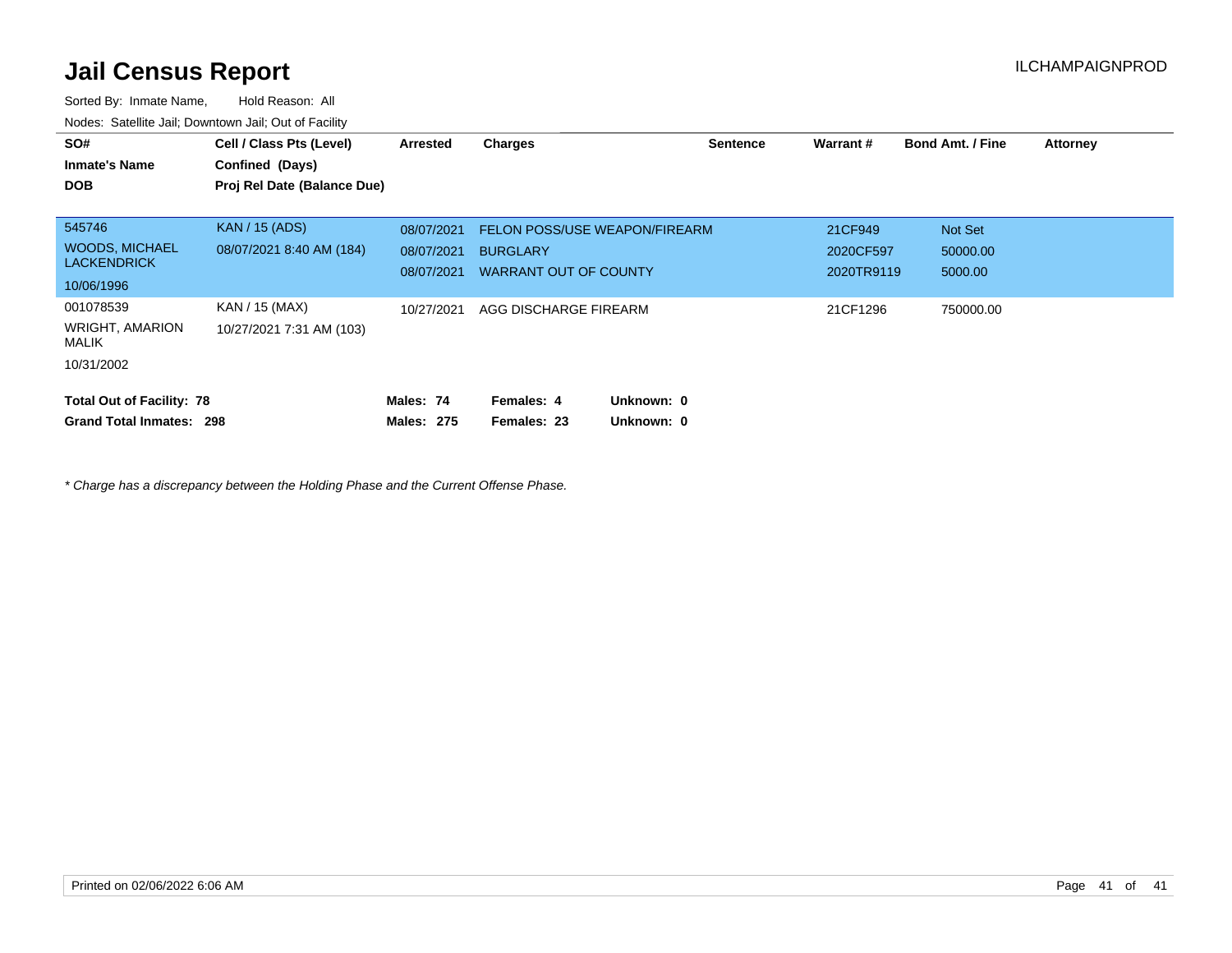# Jail Census Report

ILCHAMPAIGNPROD

Sorted By: Inmate Name, Hold Reason: All

Nodes: Satellite Jail; Downtown Jail; Out of Facility

| SO# / Inmate's Name / DOB | Cell / Class Pts (Level) / Confined (Days) / Proj Rel Date (Balance Due) | Arrested | Charges | Sentence | Warrant # | Bond Amt. / Fine | Attorney |
|---|---|---|---|---|---|---|---|
| 545746 WOODS, MICHAEL LACKENDRICK 10/06/1996 | KAN / 15 (ADS) 08/07/2021 8:40 AM (184) | 08/07/2021 | FELON POSS/USE WEAPON/FIREARM | | 21CF949 | Not Set | |
| | | 08/07/2021 | BURGLARY | | 2020CF597 | 50000.00 | |
| | | 08/07/2021 | WARRANT OUT OF COUNTY | | 2020TR9119 | 5000.00 | |
| 001078539 WRIGHT, AMARION MALIK 10/31/2002 | KAN / 15 (MAX) 10/27/2021 7:31 AM (103) | 10/27/2021 | AGG DISCHARGE FIREARM | | 21CF1296 | 750000.00 | |

**Total Out of Facility: 78** **Males: 74** **Females: 4** **Unknown: 0**

**Grand Total Inmates: 298** **Males: 275** **Females: 23** **Unknown: 0**

*\* Charge has a discrepancy between the Holding Phase and the Current Offense Phase.*

Printed on 02/06/2022 6:06 AM